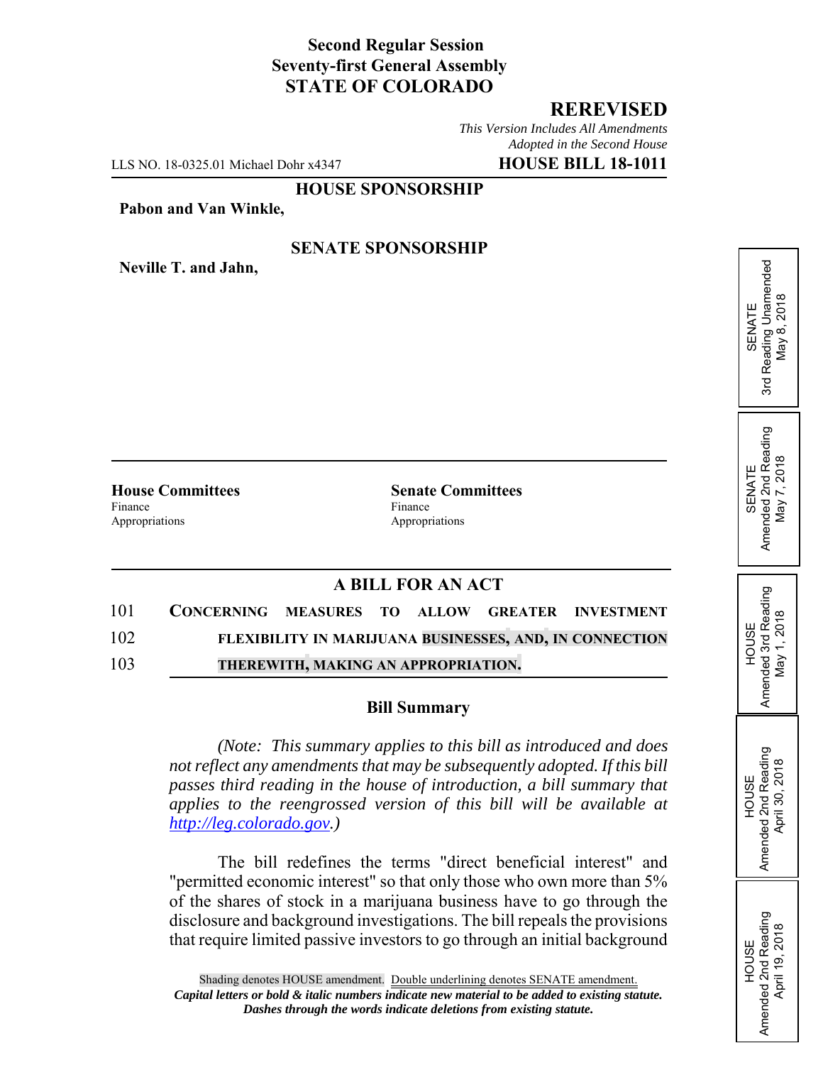**Second Regular Session**
**Seventy-first General Assembly**
**STATE OF COLORADO**

## REREVISED

*This Version Includes All Amendments Adopted in the Second House*

LLS NO. 18-0325.01 Michael Dohr x4347 **HOUSE BILL 18-1011**

**HOUSE SPONSORSHIP**

**Pabon and Van Winkle,**

**SENATE SPONSORSHIP**

**Neville T. and Jahn,**

SENATE
3rd Reading Unamended
May 8, 2018

SENATE
Amended 2nd Reading
May 7, 2018

HOUSE
Amended 3rd Reading
May 1, 2018

HOUSE
Amended 2nd Reading
April 30, 2018

HOUSE
Amended 2nd Reading
April 19, 2018

| **House Committees** | **Senate Committees** |
|---|---|
| Finance | Finance |
| Appropriations | Appropriations |

### A BILL FOR AN ACT

101 **CONCERNING MEASURES TO ALLOW GREATER INVESTMENT**
102 **FLEXIBILITY IN MARIJUANA BUSINESSES, AND, IN CONNECTION**
103 **THEREWITH, MAKING AN APPROPRIATION.**

### Bill Summary

*(Note: This summary applies to this bill as introduced and does not reflect any amendments that may be subsequently adopted. If this bill passes third reading in the house of introduction, a bill summary that applies to the reengrossed version of this bill will be available at http://leg.colorado.gov.)*

The bill redefines the terms "direct beneficial interest" and "permitted economic interest" so that only those who own more than 5% of the shares of stock in a marijuana business have to go through the disclosure and background investigations. The bill repeals the provisions that require limited passive investors to go through an initial background

Shading denotes HOUSE amendment. Double underlining denotes SENATE amendment.
***Capital letters or bold & italic numbers indicate new material to be added to existing statute.***
***Dashes through the words indicate deletions from existing statute.***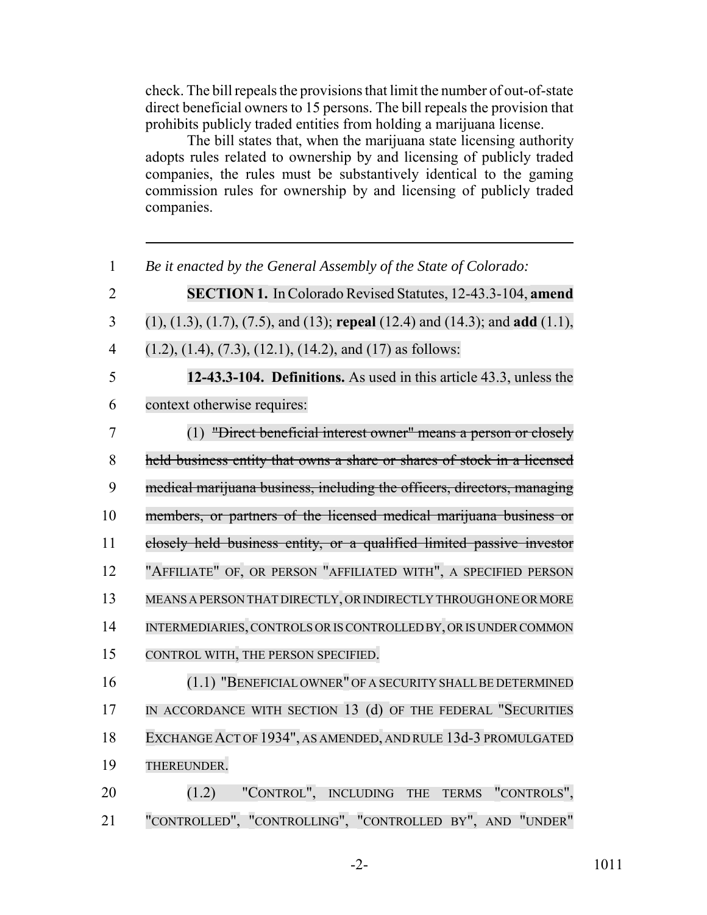check. The bill repeals the provisions that limit the number of out-of-state direct beneficial owners to 15 persons. The bill repeals the provision that prohibits publicly traded entities from holding a marijuana license.

The bill states that, when the marijuana state licensing authority adopts rules related to ownership by and licensing of publicly traded companies, the rules must be substantively identical to the gaming commission rules for ownership by and licensing of publicly traded companies.

---

1 *Be it enacted by the General Assembly of the State of Colorado:*

2 **SECTION 1.** In Colorado Revised Statutes, 12-43.3-104, **amend**
3 (1), (1.3), (1.7), (7.5), and (13); **repeal** (12.4) and (14.3); and **add** (1.1),
4 (1.2), (1.4), (7.3), (12.1), (14.2), and (17) as follows:

5 **12-43.3-104. Definitions.** As used in this article 43.3, unless the
6 context otherwise requires:

7 (1) ~~"Direct beneficial interest owner" means a person or closely~~
8 ~~held business entity that owns a share or shares of stock in a licensed~~
9 ~~medical marijuana business, including the officers, directors, managing~~
10 ~~members, or partners of the licensed medical marijuana business or~~
11 ~~closely held business entity, or a qualified limited passive investor~~
12 "AFFILIATE" OF, OR PERSON "AFFILIATED WITH", A SPECIFIED PERSON
13 MEANS A PERSON THAT DIRECTLY, OR INDIRECTLY THROUGH ONE OR MORE
14 INTERMEDIARIES, CONTROLS OR IS CONTROLLED BY, OR IS UNDER COMMON
15 CONTROL WITH, THE PERSON SPECIFIED.

16 (1.1) "BENEFICIAL OWNER" OF A SECURITY SHALL BE DETERMINED
17 IN ACCORDANCE WITH SECTION 13 (d) OF THE FEDERAL "SECURITIES
18 EXCHANGE ACT OF 1934", AS AMENDED, AND RULE 13d-3 PROMULGATED
19 THEREUNDER.

20 (1.2) "CONTROL", INCLUDING THE TERMS "CONTROLS",
21 "CONTROLLED", "CONTROLLING", "CONTROLLED BY", AND "UNDER"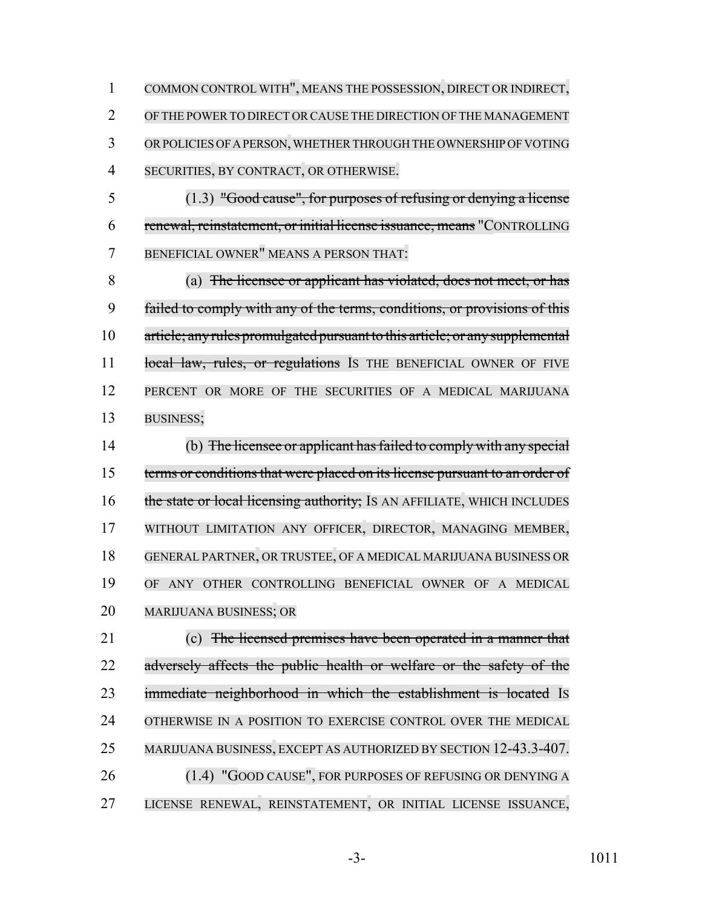COMMON CONTROL WITH", MEANS THE POSSESSION, DIRECT OR INDIRECT, OF THE POWER TO DIRECT OR CAUSE THE DIRECTION OF THE MANAGEMENT OR POLICIES OF A PERSON, WHETHER THROUGH THE OWNERSHIP OF VOTING SECURITIES, BY CONTRACT, OR OTHERWISE.

(1.3) ~~"Good cause", for purposes of refusing or denying a license renewal, reinstatement, or initial license issuance, means~~ "CONTROLLING BENEFICIAL OWNER" MEANS A PERSON THAT:

(a) ~~The licensee or applicant has violated, does not meet, or has failed to comply with any of the terms, conditions, or provisions of this article; any rules promulgated pursuant to this article; or any supplemental local law, rules, or regulations~~ IS THE BENEFICIAL OWNER OF FIVE PERCENT OR MORE OF THE SECURITIES OF A MEDICAL MARIJUANA BUSINESS;

(b) ~~The licensee or applicant has failed to comply with any special terms or conditions that were placed on its license pursuant to an order of the state or local licensing authority;~~ IS AN AFFILIATE, WHICH INCLUDES WITHOUT LIMITATION ANY OFFICER, DIRECTOR, MANAGING MEMBER, GENERAL PARTNER, OR TRUSTEE, OF A MEDICAL MARIJUANA BUSINESS OR OF ANY OTHER CONTROLLING BENEFICIAL OWNER OF A MEDICAL MARIJUANA BUSINESS; OR

(c) ~~The licensed premises have been operated in a manner that adversely affects the public health or welfare or the safety of the immediate neighborhood in which the establishment is located~~ IS OTHERWISE IN A POSITION TO EXERCISE CONTROL OVER THE MEDICAL MARIJUANA BUSINESS, EXCEPT AS AUTHORIZED BY SECTION 12-43.3-407.

(1.4) "GOOD CAUSE", FOR PURPOSES OF REFUSING OR DENYING A LICENSE RENEWAL, REINSTATEMENT, OR INITIAL LICENSE ISSUANCE,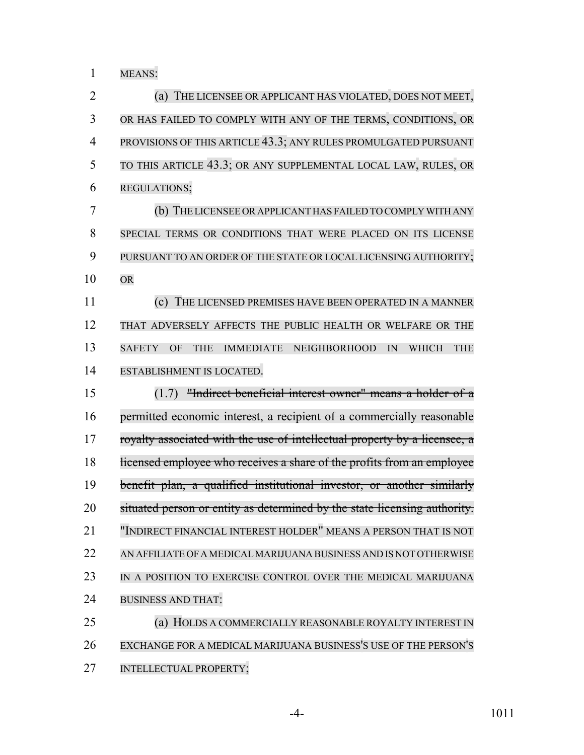MEANS:

(a) THE LICENSEE OR APPLICANT HAS VIOLATED, DOES NOT MEET, OR HAS FAILED TO COMPLY WITH ANY OF THE TERMS, CONDITIONS, OR PROVISIONS OF THIS ARTICLE 43.3; ANY RULES PROMULGATED PURSUANT TO THIS ARTICLE 43.3; OR ANY SUPPLEMENTAL LOCAL LAW, RULES, OR REGULATIONS;

(b) THE LICENSEE OR APPLICANT HAS FAILED TO COMPLY WITH ANY SPECIAL TERMS OR CONDITIONS THAT WERE PLACED ON ITS LICENSE PURSUANT TO AN ORDER OF THE STATE OR LOCAL LICENSING AUTHORITY; OR

(c) THE LICENSED PREMISES HAVE BEEN OPERATED IN A MANNER THAT ADVERSELY AFFECTS THE PUBLIC HEALTH OR WELFARE OR THE SAFETY OF THE IMMEDIATE NEIGHBORHOOD IN WHICH THE ESTABLISHMENT IS LOCATED.

(1.7) ~~"Indirect beneficial interest owner" means a holder of a permitted economic interest, a recipient of a commercially reasonable royalty associated with the use of intellectual property by a licensee, a licensed employee who receives a share of the profits from an employee benefit plan, a qualified institutional investor, or another similarly situated person or entity as determined by the state licensing authority.~~ "INDIRECT FINANCIAL INTEREST HOLDER" MEANS A PERSON THAT IS NOT AN AFFILIATE OF A MEDICAL MARIJUANA BUSINESS AND IS NOT OTHERWISE IN A POSITION TO EXERCISE CONTROL OVER THE MEDICAL MARIJUANA BUSINESS AND THAT:

(a) HOLDS A COMMERCIALLY REASONABLE ROYALTY INTEREST IN EXCHANGE FOR A MEDICAL MARIJUANA BUSINESS'S USE OF THE PERSON'S INTELLECTUAL PROPERTY;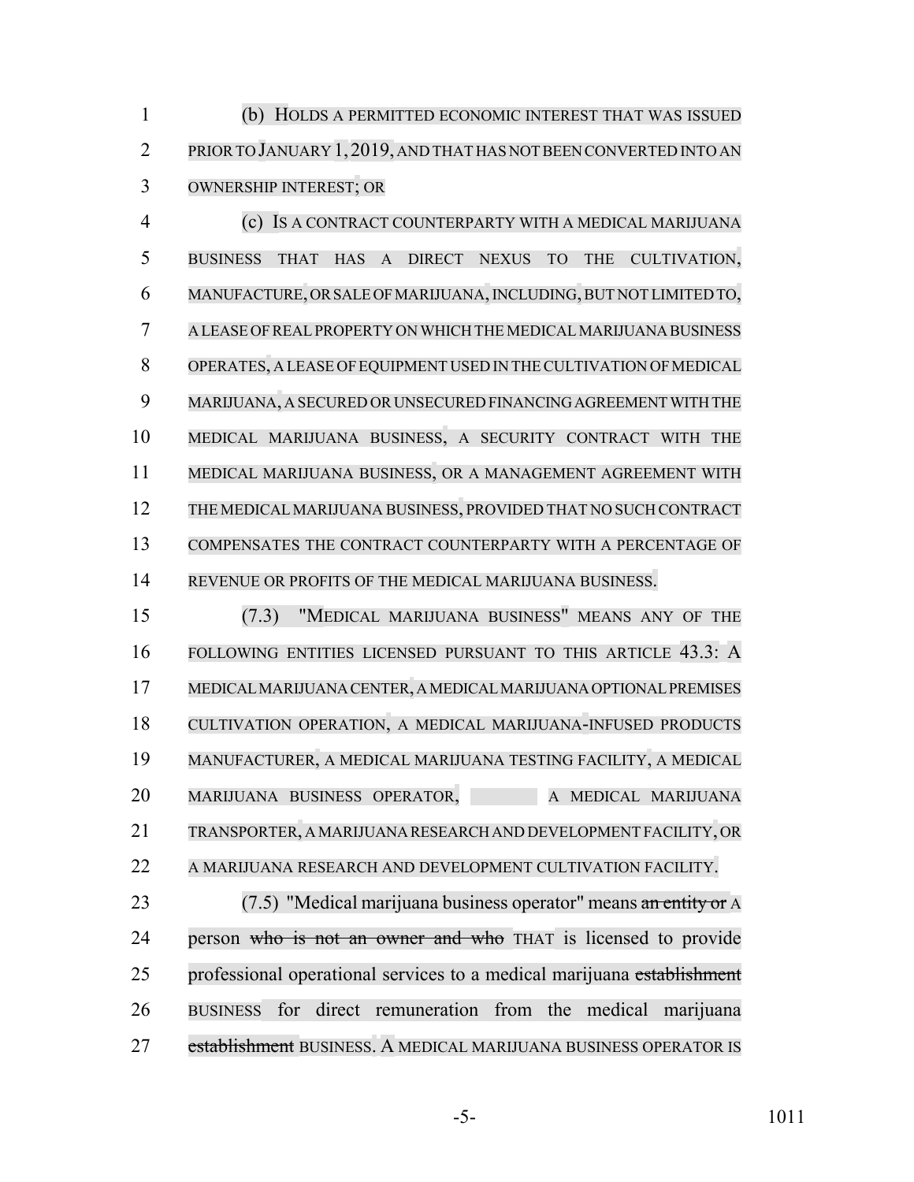(b) HOLDS A PERMITTED ECONOMIC INTEREST THAT WAS ISSUED PRIOR TO JANUARY 1, 2019, AND THAT HAS NOT BEEN CONVERTED INTO AN OWNERSHIP INTEREST; OR

(c) IS A CONTRACT COUNTERPARTY WITH A MEDICAL MARIJUANA BUSINESS THAT HAS A DIRECT NEXUS TO THE CULTIVATION, MANUFACTURE, OR SALE OF MARIJUANA, INCLUDING, BUT NOT LIMITED TO, A LEASE OF REAL PROPERTY ON WHICH THE MEDICAL MARIJUANA BUSINESS OPERATES, A LEASE OF EQUIPMENT USED IN THE CULTIVATION OF MEDICAL MARIJUANA, A SECURED OR UNSECURED FINANCING AGREEMENT WITH THE MEDICAL MARIJUANA BUSINESS, A SECURITY CONTRACT WITH THE MEDICAL MARIJUANA BUSINESS, OR A MANAGEMENT AGREEMENT WITH THE MEDICAL MARIJUANA BUSINESS, PROVIDED THAT NO SUCH CONTRACT COMPENSATES THE CONTRACT COUNTERPARTY WITH A PERCENTAGE OF REVENUE OR PROFITS OF THE MEDICAL MARIJUANA BUSINESS.

(7.3) "MEDICAL MARIJUANA BUSINESS" MEANS ANY OF THE FOLLOWING ENTITIES LICENSED PURSUANT TO THIS ARTICLE 43.3: A MEDICAL MARIJUANA CENTER, A MEDICAL MARIJUANA OPTIONAL PREMISES CULTIVATION OPERATION, A MEDICAL MARIJUANA-INFUSED PRODUCTS MANUFACTURER, A MEDICAL MARIJUANA TESTING FACILITY, A MEDICAL MARIJUANA BUSINESS OPERATOR, A MEDICAL MARIJUANA TRANSPORTER, A MARIJUANA RESEARCH AND DEVELOPMENT FACILITY, OR A MARIJUANA RESEARCH AND DEVELOPMENT CULTIVATION FACILITY.

(7.5) "Medical marijuana business operator" means ~~an entity or~~ A person ~~who is not an owner and who~~ THAT is licensed to provide professional operational services to a medical marijuana ~~establishment~~ BUSINESS for direct remuneration from the medical marijuana ~~establishment~~ BUSINESS. A MEDICAL MARIJUANA BUSINESS OPERATOR IS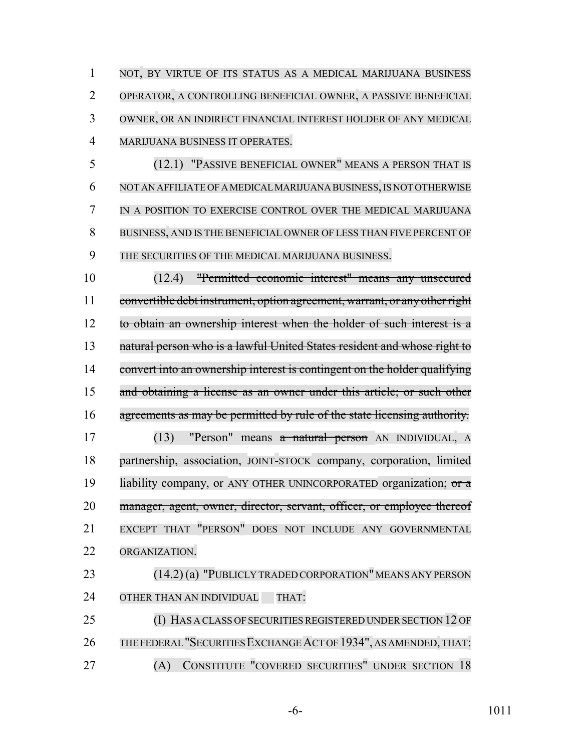NOT, BY VIRTUE OF ITS STATUS AS A MEDICAL MARIJUANA BUSINESS OPERATOR, A CONTROLLING BENEFICIAL OWNER, A PASSIVE BENEFICIAL OWNER, OR AN INDIRECT FINANCIAL INTEREST HOLDER OF ANY MEDICAL MARIJUANA BUSINESS IT OPERATES.

(12.1) "PASSIVE BENEFICIAL OWNER" MEANS A PERSON THAT IS NOT AN AFFILIATE OF A MEDICAL MARIJUANA BUSINESS, IS NOT OTHERWISE IN A POSITION TO EXERCISE CONTROL OVER THE MEDICAL MARIJUANA BUSINESS, AND IS THE BENEFICIAL OWNER OF LESS THAN FIVE PERCENT OF THE SECURITIES OF THE MEDICAL MARIJUANA BUSINESS.

(12.4) ~~"Permitted economic interest" means any unsecured convertible debt instrument, option agreement, warrant, or any other right to obtain an ownership interest when the holder of such interest is a natural person who is a lawful United States resident and whose right to convert into an ownership interest is contingent on the holder qualifying and obtaining a license as an owner under this article; or such other agreements as may be permitted by rule of the state licensing authority.~~

(13) "Person" means ~~a natural person~~ AN INDIVIDUAL, A partnership, association, JOINT-STOCK company, corporation, limited liability company, or ANY OTHER UNINCORPORATED organization; ~~or a manager, agent, owner, director, servant, officer, or employee thereof~~ EXCEPT THAT "PERSON" DOES NOT INCLUDE ANY GOVERNMENTAL ORGANIZATION.

(14.2) (a) "PUBLICLY TRADED CORPORATION" MEANS ANY PERSON OTHER THAN AN INDIVIDUAL THAT:

(I) HAS A CLASS OF SECURITIES REGISTERED UNDER SECTION 12 OF THE FEDERAL "SECURITIES EXCHANGE ACT OF 1934", AS AMENDED, THAT:

(A) CONSTITUTE "COVERED SECURITIES" UNDER SECTION 18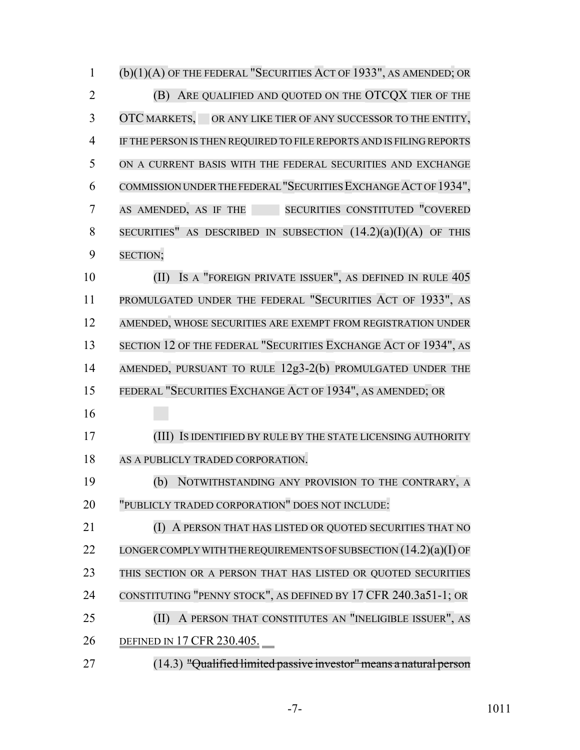(b)(1)(A) OF THE FEDERAL "SECURITIES ACT OF 1933", AS AMENDED; OR

(B) ARE QUALIFIED AND QUOTED ON THE OTCQX TIER OF THE OTC MARKETS, OR ANY LIKE TIER OF ANY SUCCESSOR TO THE ENTITY, IF THE PERSON IS THEN REQUIRED TO FILE REPORTS AND IS FILING REPORTS ON A CURRENT BASIS WITH THE FEDERAL SECURITIES AND EXCHANGE COMMISSION UNDER THE FEDERAL "SECURITIES EXCHANGE ACT OF 1934", AS AMENDED, AS IF THE SECURITIES CONSTITUTED "COVERED SECURITIES" AS DESCRIBED IN SUBSECTION (14.2)(a)(I)(A) OF THIS SECTION;

(II) IS A "FOREIGN PRIVATE ISSUER", AS DEFINED IN RULE 405 PROMULGATED UNDER THE FEDERAL "SECURITIES ACT OF 1933", AS AMENDED, WHOSE SECURITIES ARE EXEMPT FROM REGISTRATION UNDER SECTION 12 OF THE FEDERAL "SECURITIES EXCHANGE ACT OF 1934", AS AMENDED, PURSUANT TO RULE 12g3-2(b) PROMULGATED UNDER THE FEDERAL "SECURITIES EXCHANGE ACT OF 1934", AS AMENDED; OR

(III) IS IDENTIFIED BY RULE BY THE STATE LICENSING AUTHORITY AS A PUBLICLY TRADED CORPORATION.

(b) NOTWITHSTANDING ANY PROVISION TO THE CONTRARY, A "PUBLICLY TRADED CORPORATION" DOES NOT INCLUDE:

(I) A PERSON THAT HAS LISTED OR QUOTED SECURITIES THAT NO LONGER COMPLY WITH THE REQUIREMENTS OF SUBSECTION (14.2)(a)(I) OF THIS SECTION OR A PERSON THAT HAS LISTED OR QUOTED SECURITIES CONSTITUTING "PENNY STOCK", AS DEFINED BY 17 CFR 240.3a51-1; OR

(II) A PERSON THAT CONSTITUTES AN "INELIGIBLE ISSUER", AS DEFINED IN 17 CFR 230.405.

(14.3) ~~"Qualified limited passive investor" means a natural person~~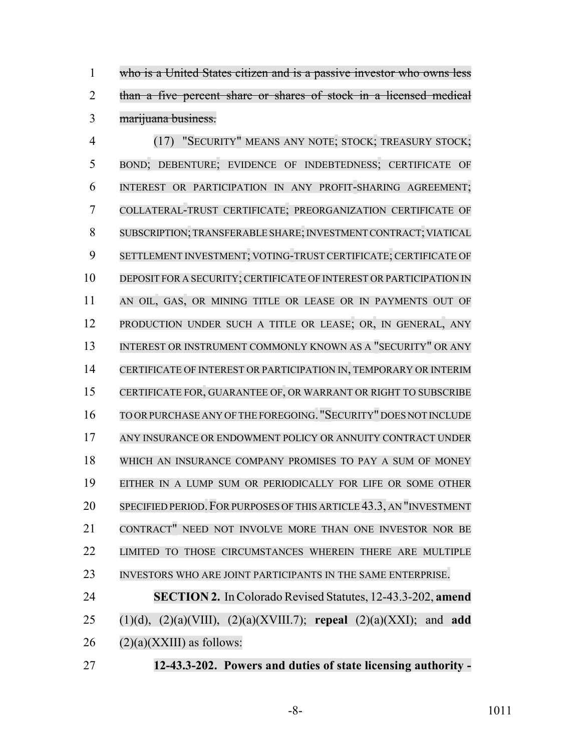~~who is a United States citizen and is a passive investor who owns less than a five percent share or shares of stock in a licensed medical marijuana business.~~

(17) "SECURITY" MEANS ANY NOTE; STOCK; TREASURY STOCK; BOND; DEBENTURE; EVIDENCE OF INDEBTEDNESS; CERTIFICATE OF INTEREST OR PARTICIPATION IN ANY PROFIT-SHARING AGREEMENT; COLLATERAL-TRUST CERTIFICATE; PREORGANIZATION CERTIFICATE OF SUBSCRIPTION; TRANSFERABLE SHARE; INVESTMENT CONTRACT; VIATICAL SETTLEMENT INVESTMENT; VOTING-TRUST CERTIFICATE; CERTIFICATE OF DEPOSIT FOR A SECURITY; CERTIFICATE OF INTEREST OR PARTICIPATION IN AN OIL, GAS, OR MINING TITLE OR LEASE OR IN PAYMENTS OUT OF PRODUCTION UNDER SUCH A TITLE OR LEASE; OR, IN GENERAL, ANY INTEREST OR INSTRUMENT COMMONLY KNOWN AS A "SECURITY" OR ANY CERTIFICATE OF INTEREST OR PARTICIPATION IN, TEMPORARY OR INTERIM CERTIFICATE FOR, GUARANTEE OF, OR WARRANT OR RIGHT TO SUBSCRIBE TO OR PURCHASE ANY OF THE FOREGOING. "SECURITY" DOES NOT INCLUDE ANY INSURANCE OR ENDOWMENT POLICY OR ANNUITY CONTRACT UNDER WHICH AN INSURANCE COMPANY PROMISES TO PAY A SUM OF MONEY EITHER IN A LUMP SUM OR PERIODICALLY FOR LIFE OR SOME OTHER SPECIFIED PERIOD. FOR PURPOSES OF THIS ARTICLE 43.3, AN "INVESTMENT CONTRACT" NEED NOT INVOLVE MORE THAN ONE INVESTOR NOR BE LIMITED TO THOSE CIRCUMSTANCES WHEREIN THERE ARE MULTIPLE INVESTORS WHO ARE JOINT PARTICIPANTS IN THE SAME ENTERPRISE.

**SECTION 2.** In Colorado Revised Statutes, 12-43.3-202, **amend** (1)(d), (2)(a)(VIII), (2)(a)(XVIII.7); **repeal** (2)(a)(XXI); and **add** (2)(a)(XXIII) as follows:

**12-43.3-202. Powers and duties of state licensing authority -**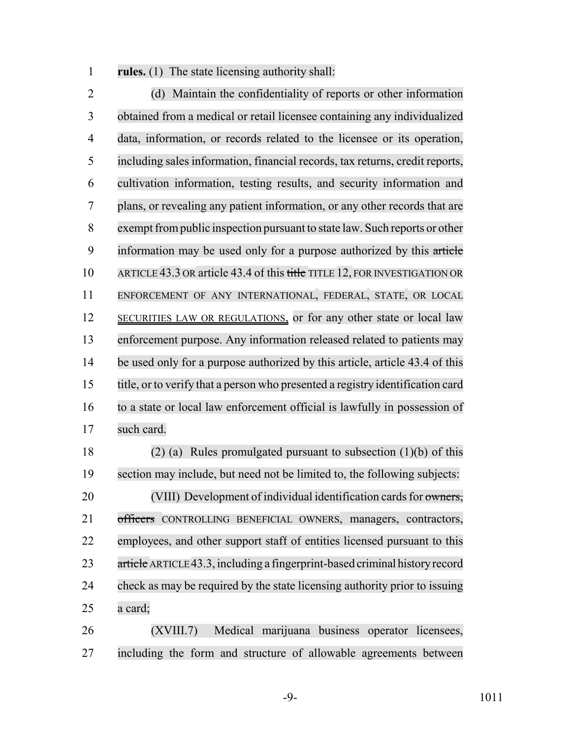**rules.** (1) The state licensing authority shall:

(d) Maintain the confidentiality of reports or other information obtained from a medical or retail licensee containing any individualized data, information, or records related to the licensee or its operation, including sales information, financial records, tax returns, credit reports, cultivation information, testing results, and security information and plans, or revealing any patient information, or any other records that are exempt from public inspection pursuant to state law. Such reports or other information may be used only for a purpose authorized by this ~~article~~ ARTICLE 43.3 OR article 43.4 of this ~~title~~ TITLE 12, FOR INVESTIGATION OR ENFORCEMENT OF ANY INTERNATIONAL, FEDERAL, STATE, OR LOCAL SECURITIES LAW OR REGULATIONS, or for any other state or local law enforcement purpose. Any information released related to patients may be used only for a purpose authorized by this article, article 43.4 of this title, or to verify that a person who presented a registry identification card to a state or local law enforcement official is lawfully in possession of such card.

(2) (a) Rules promulgated pursuant to subsection (1)(b) of this section may include, but need not be limited to, the following subjects:

(VIII) Development of individual identification cards for ~~owners, officers~~ CONTROLLING BENEFICIAL OWNERS, managers, contractors, employees, and other support staff of entities licensed pursuant to this ~~article~~ ARTICLE 43.3, including a fingerprint-based criminal history record check as may be required by the state licensing authority prior to issuing a card;

(XVIII.7) Medical marijuana business operator licensees, including the form and structure of allowable agreements between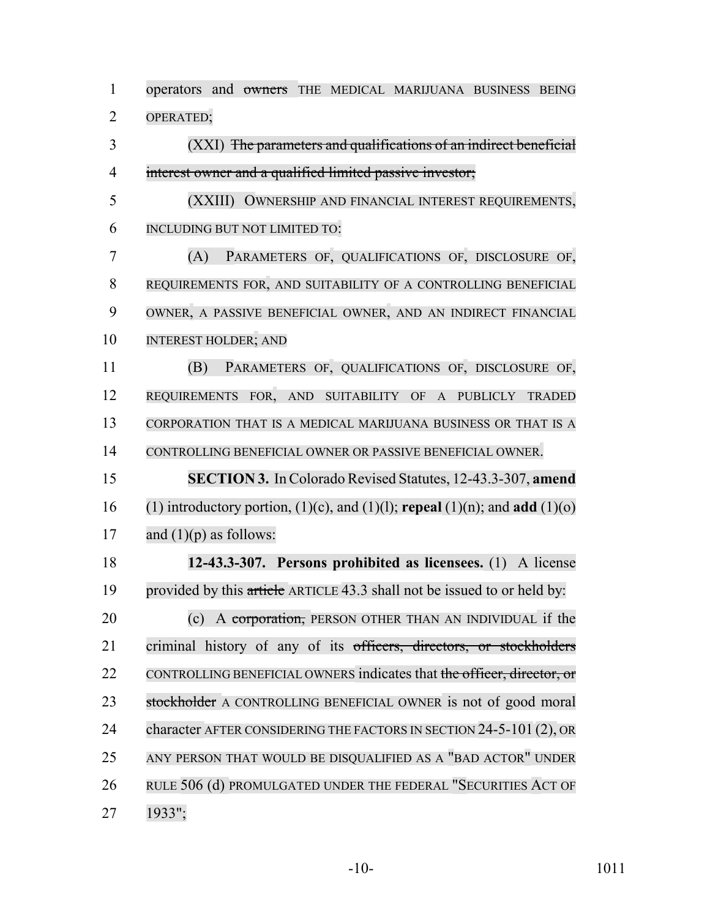operators and ~~owners~~ THE MEDICAL MARIJUANA BUSINESS BEING OPERATED;

(XXI) ~~The parameters and qualifications of an indirect beneficial interest owner and a qualified limited passive investor;~~

(XXIII) OWNERSHIP AND FINANCIAL INTEREST REQUIREMENTS, INCLUDING BUT NOT LIMITED TO:

(A) PARAMETERS OF, QUALIFICATIONS OF, DISCLOSURE OF, REQUIREMENTS FOR, AND SUITABILITY OF A CONTROLLING BENEFICIAL OWNER, A PASSIVE BENEFICIAL OWNER, AND AN INDIRECT FINANCIAL INTEREST HOLDER; AND

(B) PARAMETERS OF, QUALIFICATIONS OF, DISCLOSURE OF, REQUIREMENTS FOR, AND SUITABILITY OF A PUBLICLY TRADED CORPORATION THAT IS A MEDICAL MARIJUANA BUSINESS OR THAT IS A CONTROLLING BENEFICIAL OWNER OR PASSIVE BENEFICIAL OWNER.

**SECTION 3.** In Colorado Revised Statutes, 12-43.3-307, **amend** (1) introductory portion, (1)(c), and (1)(l); **repeal** (1)(n); and **add** (1)(o) and (1)(p) as follows:

**12-43.3-307. Persons prohibited as licensees.** (1) A license provided by this ~~article~~ ARTICLE 43.3 shall not be issued to or held by:

(c) A ~~corporation,~~ PERSON OTHER THAN AN INDIVIDUAL if the criminal history of any of its ~~officers, directors, or stockholders~~ CONTROLLING BENEFICIAL OWNERS indicates that ~~the officer, director, or stockholder~~ A CONTROLLING BENEFICIAL OWNER is not of good moral character AFTER CONSIDERING THE FACTORS IN SECTION 24-5-101 (2), OR ANY PERSON THAT WOULD BE DISQUALIFIED AS A "BAD ACTOR" UNDER RULE 506 (d) PROMULGATED UNDER THE FEDERAL "SECURITIES ACT OF 1933";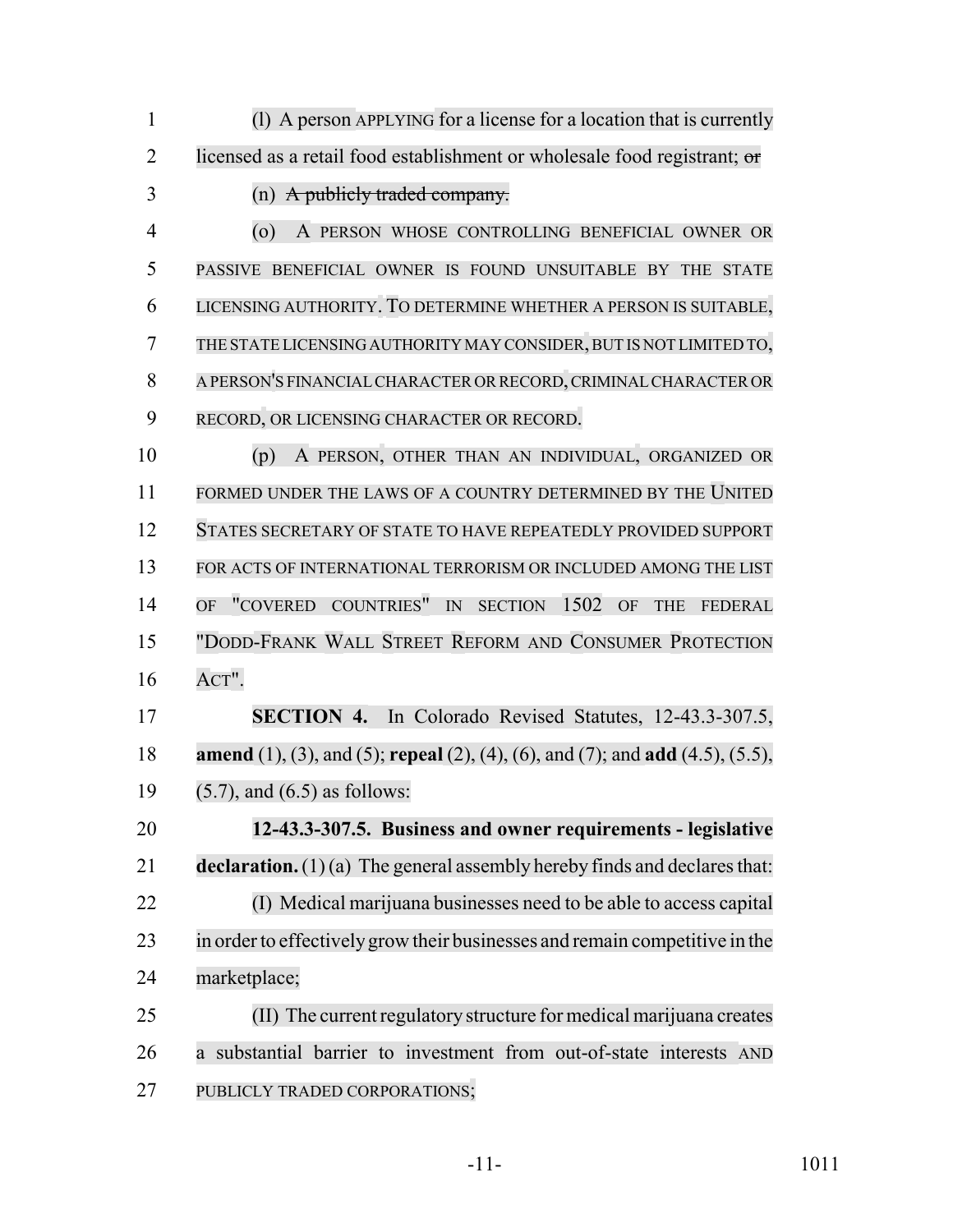(l) A person APPLYING for a license for a location that is currently licensed as a retail food establishment or wholesale food registrant; ~~or~~

(n) ~~A publicly traded company.~~

(o) A PERSON WHOSE CONTROLLING BENEFICIAL OWNER OR PASSIVE BENEFICIAL OWNER IS FOUND UNSUITABLE BY THE STATE LICENSING AUTHORITY. TO DETERMINE WHETHER A PERSON IS SUITABLE, THE STATE LICENSING AUTHORITY MAY CONSIDER, BUT IS NOT LIMITED TO, A PERSON'S FINANCIAL CHARACTER OR RECORD, CRIMINAL CHARACTER OR RECORD, OR LICENSING CHARACTER OR RECORD.

(p) A PERSON, OTHER THAN AN INDIVIDUAL, ORGANIZED OR FORMED UNDER THE LAWS OF A COUNTRY DETERMINED BY THE UNITED STATES SECRETARY OF STATE TO HAVE REPEATEDLY PROVIDED SUPPORT FOR ACTS OF INTERNATIONAL TERRORISM OR INCLUDED AMONG THE LIST OF "COVERED COUNTRIES" IN SECTION 1502 OF THE FEDERAL "DODD-FRANK WALL STREET REFORM AND CONSUMER PROTECTION ACT".

**SECTION 4.** In Colorado Revised Statutes, 12-43.3-307.5, **amend** (1), (3), and (5); **repeal** (2), (4), (6), and (7); and **add** (4.5), (5.5), (5.7), and (6.5) as follows:

**12-43.3-307.5. Business and owner requirements - legislative declaration.** (1) (a) The general assembly hereby finds and declares that:

(I) Medical marijuana businesses need to be able to access capital in order to effectively grow their businesses and remain competitive in the marketplace;

(II) The current regulatory structure for medical marijuana creates a substantial barrier to investment from out-of-state interests AND PUBLICLY TRADED CORPORATIONS;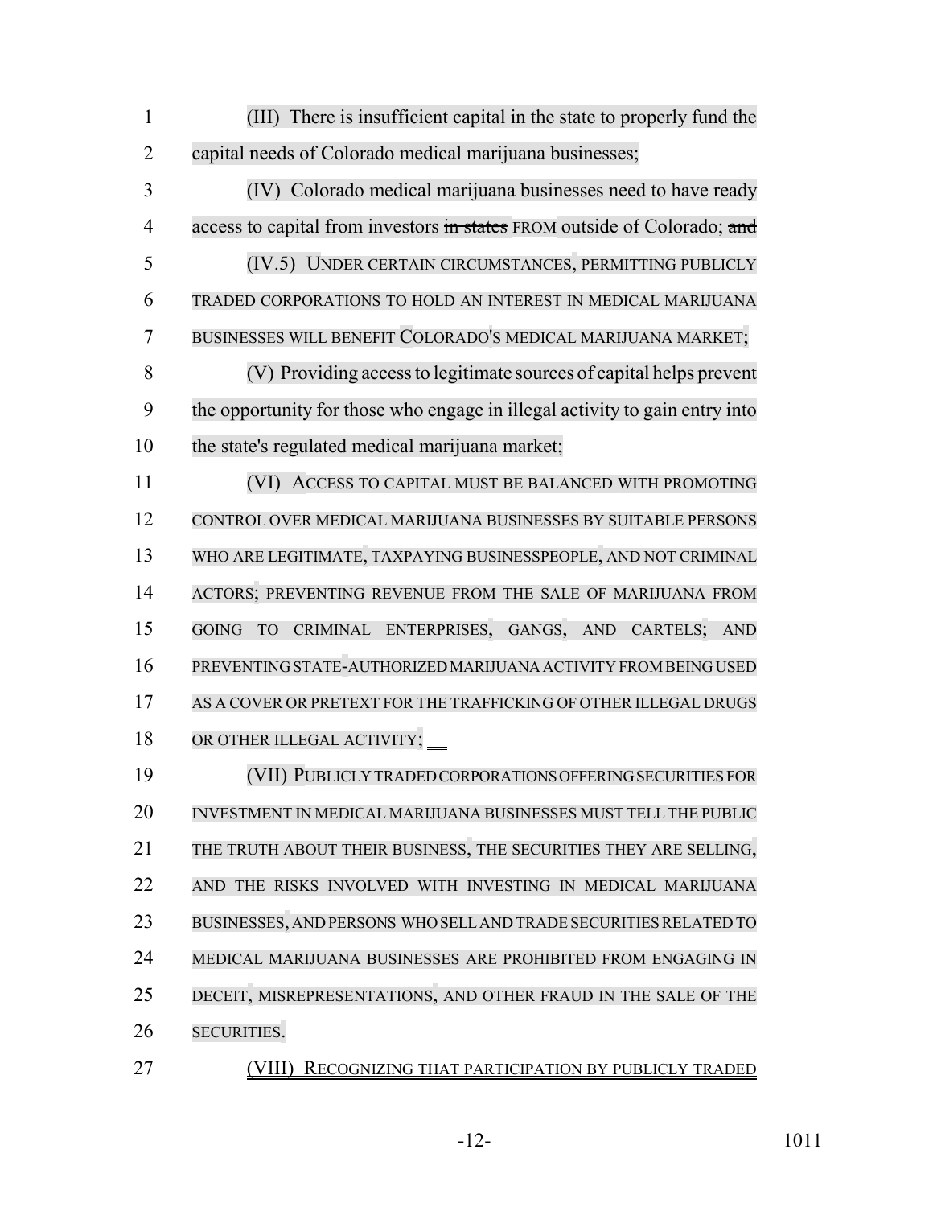(III) There is insufficient capital in the state to properly fund the capital needs of Colorado medical marijuana businesses;

(IV) Colorado medical marijuana businesses need to have ready access to capital from investors ~~in states~~ FROM outside of Colorado; ~~and~~

(IV.5) UNDER CERTAIN CIRCUMSTANCES, PERMITTING PUBLICLY TRADED CORPORATIONS TO HOLD AN INTEREST IN MEDICAL MARIJUANA BUSINESSES WILL BENEFIT COLORADO'S MEDICAL MARIJUANA MARKET;

(V) Providing access to legitimate sources of capital helps prevent the opportunity for those who engage in illegal activity to gain entry into the state's regulated medical marijuana market;

(VI) ACCESS TO CAPITAL MUST BE BALANCED WITH PROMOTING CONTROL OVER MEDICAL MARIJUANA BUSINESSES BY SUITABLE PERSONS WHO ARE LEGITIMATE, TAXPAYING BUSINESSPEOPLE, AND NOT CRIMINAL ACTORS; PREVENTING REVENUE FROM THE SALE OF MARIJUANA FROM GOING TO CRIMINAL ENTERPRISES, GANGS, AND CARTELS; AND PREVENTING STATE-AUTHORIZED MARIJUANA ACTIVITY FROM BEING USED AS A COVER OR PRETEXT FOR THE TRAFFICKING OF OTHER ILLEGAL DRUGS OR OTHER ILLEGAL ACTIVITY;

(VII) PUBLICLY TRADED CORPORATIONS OFFERING SECURITIES FOR INVESTMENT IN MEDICAL MARIJUANA BUSINESSES MUST TELL THE PUBLIC THE TRUTH ABOUT THEIR BUSINESS, THE SECURITIES THEY ARE SELLING, AND THE RISKS INVOLVED WITH INVESTING IN MEDICAL MARIJUANA BUSINESSES, AND PERSONS WHO SELL AND TRADE SECURITIES RELATED TO MEDICAL MARIJUANA BUSINESSES ARE PROHIBITED FROM ENGAGING IN DECEIT, MISREPRESENTATIONS, AND OTHER FRAUD IN THE SALE OF THE SECURITIES.

(VIII) RECOGNIZING THAT PARTICIPATION BY PUBLICLY TRADED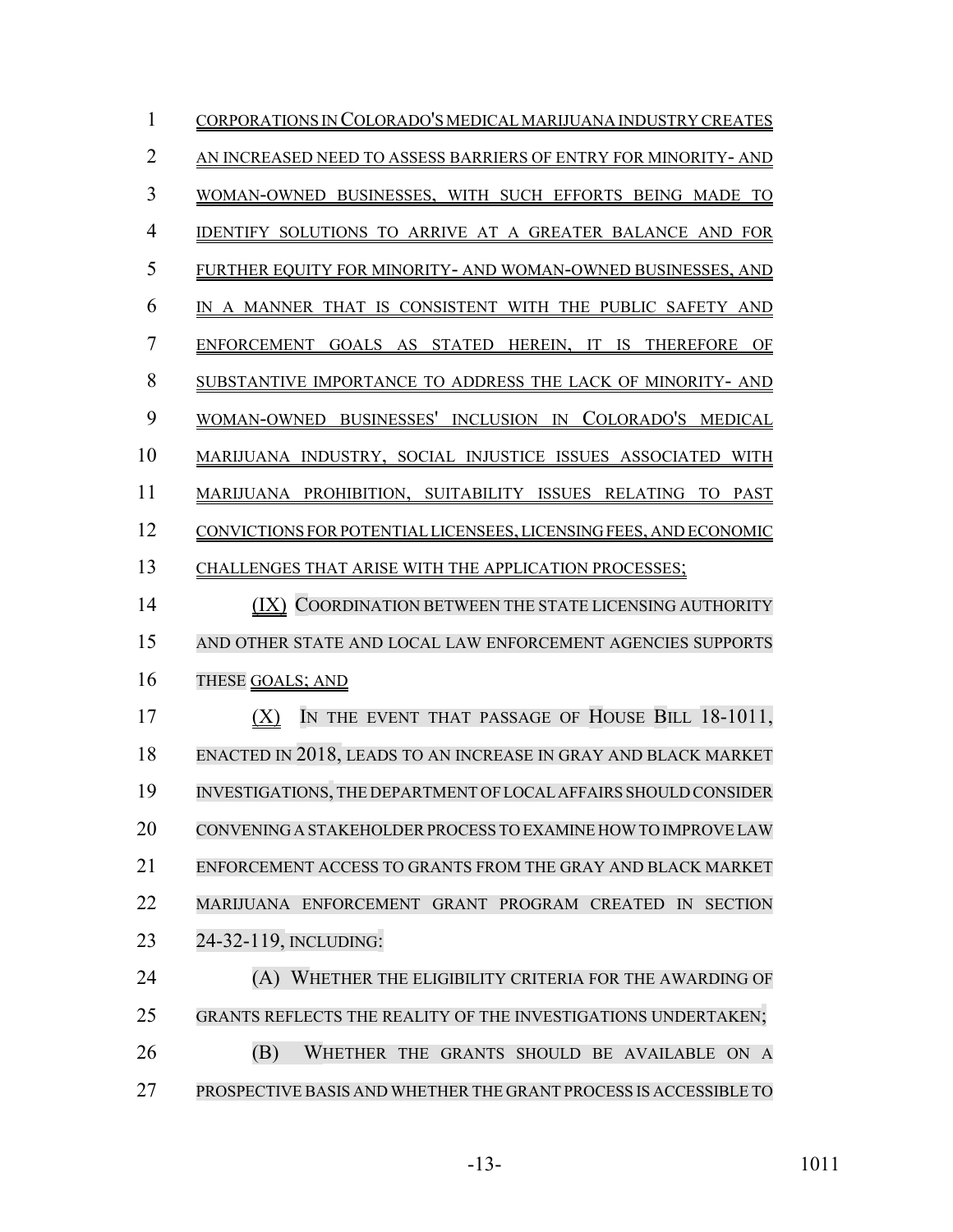CORPORATIONS IN COLORADO'S MEDICAL MARIJUANA INDUSTRY CREATES AN INCREASED NEED TO ASSESS BARRIERS OF ENTRY FOR MINORITY- AND WOMAN-OWNED BUSINESSES, WITH SUCH EFFORTS BEING MADE TO IDENTIFY SOLUTIONS TO ARRIVE AT A GREATER BALANCE AND FOR FURTHER EQUITY FOR MINORITY- AND WOMAN-OWNED BUSINESSES, AND IN A MANNER THAT IS CONSISTENT WITH THE PUBLIC SAFETY AND ENFORCEMENT GOALS AS STATED HEREIN, IT IS THEREFORE OF SUBSTANTIVE IMPORTANCE TO ADDRESS THE LACK OF MINORITY- AND WOMAN-OWNED BUSINESSES' INCLUSION IN COLORADO'S MEDICAL MARIJUANA INDUSTRY, SOCIAL INJUSTICE ISSUES ASSOCIATED WITH MARIJUANA PROHIBITION, SUITABILITY ISSUES RELATING TO PAST CONVICTIONS FOR POTENTIAL LICENSEES, LICENSING FEES, AND ECONOMIC CHALLENGES THAT ARISE WITH THE APPLICATION PROCESSES;

(IX) COORDINATION BETWEEN THE STATE LICENSING AUTHORITY AND OTHER STATE AND LOCAL LAW ENFORCEMENT AGENCIES SUPPORTS THESE GOALS; AND

(X) IN THE EVENT THAT PASSAGE OF HOUSE BILL 18-1011, ENACTED IN 2018, LEADS TO AN INCREASE IN GRAY AND BLACK MARKET INVESTIGATIONS, THE DEPARTMENT OF LOCAL AFFAIRS SHOULD CONSIDER CONVENING A STAKEHOLDER PROCESS TO EXAMINE HOW TO IMPROVE LAW ENFORCEMENT ACCESS TO GRANTS FROM THE GRAY AND BLACK MARKET MARIJUANA ENFORCEMENT GRANT PROGRAM CREATED IN SECTION 24-32-119, INCLUDING:

(A) WHETHER THE ELIGIBILITY CRITERIA FOR THE AWARDING OF GRANTS REFLECTS THE REALITY OF THE INVESTIGATIONS UNDERTAKEN;

(B) WHETHER THE GRANTS SHOULD BE AVAILABLE ON A PROSPECTIVE BASIS AND WHETHER THE GRANT PROCESS IS ACCESSIBLE TO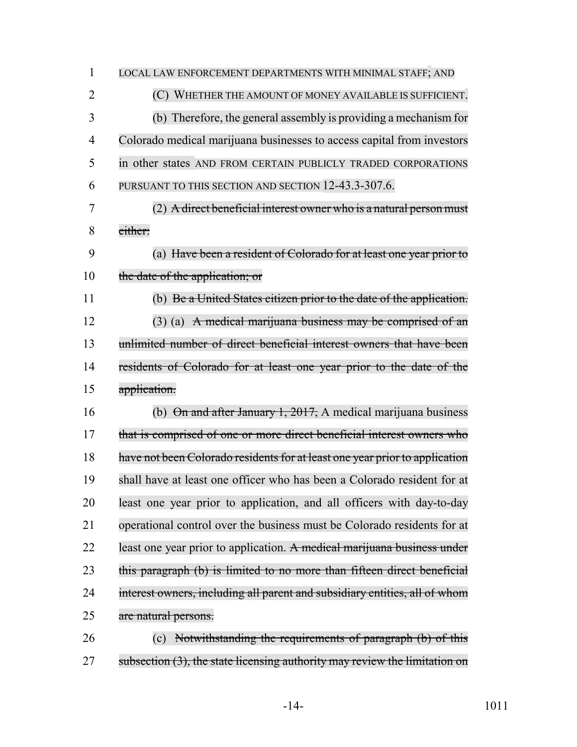LOCAL LAW ENFORCEMENT DEPARTMENTS WITH MINIMAL STAFF; AND

(C) WHETHER THE AMOUNT OF MONEY AVAILABLE IS SUFFICIENT.

(b) Therefore, the general assembly is providing a mechanism for Colorado medical marijuana businesses to access capital from investors in other states AND FROM CERTAIN PUBLICLY TRADED CORPORATIONS PURSUANT TO THIS SECTION AND SECTION 12-43.3-307.6.

(2) ~~A direct beneficial interest owner who is a natural person must either:~~

(a) ~~Have been a resident of Colorado for at least one year prior to the date of the application; or~~

(b) ~~Be a United States citizen prior to the date of the application.~~

(3) (a) ~~A medical marijuana business may be comprised of an unlimited number of direct beneficial interest owners that have been residents of Colorado for at least one year prior to the date of the application.~~

(b) ~~On and after January 1, 2017,~~ A medical marijuana business ~~that is comprised of one or more direct beneficial interest owners who have not been Colorado residents for at least one year prior to application~~ shall have at least one officer who has been a Colorado resident for at least one year prior to application, and all officers with day-to-day operational control over the business must be Colorado residents for at least one year prior to application. ~~A medical marijuana business under this paragraph (b) is limited to no more than fifteen direct beneficial interest owners, including all parent and subsidiary entities, all of whom are natural persons.~~

(c) ~~Notwithstanding the requirements of paragraph (b) of this subsection (3), the state licensing authority may review the limitation on~~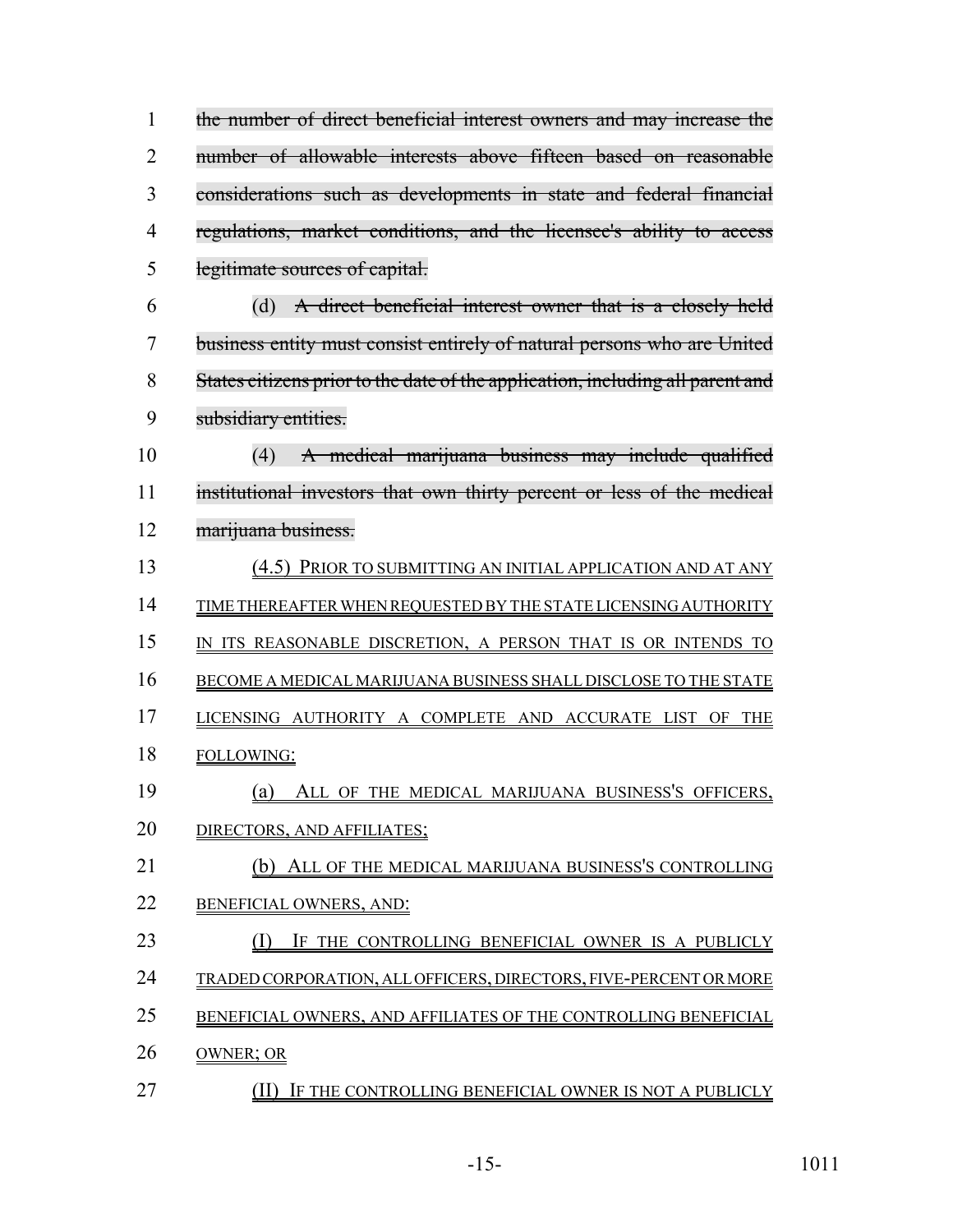~~the number of direct beneficial interest owners and may increase the number of allowable interests above fifteen based on reasonable considerations such as developments in state and federal financial regulations, market conditions, and the licensee's ability to access legitimate sources of capital.~~

(d) ~~A direct beneficial interest owner that is a closely held business entity must consist entirely of natural persons who are United States citizens prior to the date of the application, including all parent and subsidiary entities.~~

(4) ~~A medical marijuana business may include qualified institutional investors that own thirty percent or less of the medical marijuana business.~~

(4.5) PRIOR TO SUBMITTING AN INITIAL APPLICATION AND AT ANY TIME THEREAFTER WHEN REQUESTED BY THE STATE LICENSING AUTHORITY IN ITS REASONABLE DISCRETION, A PERSON THAT IS OR INTENDS TO BECOME A MEDICAL MARIJUANA BUSINESS SHALL DISCLOSE TO THE STATE LICENSING AUTHORITY A COMPLETE AND ACCURATE LIST OF THE FOLLOWING:

(a) ALL OF THE MEDICAL MARIJUANA BUSINESS'S OFFICERS, DIRECTORS, AND AFFILIATES;

(b) ALL OF THE MEDICAL MARIJUANA BUSINESS'S CONTROLLING BENEFICIAL OWNERS, AND:

(I) IF THE CONTROLLING BENEFICIAL OWNER IS A PUBLICLY TRADED CORPORATION, ALL OFFICERS, DIRECTORS, FIVE-PERCENT OR MORE BENEFICIAL OWNERS, AND AFFILIATES OF THE CONTROLLING BENEFICIAL OWNER; OR

(II) IF THE CONTROLLING BENEFICIAL OWNER IS NOT A PUBLICLY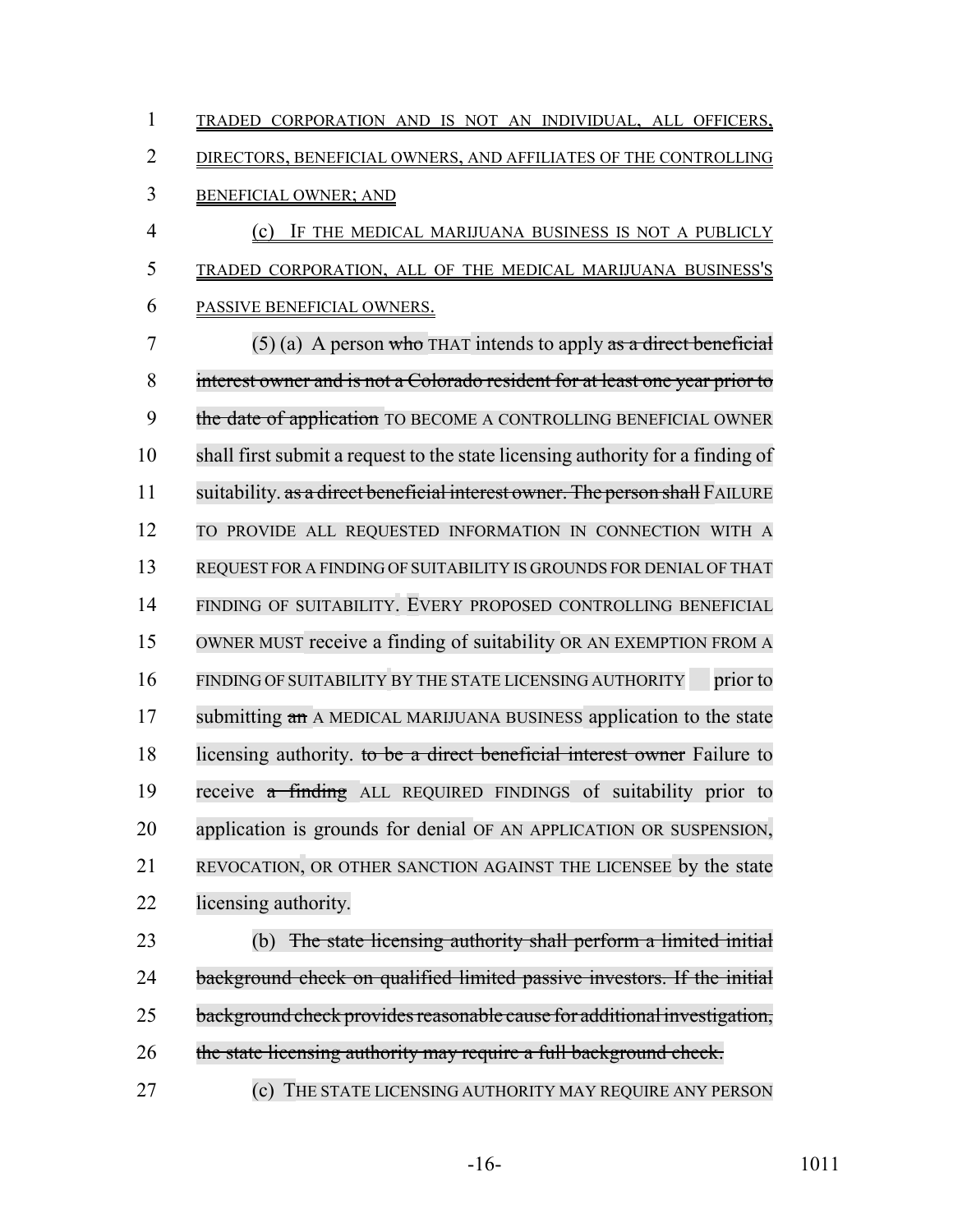TRADED CORPORATION AND IS NOT AN INDIVIDUAL, ALL OFFICERS, DIRECTORS, BENEFICIAL OWNERS, AND AFFILIATES OF THE CONTROLLING BENEFICIAL OWNER; AND

(c) IF THE MEDICAL MARIJUANA BUSINESS IS NOT A PUBLICLY TRADED CORPORATION, ALL OF THE MEDICAL MARIJUANA BUSINESS'S PASSIVE BENEFICIAL OWNERS.

(5) (a) A person ~~who~~ THAT intends to apply ~~as a direct beneficial interest owner and is not a Colorado resident for at least one year prior to the date of application~~ TO BECOME A CONTROLLING BENEFICIAL OWNER shall first submit a request to the state licensing authority for a finding of suitability. ~~as a direct beneficial interest owner. The person shall~~ FAILURE TO PROVIDE ALL REQUESTED INFORMATION IN CONNECTION WITH A REQUEST FOR A FINDING OF SUITABILITY IS GROUNDS FOR DENIAL OF THAT FINDING OF SUITABILITY. EVERY PROPOSED CONTROLLING BENEFICIAL OWNER MUST receive a finding of suitability OR AN EXEMPTION FROM A FINDING OF SUITABILITY BY THE STATE LICENSING AUTHORITY prior to submitting ~~an~~ A MEDICAL MARIJUANA BUSINESS application to the state licensing authority. ~~to be a direct beneficial interest owner~~ Failure to receive ~~a finding~~ ALL REQUIRED FINDINGS of suitability prior to application is grounds for denial OF AN APPLICATION OR SUSPENSION, REVOCATION, OR OTHER SANCTION AGAINST THE LICENSEE by the state licensing authority.

(b) ~~The state licensing authority shall perform a limited initial background check on qualified limited passive investors. If the initial background check provides reasonable cause for additional investigation, the state licensing authority may require a full background check.~~

(c) THE STATE LICENSING AUTHORITY MAY REQUIRE ANY PERSON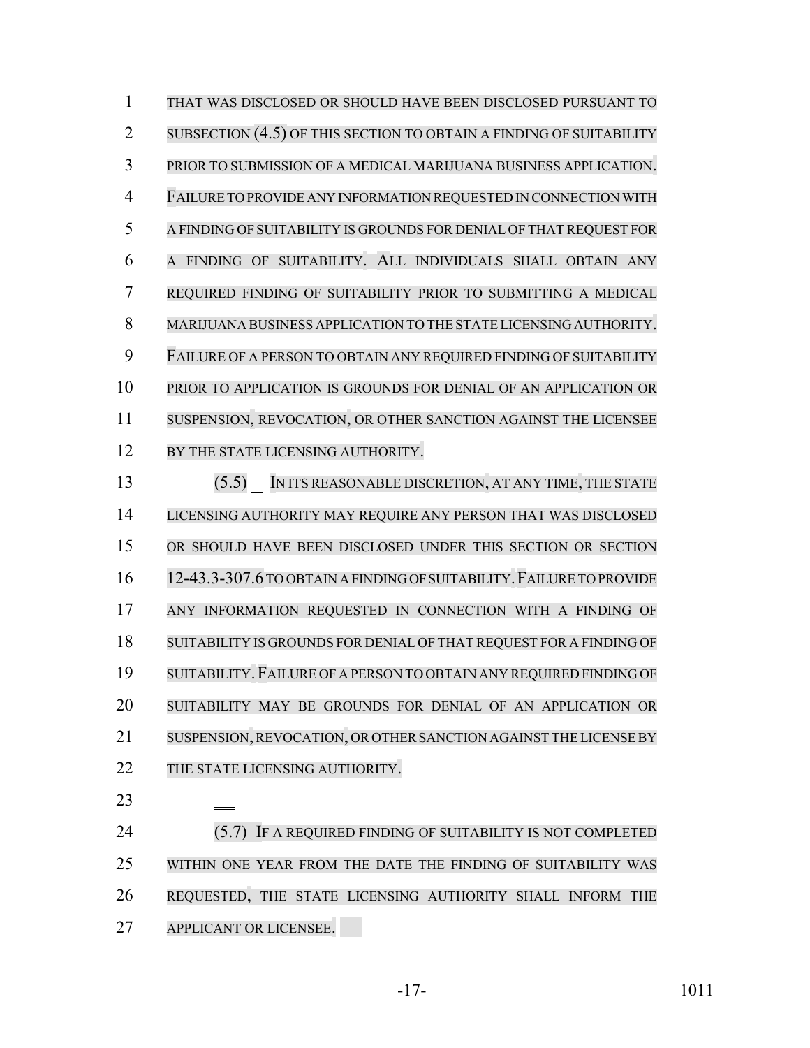THAT WAS DISCLOSED OR SHOULD HAVE BEEN DISCLOSED PURSUANT TO SUBSECTION (4.5) OF THIS SECTION TO OBTAIN A FINDING OF SUITABILITY PRIOR TO SUBMISSION OF A MEDICAL MARIJUANA BUSINESS APPLICATION. FAILURE TO PROVIDE ANY INFORMATION REQUESTED IN CONNECTION WITH A FINDING OF SUITABILITY IS GROUNDS FOR DENIAL OF THAT REQUEST FOR A FINDING OF SUITABILITY. ALL INDIVIDUALS SHALL OBTAIN ANY REQUIRED FINDING OF SUITABILITY PRIOR TO SUBMITTING A MEDICAL MARIJUANA BUSINESS APPLICATION TO THE STATE LICENSING AUTHORITY. FAILURE OF A PERSON TO OBTAIN ANY REQUIRED FINDING OF SUITABILITY PRIOR TO APPLICATION IS GROUNDS FOR DENIAL OF AN APPLICATION OR SUSPENSION, REVOCATION, OR OTHER SANCTION AGAINST THE LICENSEE BY THE STATE LICENSING AUTHORITY.

(5.5) IN ITS REASONABLE DISCRETION, AT ANY TIME, THE STATE LICENSING AUTHORITY MAY REQUIRE ANY PERSON THAT WAS DISCLOSED OR SHOULD HAVE BEEN DISCLOSED UNDER THIS SECTION OR SECTION 12-43.3-307.6 TO OBTAIN A FINDING OF SUITABILITY. FAILURE TO PROVIDE ANY INFORMATION REQUESTED IN CONNECTION WITH A FINDING OF SUITABILITY IS GROUNDS FOR DENIAL OF THAT REQUEST FOR A FINDING OF SUITABILITY. FAILURE OF A PERSON TO OBTAIN ANY REQUIRED FINDING OF SUITABILITY MAY BE GROUNDS FOR DENIAL OF AN APPLICATION OR SUSPENSION, REVOCATION, OR OTHER SANCTION AGAINST THE LICENSE BY THE STATE LICENSING AUTHORITY.

(5.7) IF A REQUIRED FINDING OF SUITABILITY IS NOT COMPLETED WITHIN ONE YEAR FROM THE DATE THE FINDING OF SUITABILITY WAS REQUESTED, THE STATE LICENSING AUTHORITY SHALL INFORM THE APPLICANT OR LICENSEE.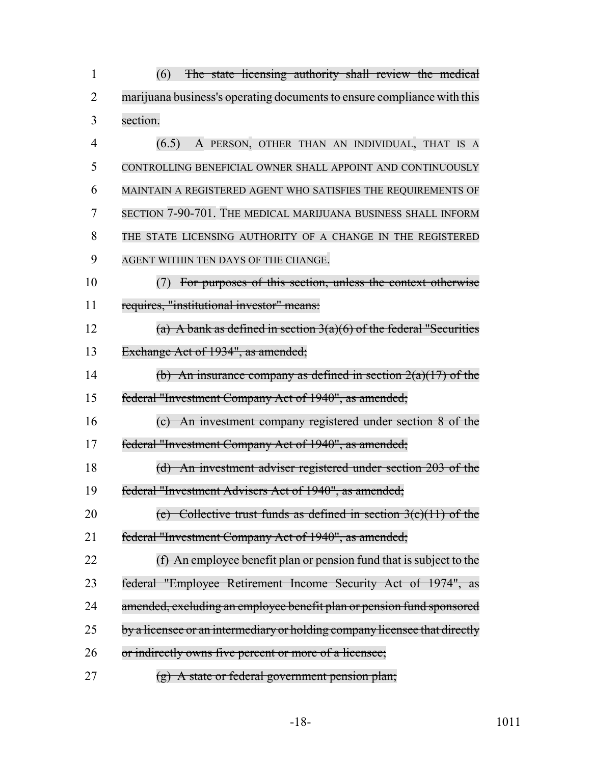(6) ~~The state licensing authority shall review the medical marijuana business's operating documents to ensure compliance with this section.~~

(6.5) A PERSON, OTHER THAN AN INDIVIDUAL, THAT IS A CONTROLLING BENEFICIAL OWNER SHALL APPOINT AND CONTINUOUSLY MAINTAIN A REGISTERED AGENT WHO SATISFIES THE REQUIREMENTS OF SECTION 7-90-701. THE MEDICAL MARIJUANA BUSINESS SHALL INFORM THE STATE LICENSING AUTHORITY OF A CHANGE IN THE REGISTERED AGENT WITHIN TEN DAYS OF THE CHANGE.

(7) ~~For purposes of this section, unless the context otherwise requires, "institutional investor" means:~~

~~(a) A bank as defined in section 3(a)(6) of the federal "Securities Exchange Act of 1934", as amended;~~

~~(b) An insurance company as defined in section 2(a)(17) of the federal "Investment Company Act of 1940", as amended;~~

~~(c) An investment company registered under section 8 of the federal "Investment Company Act of 1940", as amended;~~

~~(d) An investment adviser registered under section 203 of the federal "Investment Advisers Act of 1940", as amended;~~

~~(e) Collective trust funds as defined in section 3(c)(11) of the federal "Investment Company Act of 1940", as amended;~~

~~(f) An employee benefit plan or pension fund that is subject to the federal "Employee Retirement Income Security Act of 1974", as amended, excluding an employee benefit plan or pension fund sponsored by a licensee or an intermediary or holding company licensee that directly or indirectly owns five percent or more of a licensee;~~

~~(g) A state or federal government pension plan;~~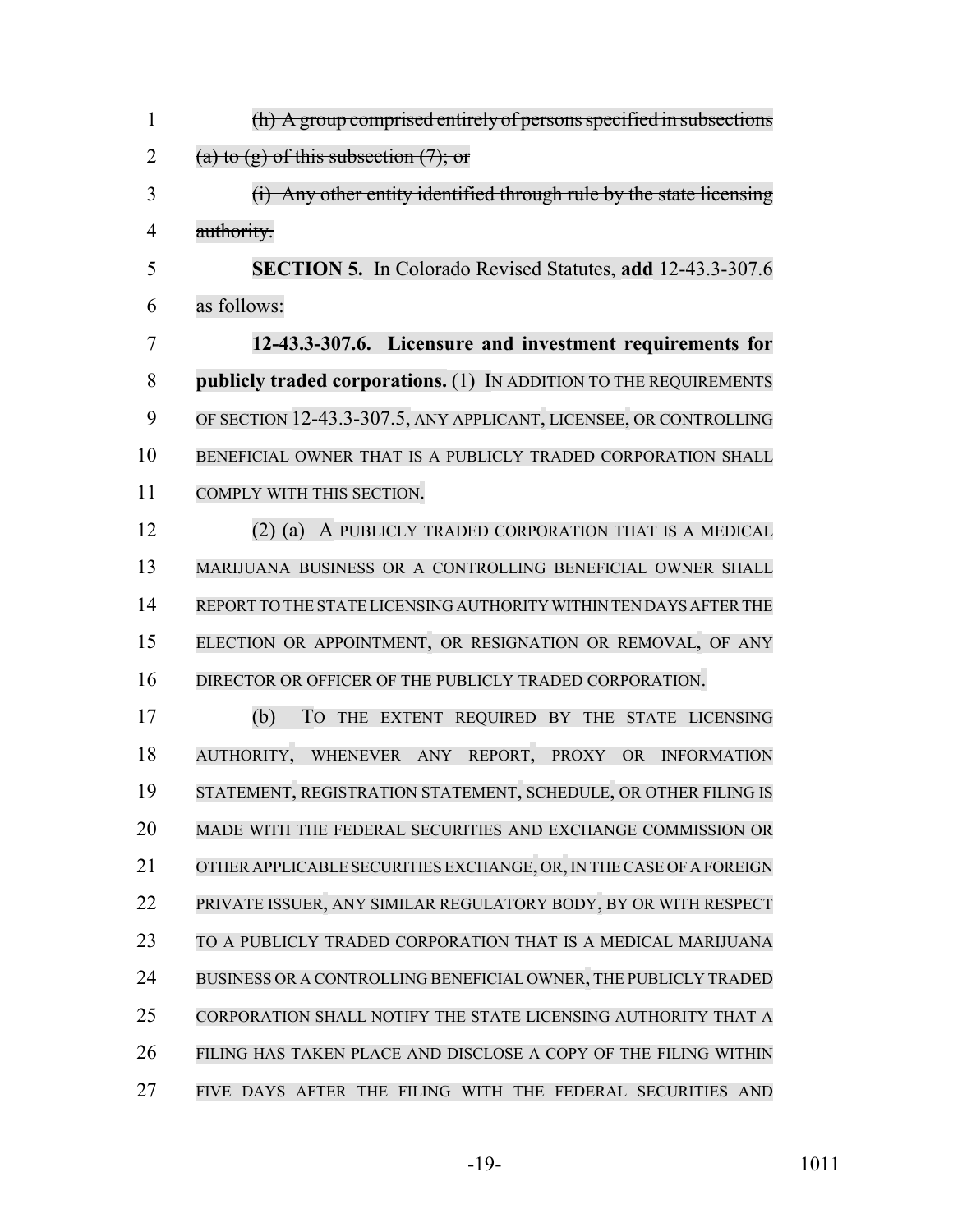~~(h) A group comprised entirely of persons specified in subsections (a) to (g) of this subsection (7); or~~

~~(i) Any other entity identified through rule by the state licensing authority.~~

**SECTION 5.** In Colorado Revised Statutes, **add** 12-43.3-307.6 as follows:

**12-43.3-307.6. Licensure and investment requirements for publicly traded corporations.** (1) IN ADDITION TO THE REQUIREMENTS OF SECTION 12-43.3-307.5, ANY APPLICANT, LICENSEE, OR CONTROLLING BENEFICIAL OWNER THAT IS A PUBLICLY TRADED CORPORATION SHALL COMPLY WITH THIS SECTION.

(2) (a) A PUBLICLY TRADED CORPORATION THAT IS A MEDICAL MARIJUANA BUSINESS OR A CONTROLLING BENEFICIAL OWNER SHALL REPORT TO THE STATE LICENSING AUTHORITY WITHIN TEN DAYS AFTER THE ELECTION OR APPOINTMENT, OR RESIGNATION OR REMOVAL, OF ANY DIRECTOR OR OFFICER OF THE PUBLICLY TRADED CORPORATION.

(b) TO THE EXTENT REQUIRED BY THE STATE LICENSING AUTHORITY, WHENEVER ANY REPORT, PROXY OR INFORMATION STATEMENT, REGISTRATION STATEMENT, SCHEDULE, OR OTHER FILING IS MADE WITH THE FEDERAL SECURITIES AND EXCHANGE COMMISSION OR OTHER APPLICABLE SECURITIES EXCHANGE, OR, IN THE CASE OF A FOREIGN PRIVATE ISSUER, ANY SIMILAR REGULATORY BODY, BY OR WITH RESPECT TO A PUBLICLY TRADED CORPORATION THAT IS A MEDICAL MARIJUANA BUSINESS OR A CONTROLLING BENEFICIAL OWNER, THE PUBLICLY TRADED CORPORATION SHALL NOTIFY THE STATE LICENSING AUTHORITY THAT A FILING HAS TAKEN PLACE AND DISCLOSE A COPY OF THE FILING WITHIN FIVE DAYS AFTER THE FILING WITH THE FEDERAL SECURITIES AND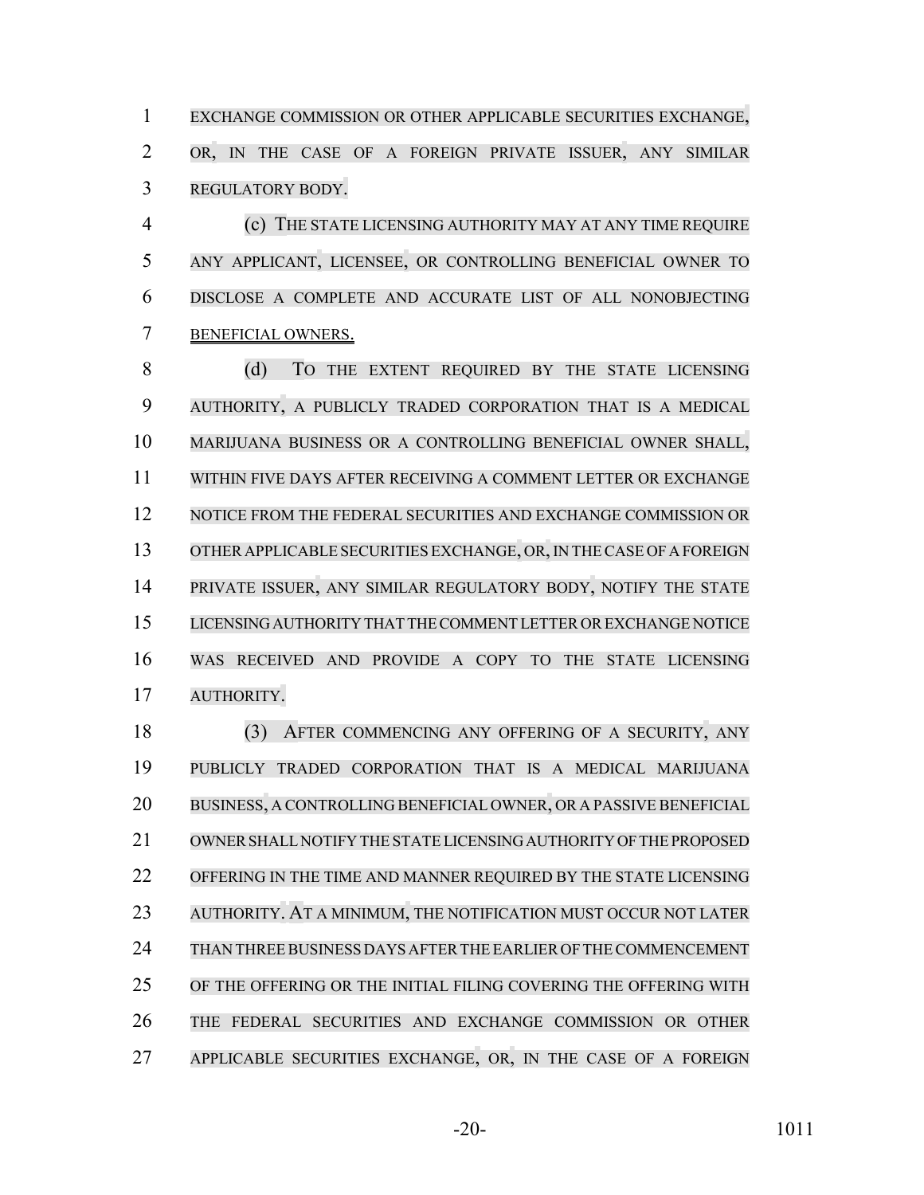EXCHANGE COMMISSION OR OTHER APPLICABLE SECURITIES EXCHANGE, OR, IN THE CASE OF A FOREIGN PRIVATE ISSUER, ANY SIMILAR REGULATORY BODY.

(c) THE STATE LICENSING AUTHORITY MAY AT ANY TIME REQUIRE ANY APPLICANT, LICENSEE, OR CONTROLLING BENEFICIAL OWNER TO DISCLOSE A COMPLETE AND ACCURATE LIST OF ALL NONOBJECTING BENEFICIAL OWNERS.

(d) TO THE EXTENT REQUIRED BY THE STATE LICENSING AUTHORITY, A PUBLICLY TRADED CORPORATION THAT IS A MEDICAL MARIJUANA BUSINESS OR A CONTROLLING BENEFICIAL OWNER SHALL, WITHIN FIVE DAYS AFTER RECEIVING A COMMENT LETTER OR EXCHANGE NOTICE FROM THE FEDERAL SECURITIES AND EXCHANGE COMMISSION OR OTHER APPLICABLE SECURITIES EXCHANGE, OR, IN THE CASE OF A FOREIGN PRIVATE ISSUER, ANY SIMILAR REGULATORY BODY, NOTIFY THE STATE LICENSING AUTHORITY THAT THE COMMENT LETTER OR EXCHANGE NOTICE WAS RECEIVED AND PROVIDE A COPY TO THE STATE LICENSING AUTHORITY.

(3) AFTER COMMENCING ANY OFFERING OF A SECURITY, ANY PUBLICLY TRADED CORPORATION THAT IS A MEDICAL MARIJUANA BUSINESS, A CONTROLLING BENEFICIAL OWNER, OR A PASSIVE BENEFICIAL OWNER SHALL NOTIFY THE STATE LICENSING AUTHORITY OF THE PROPOSED OFFERING IN THE TIME AND MANNER REQUIRED BY THE STATE LICENSING AUTHORITY. AT A MINIMUM, THE NOTIFICATION MUST OCCUR NOT LATER THAN THREE BUSINESS DAYS AFTER THE EARLIER OF THE COMMENCEMENT OF THE OFFERING OR THE INITIAL FILING COVERING THE OFFERING WITH THE FEDERAL SECURITIES AND EXCHANGE COMMISSION OR OTHER APPLICABLE SECURITIES EXCHANGE, OR, IN THE CASE OF A FOREIGN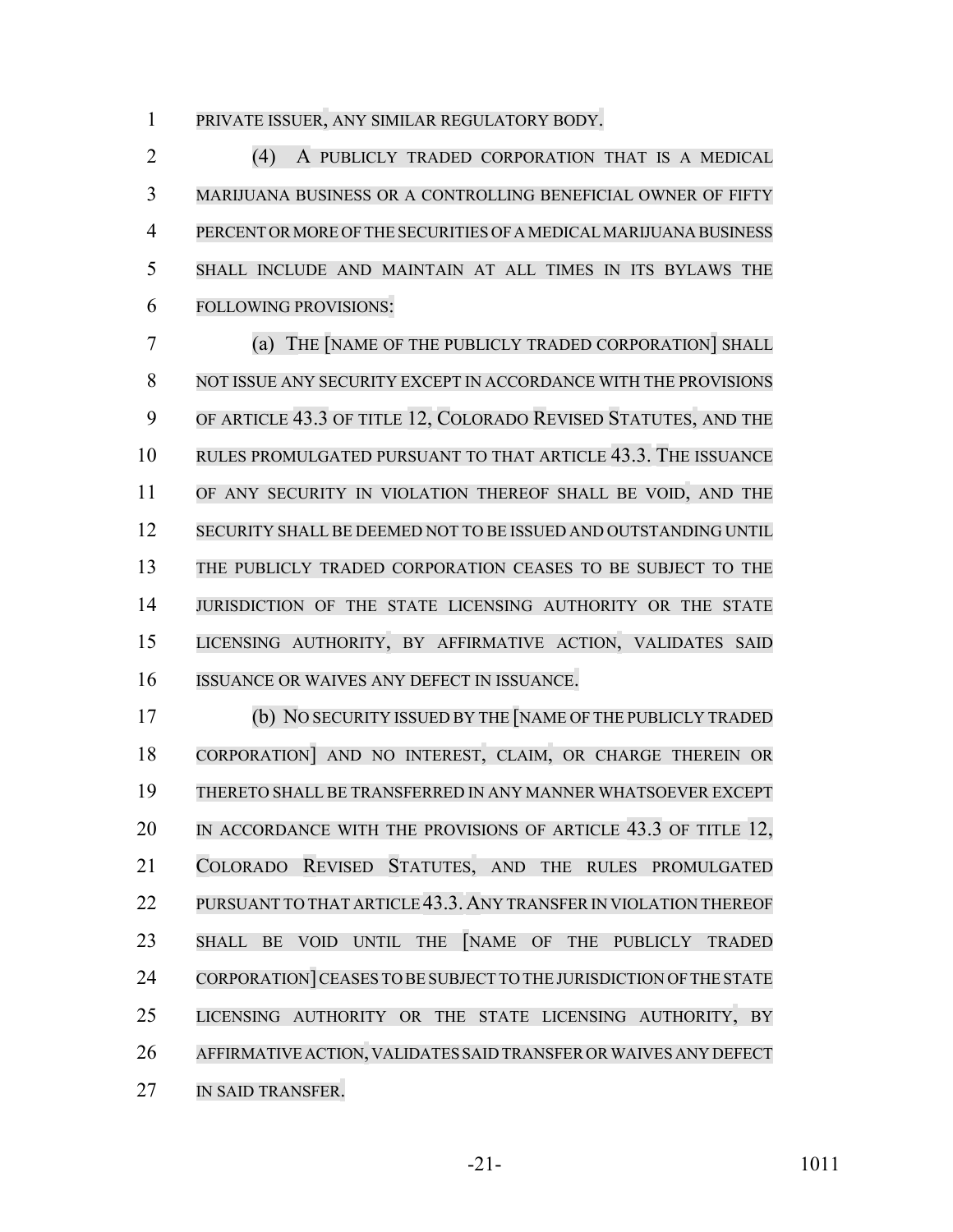PRIVATE ISSUER, ANY SIMILAR REGULATORY BODY.

(4) A PUBLICLY TRADED CORPORATION THAT IS A MEDICAL MARIJUANA BUSINESS OR A CONTROLLING BENEFICIAL OWNER OF FIFTY PERCENT OR MORE OF THE SECURITIES OF A MEDICAL MARIJUANA BUSINESS SHALL INCLUDE AND MAINTAIN AT ALL TIMES IN ITS BYLAWS THE FOLLOWING PROVISIONS:

(a) THE [NAME OF THE PUBLICLY TRADED CORPORATION] SHALL NOT ISSUE ANY SECURITY EXCEPT IN ACCORDANCE WITH THE PROVISIONS OF ARTICLE 43.3 OF TITLE 12, COLORADO REVISED STATUTES, AND THE RULES PROMULGATED PURSUANT TO THAT ARTICLE 43.3. THE ISSUANCE OF ANY SECURITY IN VIOLATION THEREOF SHALL BE VOID, AND THE SECURITY SHALL BE DEEMED NOT TO BE ISSUED AND OUTSTANDING UNTIL THE PUBLICLY TRADED CORPORATION CEASES TO BE SUBJECT TO THE JURISDICTION OF THE STATE LICENSING AUTHORITY OR THE STATE LICENSING AUTHORITY, BY AFFIRMATIVE ACTION, VALIDATES SAID ISSUANCE OR WAIVES ANY DEFECT IN ISSUANCE.

(b) NO SECURITY ISSUED BY THE [NAME OF THE PUBLICLY TRADED CORPORATION] AND NO INTEREST, CLAIM, OR CHARGE THEREIN OR THERETO SHALL BE TRANSFERRED IN ANY MANNER WHATSOEVER EXCEPT IN ACCORDANCE WITH THE PROVISIONS OF ARTICLE 43.3 OF TITLE 12, COLORADO REVISED STATUTES, AND THE RULES PROMULGATED PURSUANT TO THAT ARTICLE 43.3. ANY TRANSFER IN VIOLATION THEREOF SHALL BE VOID UNTIL THE [NAME OF THE PUBLICLY TRADED CORPORATION] CEASES TO BE SUBJECT TO THE JURISDICTION OF THE STATE LICENSING AUTHORITY OR THE STATE LICENSING AUTHORITY, BY AFFIRMATIVE ACTION, VALIDATES SAID TRANSFER OR WAIVES ANY DEFECT IN SAID TRANSFER.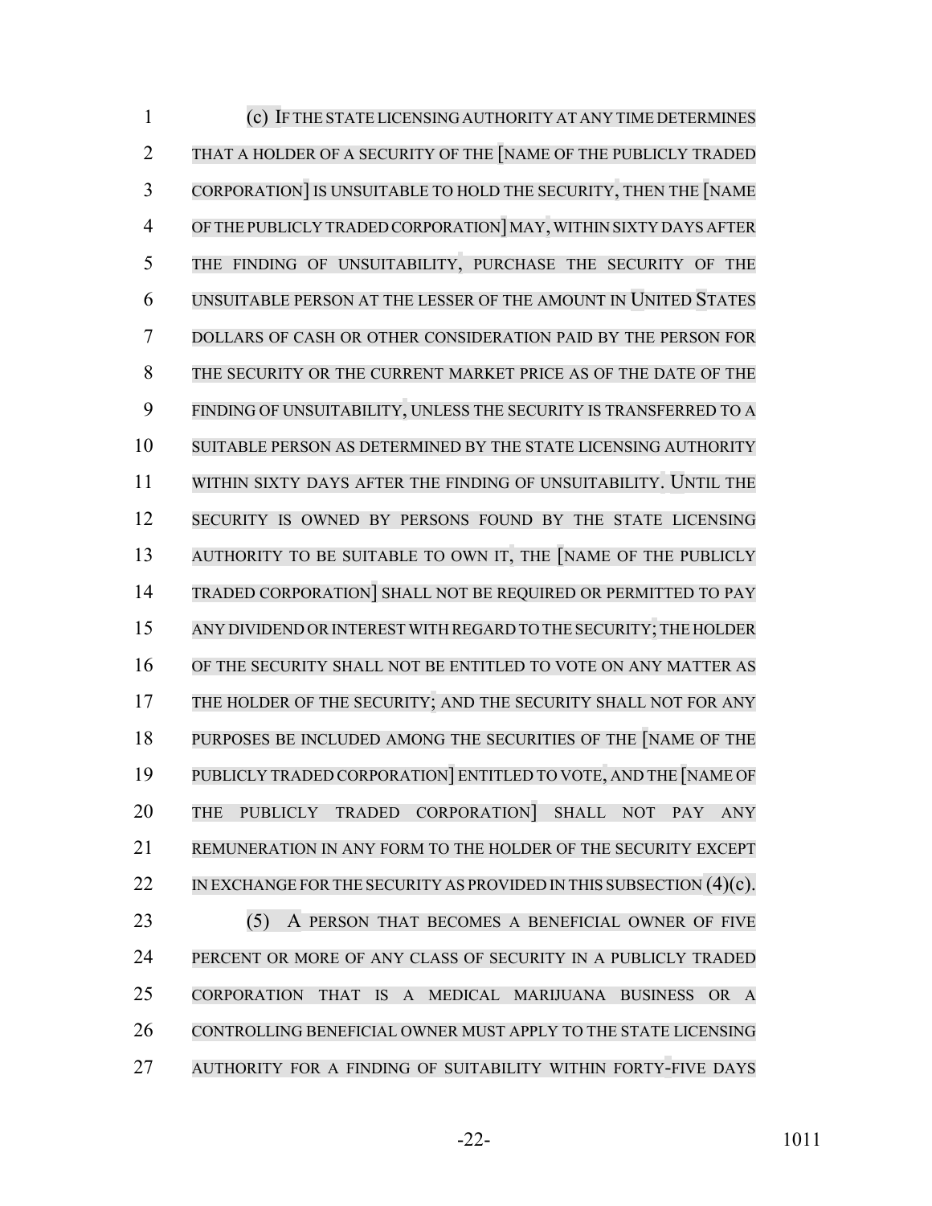(c) IF THE STATE LICENSING AUTHORITY AT ANY TIME DETERMINES THAT A HOLDER OF A SECURITY OF THE [NAME OF THE PUBLICLY TRADED CORPORATION] IS UNSUITABLE TO HOLD THE SECURITY, THEN THE [NAME OF THE PUBLICLY TRADED CORPORATION] MAY, WITHIN SIXTY DAYS AFTER THE FINDING OF UNSUITABILITY, PURCHASE THE SECURITY OF THE UNSUITABLE PERSON AT THE LESSER OF THE AMOUNT IN UNITED STATES DOLLARS OF CASH OR OTHER CONSIDERATION PAID BY THE PERSON FOR THE SECURITY OR THE CURRENT MARKET PRICE AS OF THE DATE OF THE FINDING OF UNSUITABILITY, UNLESS THE SECURITY IS TRANSFERRED TO A SUITABLE PERSON AS DETERMINED BY THE STATE LICENSING AUTHORITY WITHIN SIXTY DAYS AFTER THE FINDING OF UNSUITABILITY. UNTIL THE SECURITY IS OWNED BY PERSONS FOUND BY THE STATE LICENSING AUTHORITY TO BE SUITABLE TO OWN IT, THE [NAME OF THE PUBLICLY TRADED CORPORATION] SHALL NOT BE REQUIRED OR PERMITTED TO PAY ANY DIVIDEND OR INTEREST WITH REGARD TO THE SECURITY; THE HOLDER OF THE SECURITY SHALL NOT BE ENTITLED TO VOTE ON ANY MATTER AS THE HOLDER OF THE SECURITY; AND THE SECURITY SHALL NOT FOR ANY PURPOSES BE INCLUDED AMONG THE SECURITIES OF THE [NAME OF THE PUBLICLY TRADED CORPORATION] ENTITLED TO VOTE, AND THE [NAME OF THE PUBLICLY TRADED CORPORATION] SHALL NOT PAY ANY REMUNERATION IN ANY FORM TO THE HOLDER OF THE SECURITY EXCEPT IN EXCHANGE FOR THE SECURITY AS PROVIDED IN THIS SUBSECTION (4)(c).

(5) A PERSON THAT BECOMES A BENEFICIAL OWNER OF FIVE PERCENT OR MORE OF ANY CLASS OF SECURITY IN A PUBLICLY TRADED CORPORATION THAT IS A MEDICAL MARIJUANA BUSINESS OR A CONTROLLING BENEFICIAL OWNER MUST APPLY TO THE STATE LICENSING AUTHORITY FOR A FINDING OF SUITABILITY WITHIN FORTY-FIVE DAYS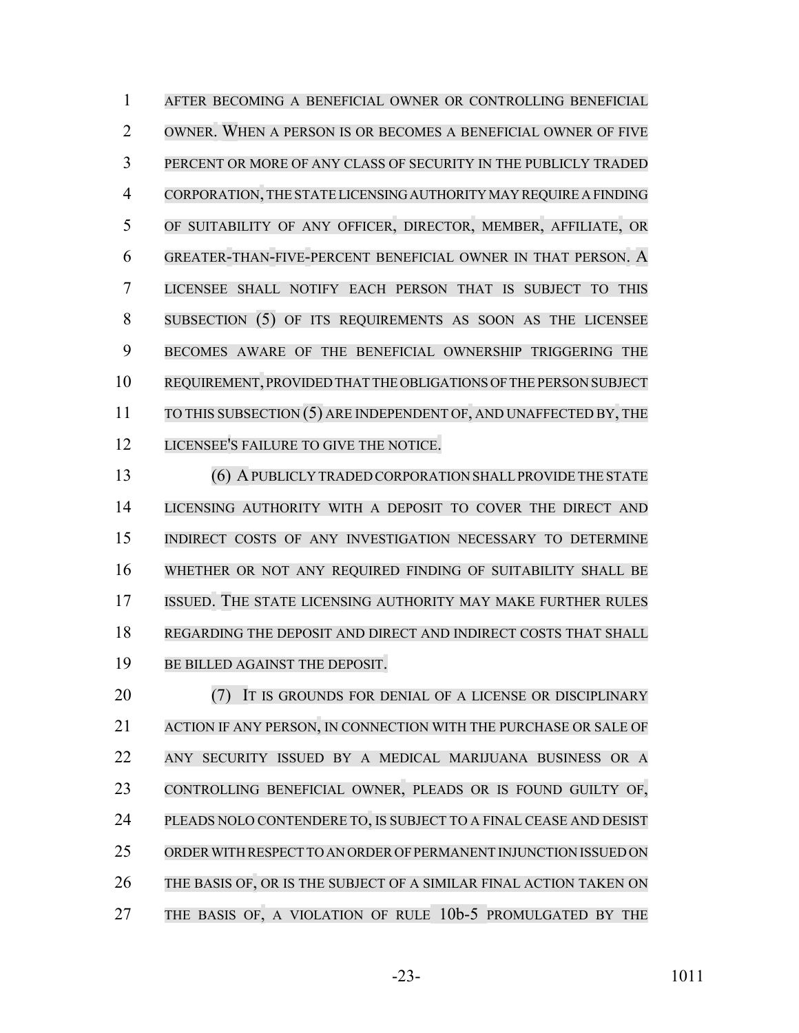AFTER BECOMING A BENEFICIAL OWNER OR CONTROLLING BENEFICIAL OWNER. WHEN A PERSON IS OR BECOMES A BENEFICIAL OWNER OF FIVE PERCENT OR MORE OF ANY CLASS OF SECURITY IN THE PUBLICLY TRADED CORPORATION, THE STATE LICENSING AUTHORITY MAY REQUIRE A FINDING OF SUITABILITY OF ANY OFFICER, DIRECTOR, MEMBER, AFFILIATE, OR GREATER-THAN-FIVE-PERCENT BENEFICIAL OWNER IN THAT PERSON. A LICENSEE SHALL NOTIFY EACH PERSON THAT IS SUBJECT TO THIS SUBSECTION (5) OF ITS REQUIREMENTS AS SOON AS THE LICENSEE BECOMES AWARE OF THE BENEFICIAL OWNERSHIP TRIGGERING THE REQUIREMENT, PROVIDED THAT THE OBLIGATIONS OF THE PERSON SUBJECT TO THIS SUBSECTION (5) ARE INDEPENDENT OF, AND UNAFFECTED BY, THE LICENSEE'S FAILURE TO GIVE THE NOTICE.

(6) A PUBLICLY TRADED CORPORATION SHALL PROVIDE THE STATE LICENSING AUTHORITY WITH A DEPOSIT TO COVER THE DIRECT AND INDIRECT COSTS OF ANY INVESTIGATION NECESSARY TO DETERMINE WHETHER OR NOT ANY REQUIRED FINDING OF SUITABILITY SHALL BE ISSUED. THE STATE LICENSING AUTHORITY MAY MAKE FURTHER RULES REGARDING THE DEPOSIT AND DIRECT AND INDIRECT COSTS THAT SHALL BE BILLED AGAINST THE DEPOSIT.

(7) IT IS GROUNDS FOR DENIAL OF A LICENSE OR DISCIPLINARY ACTION IF ANY PERSON, IN CONNECTION WITH THE PURCHASE OR SALE OF ANY SECURITY ISSUED BY A MEDICAL MARIJUANA BUSINESS OR A CONTROLLING BENEFICIAL OWNER, PLEADS OR IS FOUND GUILTY OF, PLEADS NOLO CONTENDERE TO, IS SUBJECT TO A FINAL CEASE AND DESIST ORDER WITH RESPECT TO AN ORDER OF PERMANENT INJUNCTION ISSUED ON THE BASIS OF, OR IS THE SUBJECT OF A SIMILAR FINAL ACTION TAKEN ON THE BASIS OF, A VIOLATION OF RULE 10b-5 PROMULGATED BY THE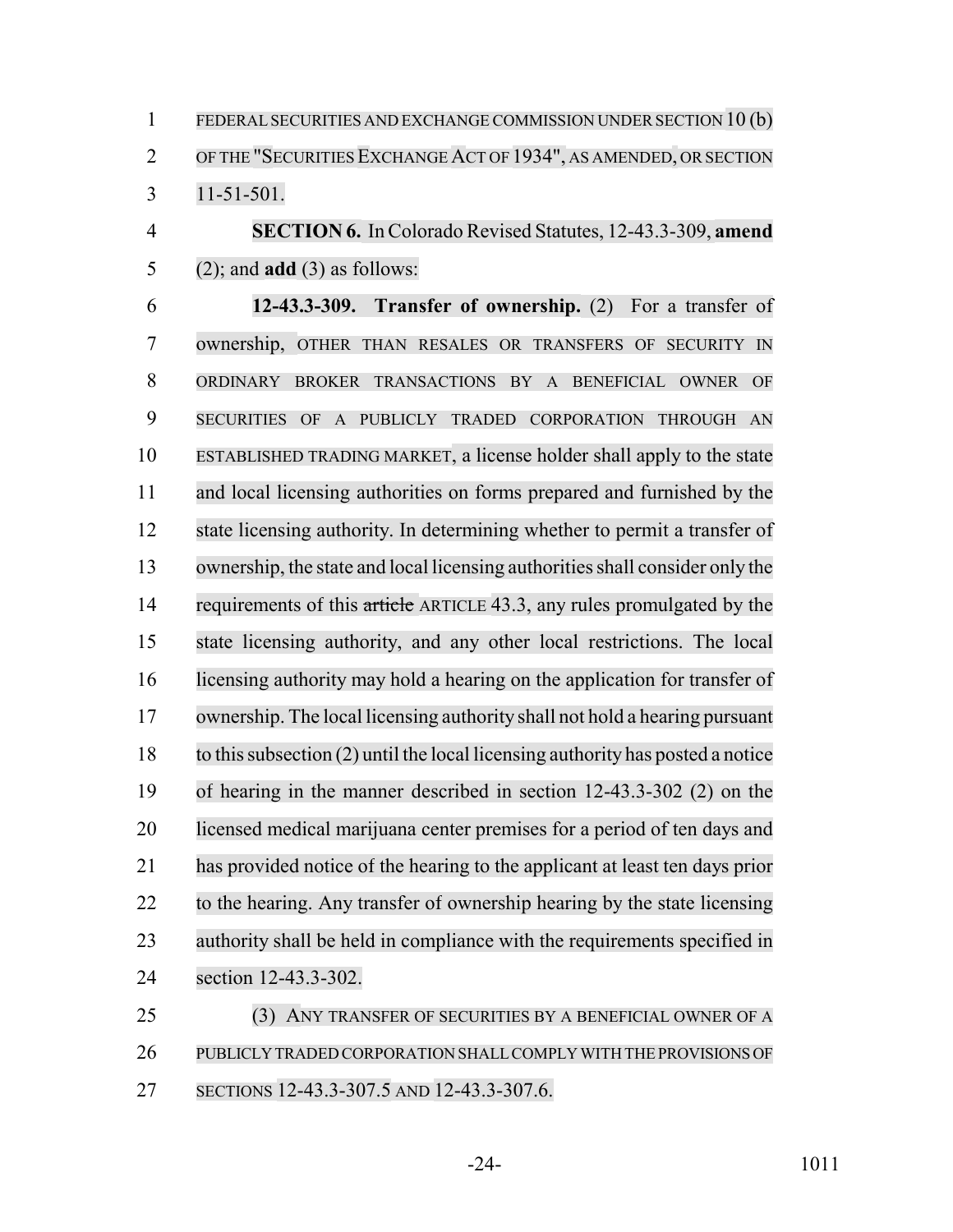FEDERAL SECURITIES AND EXCHANGE COMMISSION UNDER SECTION 10 (b) OF THE "SECURITIES EXCHANGE ACT OF 1934", AS AMENDED, OR SECTION 11-51-501.

**SECTION 6.** In Colorado Revised Statutes, 12-43.3-309, **amend** (2); and **add** (3) as follows:

**12-43.3-309. Transfer of ownership.** (2) For a transfer of ownership, OTHER THAN RESALES OR TRANSFERS OF SECURITY IN ORDINARY BROKER TRANSACTIONS BY A BENEFICIAL OWNER OF SECURITIES OF A PUBLICLY TRADED CORPORATION THROUGH AN ESTABLISHED TRADING MARKET, a license holder shall apply to the state and local licensing authorities on forms prepared and furnished by the state licensing authority. In determining whether to permit a transfer of ownership, the state and local licensing authorities shall consider only the requirements of this ~~article~~ ARTICLE 43.3, any rules promulgated by the state licensing authority, and any other local restrictions. The local licensing authority may hold a hearing on the application for transfer of ownership. The local licensing authority shall not hold a hearing pursuant to this subsection (2) until the local licensing authority has posted a notice of hearing in the manner described in section 12-43.3-302 (2) on the licensed medical marijuana center premises for a period of ten days and has provided notice of the hearing to the applicant at least ten days prior to the hearing. Any transfer of ownership hearing by the state licensing authority shall be held in compliance with the requirements specified in section 12-43.3-302.

(3) ANY TRANSFER OF SECURITIES BY A BENEFICIAL OWNER OF A PUBLICLY TRADED CORPORATION SHALL COMPLY WITH THE PROVISIONS OF SECTIONS 12-43.3-307.5 AND 12-43.3-307.6.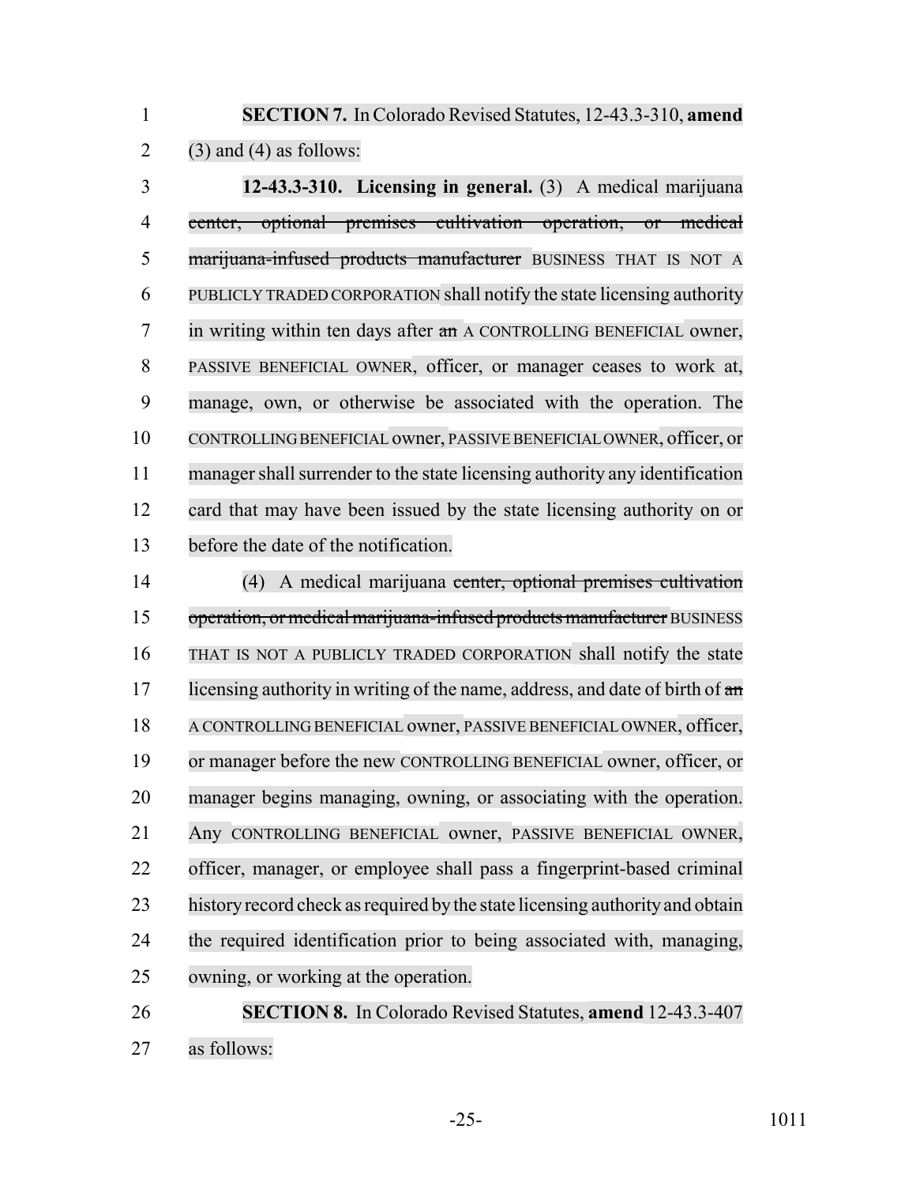**SECTION 7.** In Colorado Revised Statutes, 12-43.3-310, **amend** (3) and (4) as follows:

**12-43.3-310. Licensing in general.** (3) A medical marijuana ~~center, optional premises cultivation operation, or medical marijuana-infused products manufacturer~~ BUSINESS THAT IS NOT A PUBLICLY TRADED CORPORATION shall notify the state licensing authority in writing within ten days after ~~an~~ A CONTROLLING BENEFICIAL owner, PASSIVE BENEFICIAL OWNER, officer, or manager ceases to work at, manage, own, or otherwise be associated with the operation. The CONTROLLING BENEFICIAL owner, PASSIVE BENEFICIAL OWNER, officer, or manager shall surrender to the state licensing authority any identification card that may have been issued by the state licensing authority on or before the date of the notification.

(4) A medical marijuana ~~center, optional premises cultivation operation, or medical marijuana-infused products manufacturer~~ BUSINESS THAT IS NOT A PUBLICLY TRADED CORPORATION shall notify the state licensing authority in writing of the name, address, and date of birth of ~~an~~ A CONTROLLING BENEFICIAL owner, PASSIVE BENEFICIAL OWNER, officer, or manager before the new CONTROLLING BENEFICIAL owner, officer, or manager begins managing, owning, or associating with the operation. Any CONTROLLING BENEFICIAL owner, PASSIVE BENEFICIAL OWNER, officer, manager, or employee shall pass a fingerprint-based criminal history record check as required by the state licensing authority and obtain the required identification prior to being associated with, managing, owning, or working at the operation.

**SECTION 8.** In Colorado Revised Statutes, **amend** 12-43.3-407 as follows: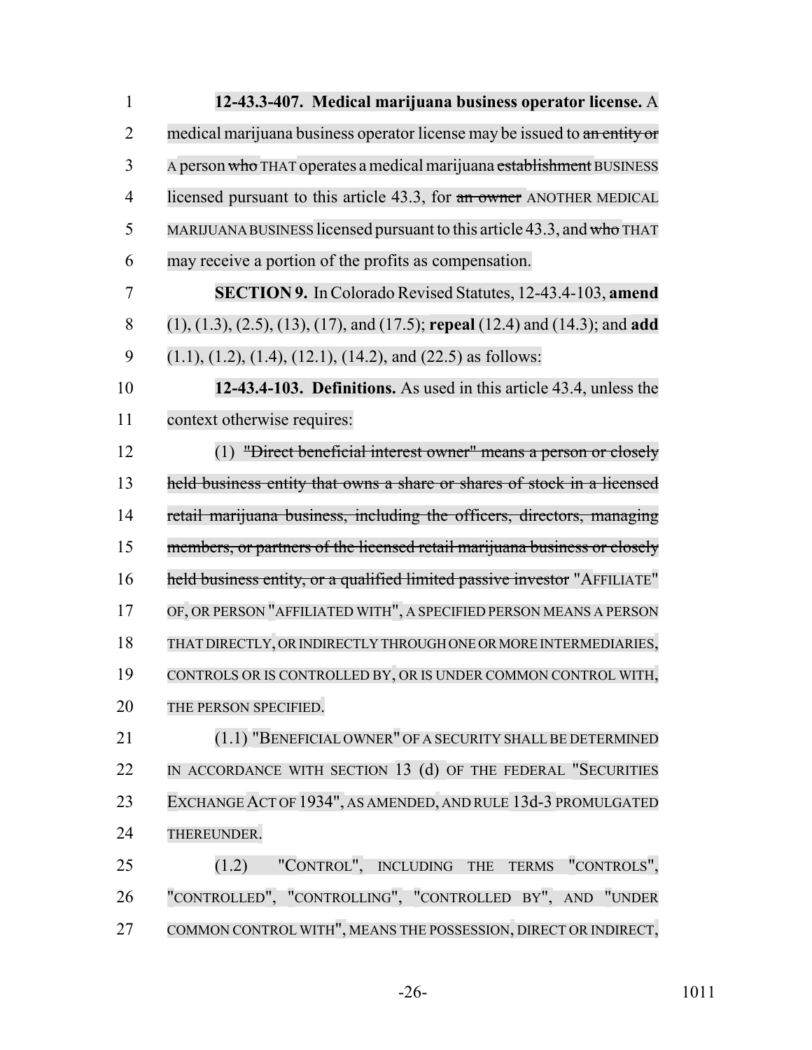**12-43.3-407. Medical marijuana business operator license.** A medical marijuana business operator license may be issued to ~~an entity or~~ A person ~~who~~ THAT operates a medical marijuana ~~establishment~~ BUSINESS licensed pursuant to this article 43.3, for ~~an owner~~ ANOTHER MEDICAL MARIJUANA BUSINESS licensed pursuant to this article 43.3, and ~~who~~ THAT may receive a portion of the profits as compensation.

**SECTION 9.** In Colorado Revised Statutes, 12-43.4-103, **amend** (1), (1.3), (2.5), (13), (17), and (17.5); **repeal** (12.4) and (14.3); and **add** (1.1), (1.2), (1.4), (12.1), (14.2), and (22.5) as follows:

**12-43.4-103. Definitions.** As used in this article 43.4, unless the context otherwise requires:

(1) ~~"Direct beneficial interest owner" means a person or closely held business entity that owns a share or shares of stock in a licensed retail marijuana business, including the officers, directors, managing members, or partners of the licensed retail marijuana business or closely held business entity, or a qualified limited passive investor~~ "AFFILIATE" OF, OR PERSON "AFFILIATED WITH", A SPECIFIED PERSON MEANS A PERSON THAT DIRECTLY, OR INDIRECTLY THROUGH ONE OR MORE INTERMEDIARIES, CONTROLS OR IS CONTROLLED BY, OR IS UNDER COMMON CONTROL WITH, THE PERSON SPECIFIED.

(1.1) "BENEFICIAL OWNER" OF A SECURITY SHALL BE DETERMINED IN ACCORDANCE WITH SECTION 13 (d) OF THE FEDERAL "SECURITIES EXCHANGE ACT OF 1934", AS AMENDED, AND RULE 13d-3 PROMULGATED THEREUNDER.

(1.2) "CONTROL", INCLUDING THE TERMS "CONTROLS", "CONTROLLED", "CONTROLLING", "CONTROLLED BY", AND "UNDER COMMON CONTROL WITH", MEANS THE POSSESSION, DIRECT OR INDIRECT,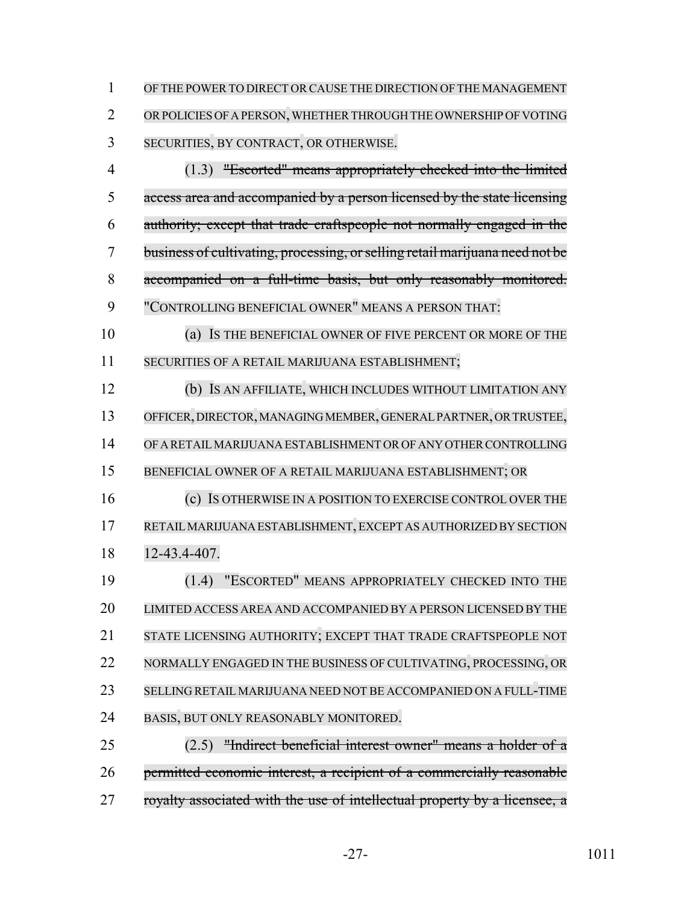OF THE POWER TO DIRECT OR CAUSE THE DIRECTION OF THE MANAGEMENT OR POLICIES OF A PERSON, WHETHER THROUGH THE OWNERSHIP OF VOTING SECURITIES, BY CONTRACT, OR OTHERWISE.

(1.3) ~~"Escorted" means appropriately checked into the limited access area and accompanied by a person licensed by the state licensing authority; except that trade craftspeople not normally engaged in the business of cultivating, processing, or selling retail marijuana need not be accompanied on a full-time basis, but only reasonably monitored.~~ "CONTROLLING BENEFICIAL OWNER" MEANS A PERSON THAT:

(a) IS THE BENEFICIAL OWNER OF FIVE PERCENT OR MORE OF THE SECURITIES OF A RETAIL MARIJUANA ESTABLISHMENT;

(b) IS AN AFFILIATE, WHICH INCLUDES WITHOUT LIMITATION ANY OFFICER, DIRECTOR, MANAGING MEMBER, GENERAL PARTNER, OR TRUSTEE, OF A RETAIL MARIJUANA ESTABLISHMENT OR OF ANY OTHER CONTROLLING BENEFICIAL OWNER OF A RETAIL MARIJUANA ESTABLISHMENT; OR

(c) IS OTHERWISE IN A POSITION TO EXERCISE CONTROL OVER THE RETAIL MARIJUANA ESTABLISHMENT, EXCEPT AS AUTHORIZED BY SECTION 12-43.4-407.

(1.4) "ESCORTED" MEANS APPROPRIATELY CHECKED INTO THE LIMITED ACCESS AREA AND ACCOMPANIED BY A PERSON LICENSED BY THE STATE LICENSING AUTHORITY; EXCEPT THAT TRADE CRAFTSPEOPLE NOT NORMALLY ENGAGED IN THE BUSINESS OF CULTIVATING, PROCESSING, OR SELLING RETAIL MARIJUANA NEED NOT BE ACCOMPANIED ON A FULL-TIME BASIS, BUT ONLY REASONABLY MONITORED.

(2.5) ~~"Indirect beneficial interest owner" means a holder of a permitted economic interest, a recipient of a commercially reasonable royalty associated with the use of intellectual property by a licensee, a~~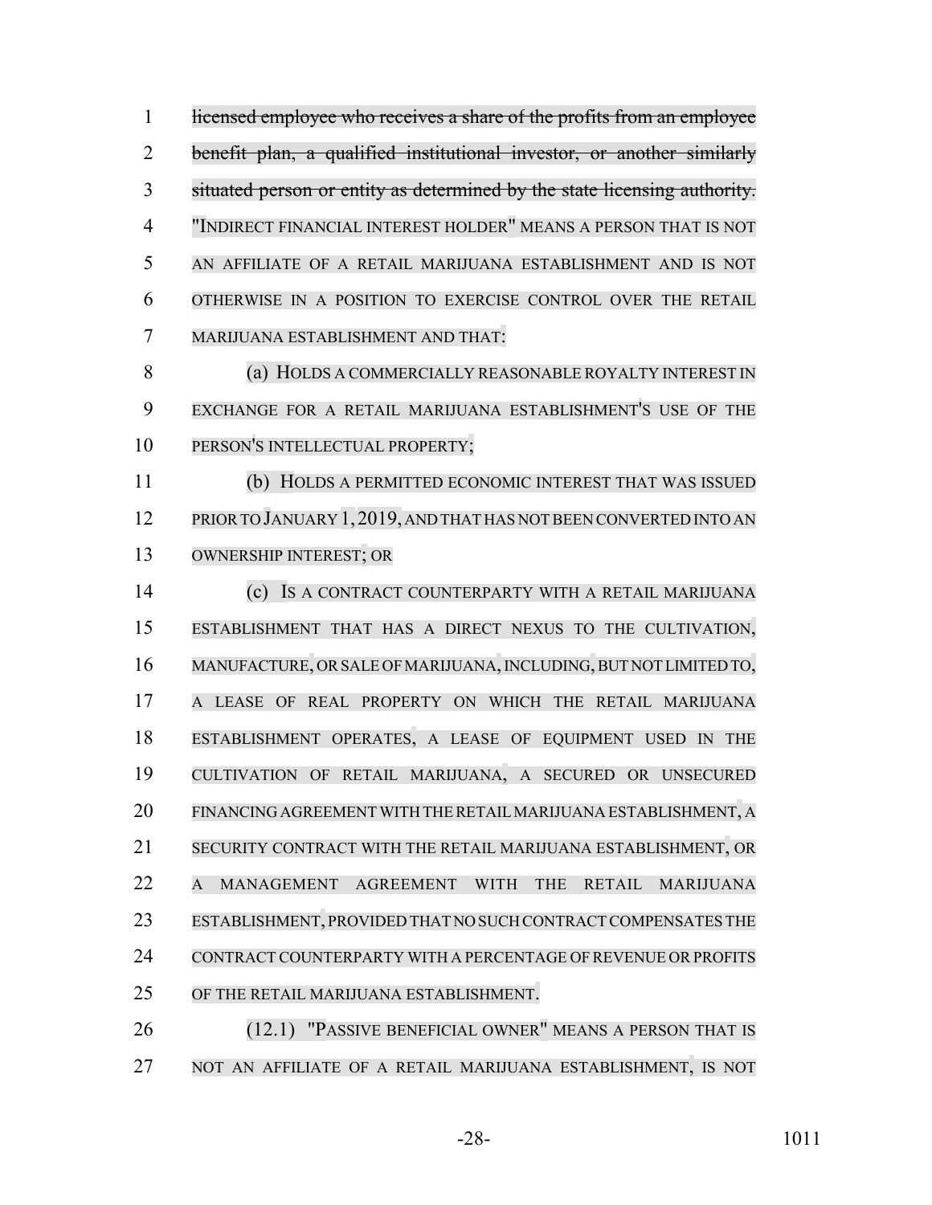~~licensed employee who receives a share of the profits from an employee benefit plan, a qualified institutional investor, or another similarly situated person or entity as determined by the state licensing authority.~~ "INDIRECT FINANCIAL INTEREST HOLDER" MEANS A PERSON THAT IS NOT AN AFFILIATE OF A RETAIL MARIJUANA ESTABLISHMENT AND IS NOT OTHERWISE IN A POSITION TO EXERCISE CONTROL OVER THE RETAIL MARIJUANA ESTABLISHMENT AND THAT:

(a) HOLDS A COMMERCIALLY REASONABLE ROYALTY INTEREST IN EXCHANGE FOR A RETAIL MARIJUANA ESTABLISHMENT'S USE OF THE PERSON'S INTELLECTUAL PROPERTY;

(b) HOLDS A PERMITTED ECONOMIC INTEREST THAT WAS ISSUED PRIOR TO JANUARY 1, 2019, AND THAT HAS NOT BEEN CONVERTED INTO AN OWNERSHIP INTEREST; OR

(c) IS A CONTRACT COUNTERPARTY WITH A RETAIL MARIJUANA ESTABLISHMENT THAT HAS A DIRECT NEXUS TO THE CULTIVATION, MANUFACTURE, OR SALE OF MARIJUANA, INCLUDING, BUT NOT LIMITED TO, A LEASE OF REAL PROPERTY ON WHICH THE RETAIL MARIJUANA ESTABLISHMENT OPERATES, A LEASE OF EQUIPMENT USED IN THE CULTIVATION OF RETAIL MARIJUANA, A SECURED OR UNSECURED FINANCING AGREEMENT WITH THE RETAIL MARIJUANA ESTABLISHMENT, A SECURITY CONTRACT WITH THE RETAIL MARIJUANA ESTABLISHMENT, OR A MANAGEMENT AGREEMENT WITH THE RETAIL MARIJUANA ESTABLISHMENT, PROVIDED THAT NO SUCH CONTRACT COMPENSATES THE CONTRACT COUNTERPARTY WITH A PERCENTAGE OF REVENUE OR PROFITS OF THE RETAIL MARIJUANA ESTABLISHMENT.

(12.1) "PASSIVE BENEFICIAL OWNER" MEANS A PERSON THAT IS NOT AN AFFILIATE OF A RETAIL MARIJUANA ESTABLISHMENT, IS NOT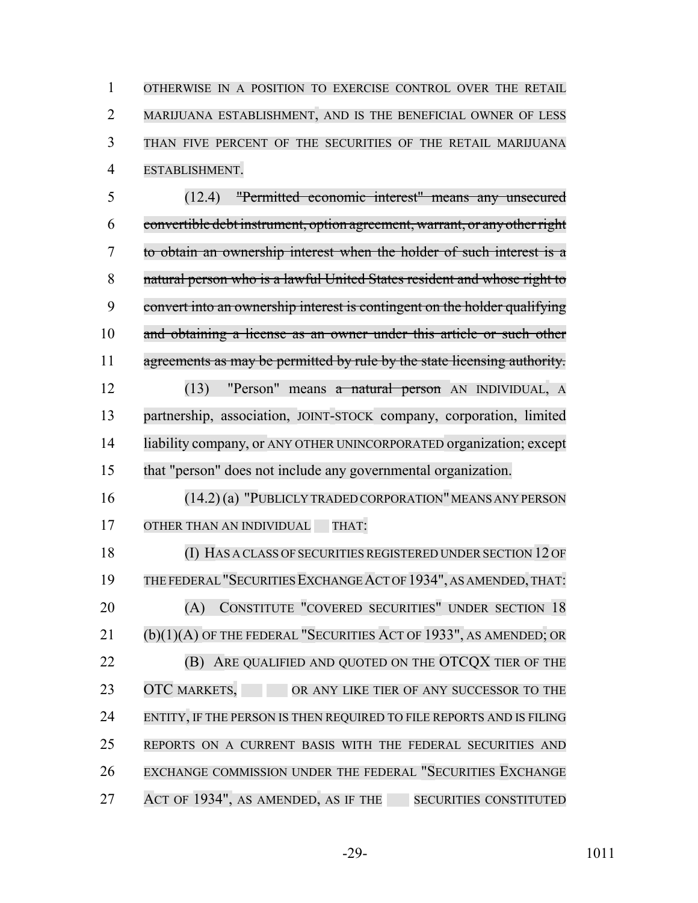OTHERWISE IN A POSITION TO EXERCISE CONTROL OVER THE RETAIL MARIJUANA ESTABLISHMENT, AND IS THE BENEFICIAL OWNER OF LESS THAN FIVE PERCENT OF THE SECURITIES OF THE RETAIL MARIJUANA ESTABLISHMENT.

(12.4) ~~"Permitted economic interest" means any unsecured convertible debt instrument, option agreement, warrant, or any other right to obtain an ownership interest when the holder of such interest is a natural person who is a lawful United States resident and whose right to convert into an ownership interest is contingent on the holder qualifying and obtaining a license as an owner under this article or such other agreements as may be permitted by rule by the state licensing authority.~~

(13) "Person" means ~~a natural person~~ AN INDIVIDUAL, A partnership, association, JOINT-STOCK company, corporation, limited liability company, or ANY OTHER UNINCORPORATED organization; except that "person" does not include any governmental organization.

(14.2) (a) "PUBLICLY TRADED CORPORATION" MEANS ANY PERSON OTHER THAN AN INDIVIDUAL THAT:

(I) HAS A CLASS OF SECURITIES REGISTERED UNDER SECTION 12 OF THE FEDERAL "SECURITIES EXCHANGE ACT OF 1934", AS AMENDED, THAT:

(A) CONSTITUTE "COVERED SECURITIES" UNDER SECTION 18 (b)(1)(A) OF THE FEDERAL "SECURITIES ACT OF 1933", AS AMENDED; OR

(B) ARE QUALIFIED AND QUOTED ON THE OTCQX TIER OF THE OTC MARKETS, OR ANY LIKE TIER OF ANY SUCCESSOR TO THE ENTITY, IF THE PERSON IS THEN REQUIRED TO FILE REPORTS AND IS FILING REPORTS ON A CURRENT BASIS WITH THE FEDERAL SECURITIES AND EXCHANGE COMMISSION UNDER THE FEDERAL "SECURITIES EXCHANGE ACT OF 1934", AS AMENDED, AS IF THE SECURITIES CONSTITUTED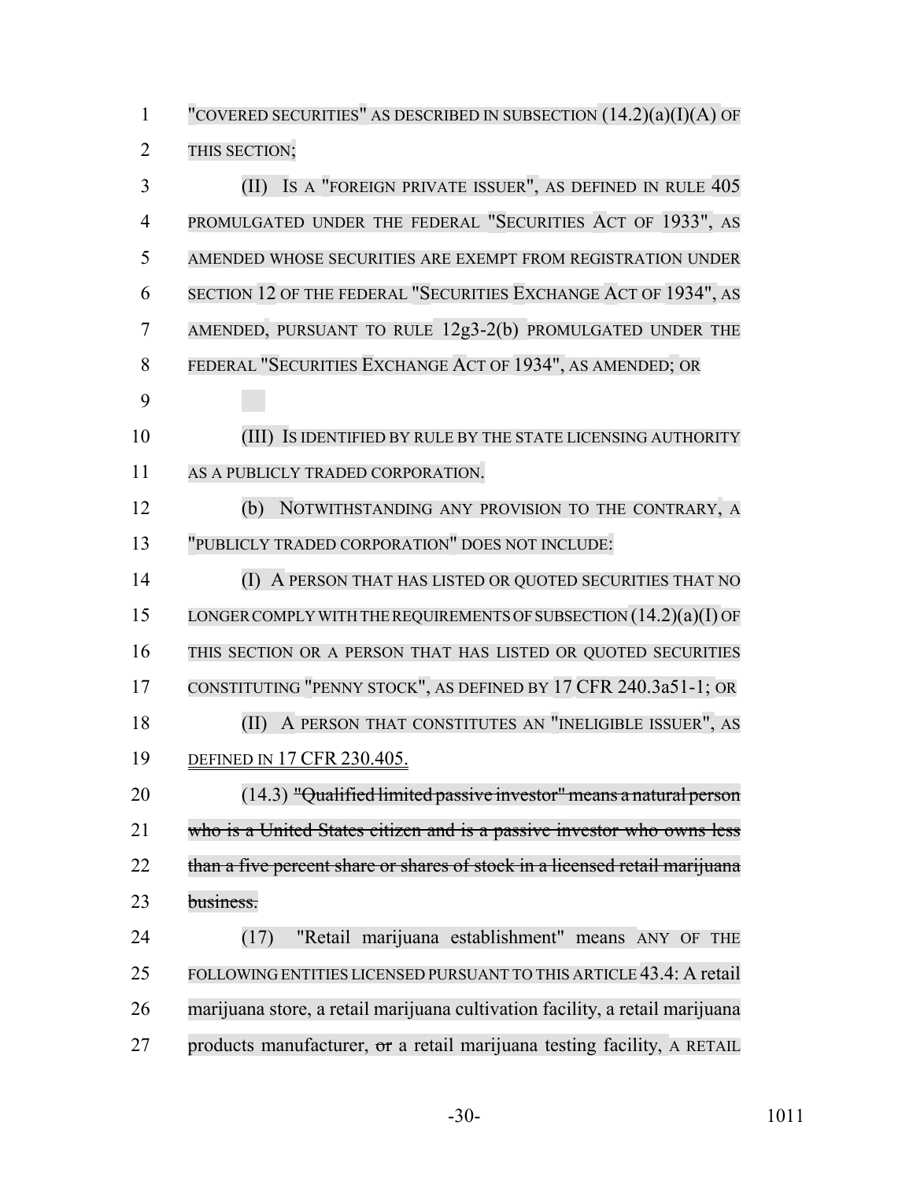"COVERED SECURITIES" AS DESCRIBED IN SUBSECTION (14.2)(a)(I)(A) OF THIS SECTION;

(II) IS A "FOREIGN PRIVATE ISSUER", AS DEFINED IN RULE 405 PROMULGATED UNDER THE FEDERAL "SECURITIES ACT OF 1933", AS AMENDED WHOSE SECURITIES ARE EXEMPT FROM REGISTRATION UNDER SECTION 12 OF THE FEDERAL "SECURITIES EXCHANGE ACT OF 1934", AS AMENDED, PURSUANT TO RULE 12g3-2(b) PROMULGATED UNDER THE FEDERAL "SECURITIES EXCHANGE ACT OF 1934", AS AMENDED; OR

(III) IS IDENTIFIED BY RULE BY THE STATE LICENSING AUTHORITY AS A PUBLICLY TRADED CORPORATION.

(b) NOTWITHSTANDING ANY PROVISION TO THE CONTRARY, A "PUBLICLY TRADED CORPORATION" DOES NOT INCLUDE:

(I) A PERSON THAT HAS LISTED OR QUOTED SECURITIES THAT NO LONGER COMPLY WITH THE REQUIREMENTS OF SUBSECTION (14.2)(a)(I) OF THIS SECTION OR A PERSON THAT HAS LISTED OR QUOTED SECURITIES CONSTITUTING "PENNY STOCK", AS DEFINED BY 17 CFR 240.3a51-1; OR

(II) A PERSON THAT CONSTITUTES AN "INELIGIBLE ISSUER", AS DEFINED IN 17 CFR 230.405.

(14.3) ~~"Qualified limited passive investor" means a natural person who is a United States citizen and is a passive investor who owns less than a five percent share or shares of stock in a licensed retail marijuana business.~~

(17) "Retail marijuana establishment" means ANY OF THE FOLLOWING ENTITIES LICENSED PURSUANT TO THIS ARTICLE 43.4: A retail marijuana store, a retail marijuana cultivation facility, a retail marijuana products manufacturer, ~~or~~ a retail marijuana testing facility, A RETAIL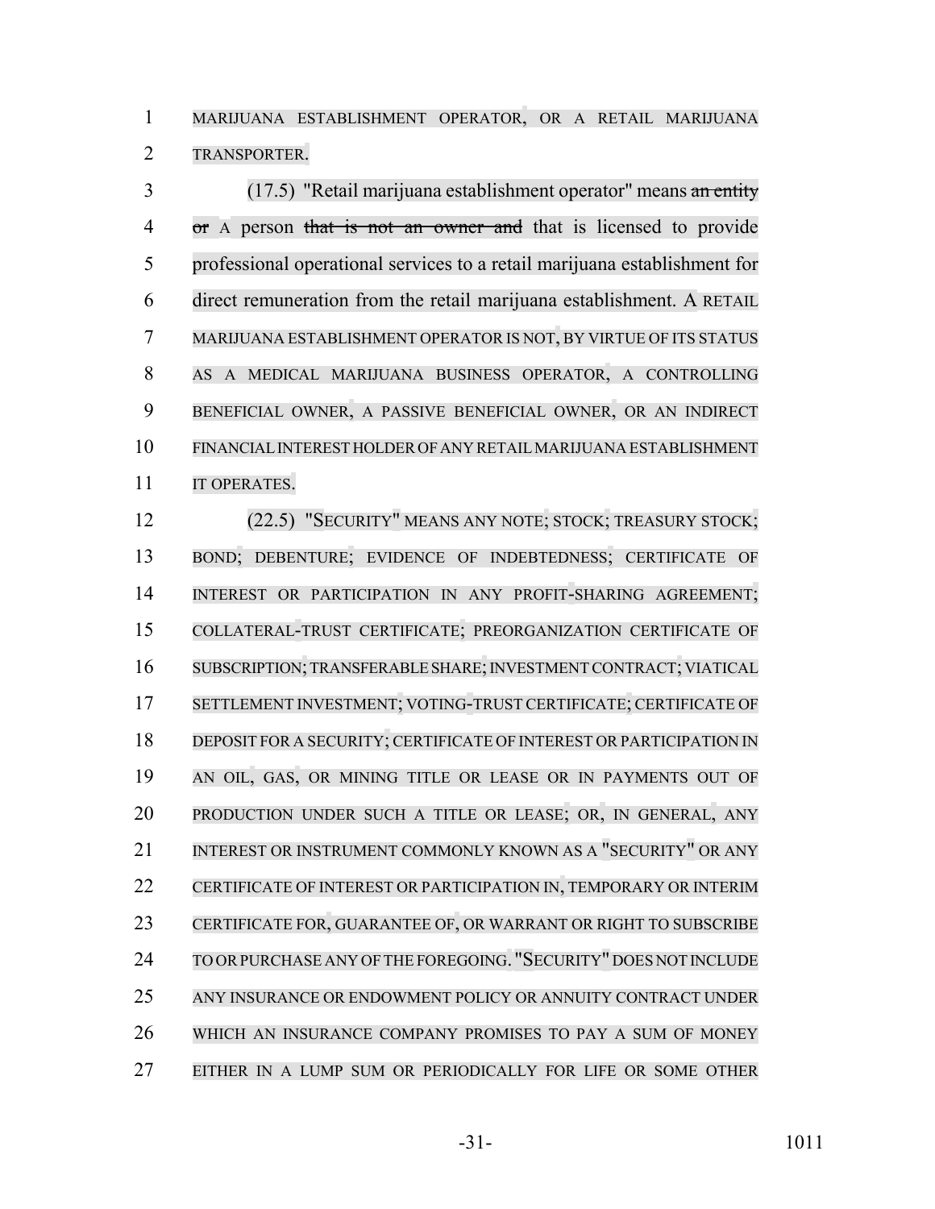MARIJUANA ESTABLISHMENT OPERATOR, OR A RETAIL MARIJUANA TRANSPORTER.

(17.5) "Retail marijuana establishment operator" means ~~an entity or~~ A person ~~that is not an owner and~~ that is licensed to provide professional operational services to a retail marijuana establishment for direct remuneration from the retail marijuana establishment. A RETAIL MARIJUANA ESTABLISHMENT OPERATOR IS NOT, BY VIRTUE OF ITS STATUS AS A MEDICAL MARIJUANA BUSINESS OPERATOR, A CONTROLLING BENEFICIAL OWNER, A PASSIVE BENEFICIAL OWNER, OR AN INDIRECT FINANCIAL INTEREST HOLDER OF ANY RETAIL MARIJUANA ESTABLISHMENT IT OPERATES.

(22.5) "SECURITY" MEANS ANY NOTE; STOCK; TREASURY STOCK; BOND; DEBENTURE; EVIDENCE OF INDEBTEDNESS; CERTIFICATE OF INTEREST OR PARTICIPATION IN ANY PROFIT-SHARING AGREEMENT; COLLATERAL-TRUST CERTIFICATE; PREORGANIZATION CERTIFICATE OF SUBSCRIPTION; TRANSFERABLE SHARE; INVESTMENT CONTRACT; VIATICAL SETTLEMENT INVESTMENT; VOTING-TRUST CERTIFICATE; CERTIFICATE OF DEPOSIT FOR A SECURITY; CERTIFICATE OF INTEREST OR PARTICIPATION IN AN OIL, GAS, OR MINING TITLE OR LEASE OR IN PAYMENTS OUT OF PRODUCTION UNDER SUCH A TITLE OR LEASE; OR, IN GENERAL, ANY INTEREST OR INSTRUMENT COMMONLY KNOWN AS A "SECURITY" OR ANY CERTIFICATE OF INTEREST OR PARTICIPATION IN, TEMPORARY OR INTERIM CERTIFICATE FOR, GUARANTEE OF, OR WARRANT OR RIGHT TO SUBSCRIBE TO OR PURCHASE ANY OF THE FOREGOING. "SECURITY" DOES NOT INCLUDE ANY INSURANCE OR ENDOWMENT POLICY OR ANNUITY CONTRACT UNDER WHICH AN INSURANCE COMPANY PROMISES TO PAY A SUM OF MONEY EITHER IN A LUMP SUM OR PERIODICALLY FOR LIFE OR SOME OTHER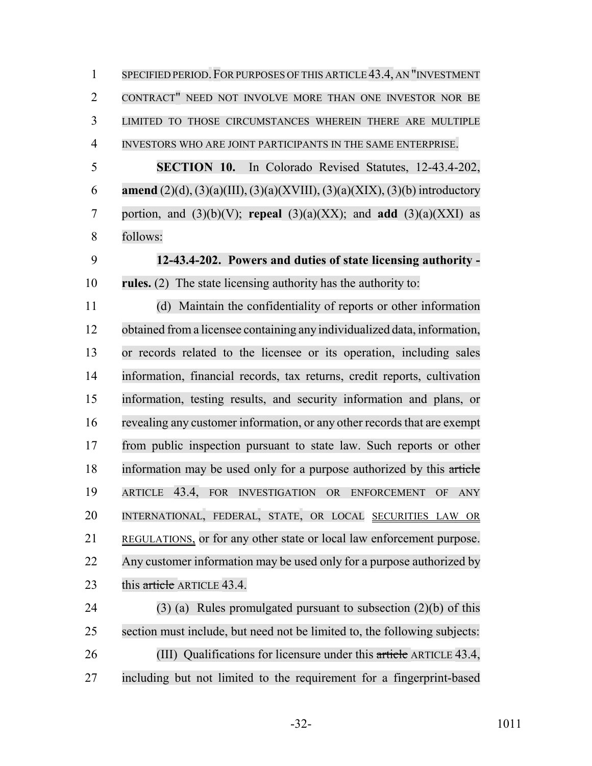SPECIFIED PERIOD. FOR PURPOSES OF THIS ARTICLE 43.4, AN "INVESTMENT CONTRACT" NEED NOT INVOLVE MORE THAN ONE INVESTOR NOR BE LIMITED TO THOSE CIRCUMSTANCES WHEREIN THERE ARE MULTIPLE INVESTORS WHO ARE JOINT PARTICIPANTS IN THE SAME ENTERPRISE.

**SECTION 10.** In Colorado Revised Statutes, 12-43.4-202, **amend** (2)(d), (3)(a)(III), (3)(a)(XVIII), (3)(a)(XIX), (3)(b) introductory portion, and (3)(b)(V); **repeal** (3)(a)(XX); and **add** (3)(a)(XXI) as follows:

**12-43.4-202. Powers and duties of state licensing authority - rules.** (2) The state licensing authority has the authority to:

(d) Maintain the confidentiality of reports or other information obtained from a licensee containing any individualized data, information, or records related to the licensee or its operation, including sales information, financial records, tax returns, credit reports, cultivation information, testing results, and security information and plans, or revealing any customer information, or any other records that are exempt from public inspection pursuant to state law. Such reports or other information may be used only for a purpose authorized by this ~~article~~ ARTICLE 43.4, FOR INVESTIGATION OR ENFORCEMENT OF ANY INTERNATIONAL, FEDERAL, STATE, OR LOCAL SECURITIES LAW OR REGULATIONS, or for any other state or local law enforcement purpose. Any customer information may be used only for a purpose authorized by this ~~article~~ ARTICLE 43.4.

(3) (a) Rules promulgated pursuant to subsection (2)(b) of this section must include, but need not be limited to, the following subjects:

(III) Qualifications for licensure under this ~~article~~ ARTICLE 43.4, including but not limited to the requirement for a fingerprint-based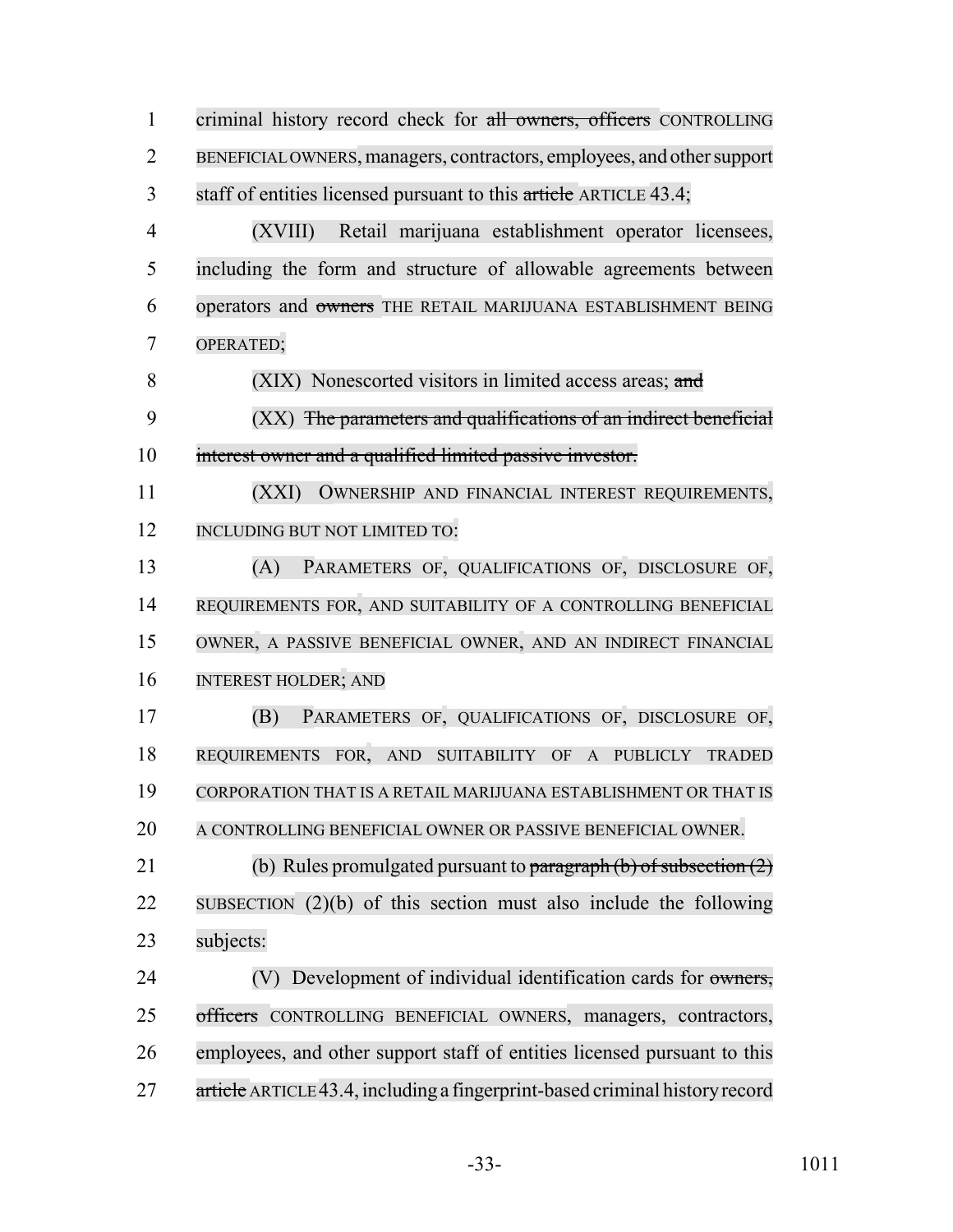criminal history record check for ~~all owners, officers~~ CONTROLLING BENEFICIAL OWNERS, managers, contractors, employees, and other support staff of entities licensed pursuant to this ~~article~~ ARTICLE 43.4;

(XVIII) Retail marijuana establishment operator licensees, including the form and structure of allowable agreements between operators and ~~owners~~ THE RETAIL MARIJUANA ESTABLISHMENT BEING OPERATED;

(XIX) Nonescorted visitors in limited access areas; ~~and~~

(XX) ~~The parameters and qualifications of an indirect beneficial interest owner and a qualified limited passive investor.~~

(XXI) OWNERSHIP AND FINANCIAL INTEREST REQUIREMENTS, INCLUDING BUT NOT LIMITED TO:

(A) PARAMETERS OF, QUALIFICATIONS OF, DISCLOSURE OF, REQUIREMENTS FOR, AND SUITABILITY OF A CONTROLLING BENEFICIAL OWNER, A PASSIVE BENEFICIAL OWNER, AND AN INDIRECT FINANCIAL INTEREST HOLDER; AND

(B) PARAMETERS OF, QUALIFICATIONS OF, DISCLOSURE OF, REQUIREMENTS FOR, AND SUITABILITY OF A PUBLICLY TRADED CORPORATION THAT IS A RETAIL MARIJUANA ESTABLISHMENT OR THAT IS A CONTROLLING BENEFICIAL OWNER OR PASSIVE BENEFICIAL OWNER.

(b) Rules promulgated pursuant to ~~paragraph (b) of subsection (2)~~ SUBSECTION (2)(b) of this section must also include the following subjects:

(V) Development of individual identification cards for ~~owners, officers~~ CONTROLLING BENEFICIAL OWNERS, managers, contractors, employees, and other support staff of entities licensed pursuant to this ~~article~~ ARTICLE 43.4, including a fingerprint-based criminal history record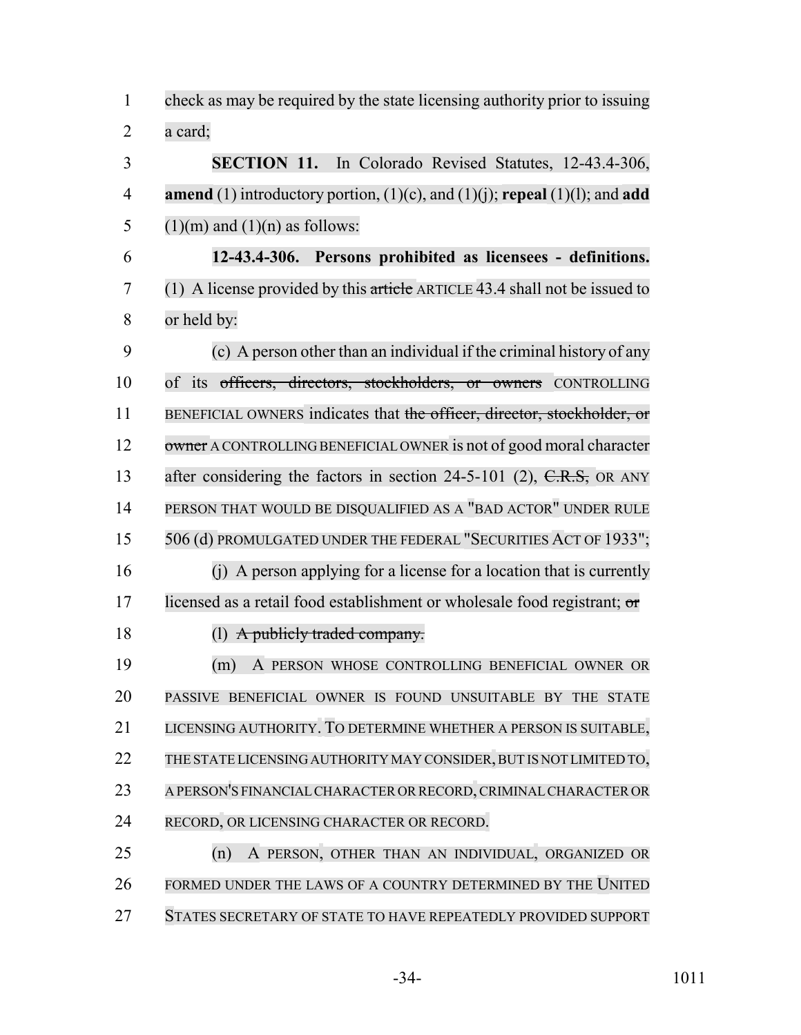check as may be required by the state licensing authority prior to issuing a card;

**SECTION 11.** In Colorado Revised Statutes, 12-43.4-306, **amend** (1) introductory portion, (1)(c), and (1)(j); **repeal** (1)(l); and **add** (1)(m) and (1)(n) as follows:

**12-43.4-306. Persons prohibited as licensees - definitions.** (1) A license provided by this ~~article~~ ARTICLE 43.4 shall not be issued to or held by:

(c) A person other than an individual if the criminal history of any of its ~~officers, directors, stockholders, or owners~~ CONTROLLING BENEFICIAL OWNERS indicates that ~~the officer, director, stockholder, or owner~~ A CONTROLLING BENEFICIAL OWNER is not of good moral character after considering the factors in section 24-5-101 (2), ~~C.R.S.,~~ OR ANY PERSON THAT WOULD BE DISQUALIFIED AS A "BAD ACTOR" UNDER RULE 506 (d) PROMULGATED UNDER THE FEDERAL "SECURITIES ACT OF 1933";

(j) A person applying for a license for a location that is currently licensed as a retail food establishment or wholesale food registrant; ~~or~~

(l) ~~A publicly traded company.~~

(m) A PERSON WHOSE CONTROLLING BENEFICIAL OWNER OR PASSIVE BENEFICIAL OWNER IS FOUND UNSUITABLE BY THE STATE LICENSING AUTHORITY. TO DETERMINE WHETHER A PERSON IS SUITABLE, THE STATE LICENSING AUTHORITY MAY CONSIDER, BUT IS NOT LIMITED TO, A PERSON'S FINANCIAL CHARACTER OR RECORD, CRIMINAL CHARACTER OR RECORD, OR LICENSING CHARACTER OR RECORD.

(n) A PERSON, OTHER THAN AN INDIVIDUAL, ORGANIZED OR FORMED UNDER THE LAWS OF A COUNTRY DETERMINED BY THE UNITED STATES SECRETARY OF STATE TO HAVE REPEATEDLY PROVIDED SUPPORT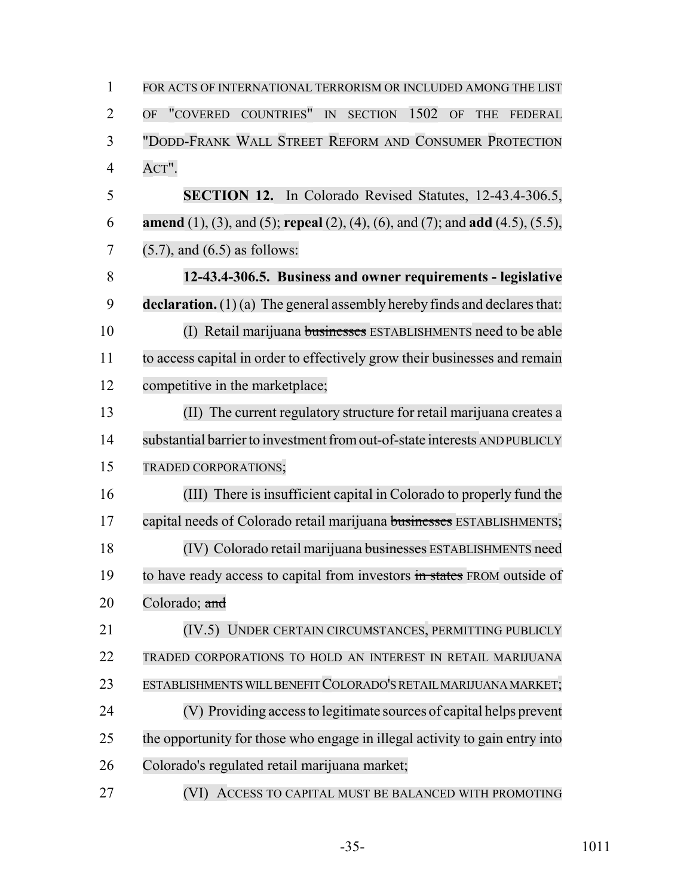FOR ACTS OF INTERNATIONAL TERRORISM OR INCLUDED AMONG THE LIST OF "COVERED COUNTRIES" IN SECTION 1502 OF THE FEDERAL "DODD-FRANK WALL STREET REFORM AND CONSUMER PROTECTION ACT".

**SECTION 12.** In Colorado Revised Statutes, 12-43.4-306.5, **amend** (1), (3), and (5); **repeal** (2), (4), (6), and (7); and **add** (4.5), (5.5), (5.7), and (6.5) as follows:

**12-43.4-306.5. Business and owner requirements - legislative declaration.** (1) (a) The general assembly hereby finds and declares that:

(I) Retail marijuana ~~businesses~~ ESTABLISHMENTS need to be able to access capital in order to effectively grow their businesses and remain competitive in the marketplace;

(II) The current regulatory structure for retail marijuana creates a substantial barrier to investment from out-of-state interests AND PUBLICLY TRADED CORPORATIONS;

(III) There is insufficient capital in Colorado to properly fund the capital needs of Colorado retail marijuana ~~businesses~~ ESTABLISHMENTS;

(IV) Colorado retail marijuana ~~businesses~~ ESTABLISHMENTS need to have ready access to capital from investors ~~in states~~ FROM outside of Colorado; ~~and~~

(IV.5) UNDER CERTAIN CIRCUMSTANCES, PERMITTING PUBLICLY TRADED CORPORATIONS TO HOLD AN INTEREST IN RETAIL MARIJUANA ESTABLISHMENTS WILL BENEFIT COLORADO'S RETAIL MARIJUANA MARKET;

(V) Providing access to legitimate sources of capital helps prevent the opportunity for those who engage in illegal activity to gain entry into Colorado's regulated retail marijuana market;

(VI) ACCESS TO CAPITAL MUST BE BALANCED WITH PROMOTING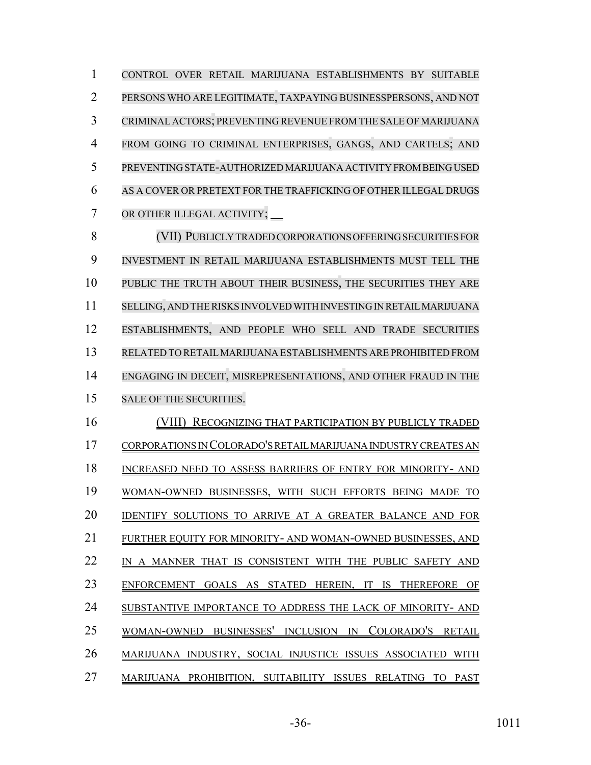CONTROL OVER RETAIL MARIJUANA ESTABLISHMENTS BY SUITABLE PERSONS WHO ARE LEGITIMATE, TAXPAYING BUSINESSPERSONS, AND NOT CRIMINAL ACTORS; PREVENTING REVENUE FROM THE SALE OF MARIJUANA FROM GOING TO CRIMINAL ENTERPRISES, GANGS, AND CARTELS; AND PREVENTING STATE-AUTHORIZED MARIJUANA ACTIVITY FROM BEING USED AS A COVER OR PRETEXT FOR THE TRAFFICKING OF OTHER ILLEGAL DRUGS OR OTHER ILLEGAL ACTIVITY; 

(VII) PUBLICLY TRADED CORPORATIONS OFFERING SECURITIES FOR INVESTMENT IN RETAIL MARIJUANA ESTABLISHMENTS MUST TELL THE PUBLIC THE TRUTH ABOUT THEIR BUSINESS, THE SECURITIES THEY ARE SELLING, AND THE RISKS INVOLVED WITH INVESTING IN RETAIL MARIJUANA ESTABLISHMENTS, AND PEOPLE WHO SELL AND TRADE SECURITIES RELATED TO RETAIL MARIJUANA ESTABLISHMENTS ARE PROHIBITED FROM ENGAGING IN DECEIT, MISREPRESENTATIONS, AND OTHER FRAUD IN THE SALE OF THE SECURITIES.

(VIII) RECOGNIZING THAT PARTICIPATION BY PUBLICLY TRADED CORPORATIONS IN COLORADO'S RETAIL MARIJUANA INDUSTRY CREATES AN INCREASED NEED TO ASSESS BARRIERS OF ENTRY FOR MINORITY- AND WOMAN-OWNED BUSINESSES, WITH SUCH EFFORTS BEING MADE TO IDENTIFY SOLUTIONS TO ARRIVE AT A GREATER BALANCE AND FOR FURTHER EQUITY FOR MINORITY- AND WOMAN-OWNED BUSINESSES, AND IN A MANNER THAT IS CONSISTENT WITH THE PUBLIC SAFETY AND ENFORCEMENT GOALS AS STATED HEREIN, IT IS THEREFORE OF SUBSTANTIVE IMPORTANCE TO ADDRESS THE LACK OF MINORITY- AND WOMAN-OWNED BUSINESSES' INCLUSION IN COLORADO'S RETAIL MARIJUANA INDUSTRY, SOCIAL INJUSTICE ISSUES ASSOCIATED WITH MARIJUANA PROHIBITION, SUITABILITY ISSUES RELATING TO PAST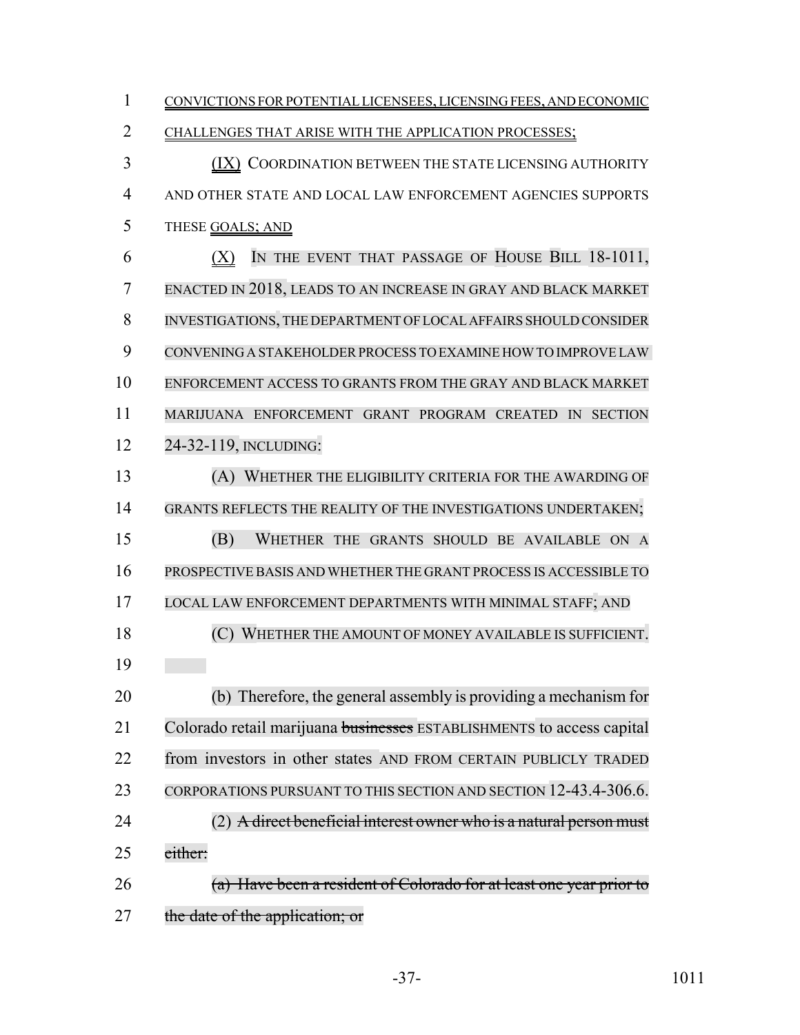CONVICTIONS FOR POTENTIAL LICENSEES, LICENSING FEES, AND ECONOMIC CHALLENGES THAT ARISE WITH THE APPLICATION PROCESSES;

(IX) COORDINATION BETWEEN THE STATE LICENSING AUTHORITY AND OTHER STATE AND LOCAL LAW ENFORCEMENT AGENCIES SUPPORTS THESE GOALS; AND

(X) IN THE EVENT THAT PASSAGE OF HOUSE BILL 18-1011, ENACTED IN 2018, LEADS TO AN INCREASE IN GRAY AND BLACK MARKET INVESTIGATIONS, THE DEPARTMENT OF LOCAL AFFAIRS SHOULD CONSIDER CONVENING A STAKEHOLDER PROCESS TO EXAMINE HOW TO IMPROVE LAW ENFORCEMENT ACCESS TO GRANTS FROM THE GRAY AND BLACK MARKET MARIJUANA ENFORCEMENT GRANT PROGRAM CREATED IN SECTION 24-32-119, INCLUDING:

(A) WHETHER THE ELIGIBILITY CRITERIA FOR THE AWARDING OF GRANTS REFLECTS THE REALITY OF THE INVESTIGATIONS UNDERTAKEN;

(B) WHETHER THE GRANTS SHOULD BE AVAILABLE ON A PROSPECTIVE BASIS AND WHETHER THE GRANT PROCESS IS ACCESSIBLE TO LOCAL LAW ENFORCEMENT DEPARTMENTS WITH MINIMAL STAFF; AND

(C) WHETHER THE AMOUNT OF MONEY AVAILABLE IS SUFFICIENT.

(b) Therefore, the general assembly is providing a mechanism for Colorado retail marijuana ~~businesses~~ ESTABLISHMENTS to access capital from investors in other states AND FROM CERTAIN PUBLICLY TRADED CORPORATIONS PURSUANT TO THIS SECTION AND SECTION 12-43.4-306.6.

(2) ~~A direct beneficial interest owner who is a natural person must either:~~

~~(a) Have been a resident of Colorado for at least one year prior to the date of the application; or~~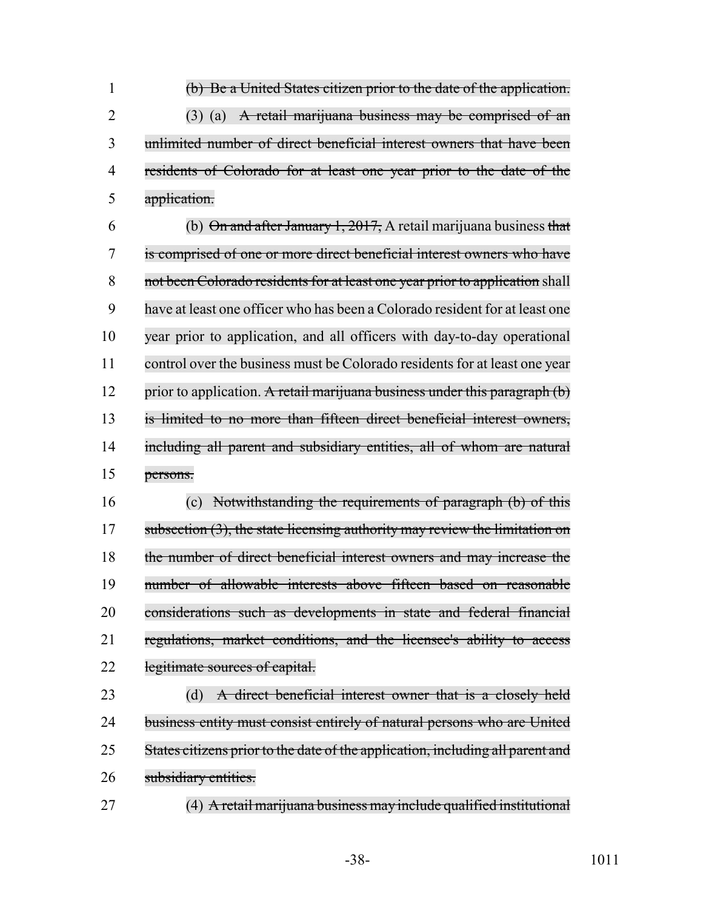~~(b) Be a United States citizen prior to the date of the application.~~

(3) (a) ~~A retail marijuana business may be comprised of an unlimited number of direct beneficial interest owners that have been residents of Colorado for at least one year prior to the date of the application.~~

(b) ~~On and after January 1, 2017,~~ A retail marijuana business ~~that is comprised of one or more direct beneficial interest owners who have not been Colorado residents for at least one year prior to application~~ shall have at least one officer who has been a Colorado resident for at least one year prior to application, and all officers with day-to-day operational control over the business must be Colorado residents for at least one year prior to application. ~~A retail marijuana business under this paragraph (b) is limited to no more than fifteen direct beneficial interest owners, including all parent and subsidiary entities, all of whom are natural persons.~~

(c) ~~Notwithstanding the requirements of paragraph (b) of this subsection (3), the state licensing authority may review the limitation on the number of direct beneficial interest owners and may increase the number of allowable interests above fifteen based on reasonable considerations such as developments in state and federal financial regulations, market conditions, and the licensee's ability to access legitimate sources of capital.~~

(d) ~~A direct beneficial interest owner that is a closely held business entity must consist entirely of natural persons who are United States citizens prior to the date of the application, including all parent and subsidiary entities.~~

(4) ~~A retail marijuana business may include qualified institutional~~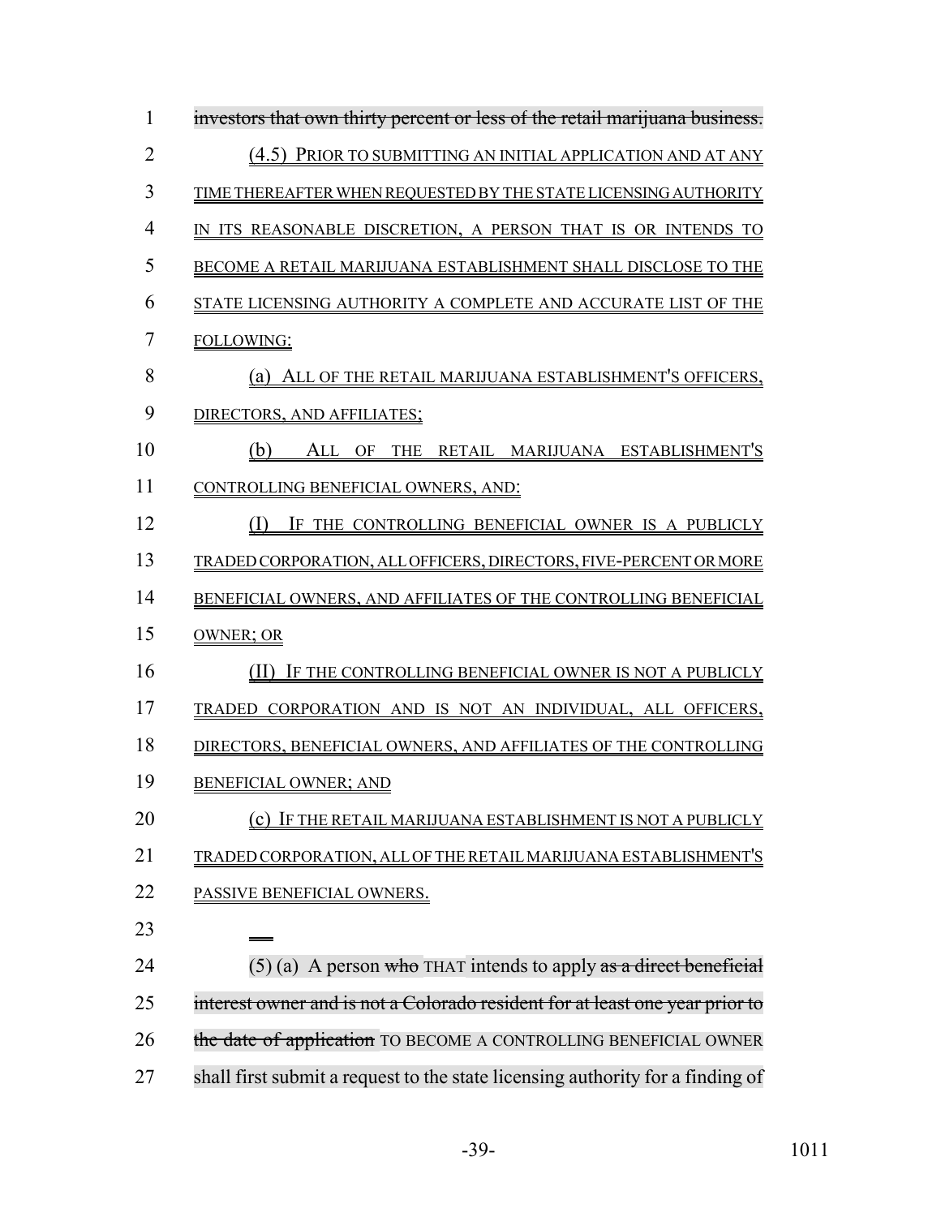~~investors that own thirty percent or less of the retail marijuana business.~~

(4.5) PRIOR TO SUBMITTING AN INITIAL APPLICATION AND AT ANY TIME THEREAFTER WHEN REQUESTED BY THE STATE LICENSING AUTHORITY IN ITS REASONABLE DISCRETION, A PERSON THAT IS OR INTENDS TO BECOME A RETAIL MARIJUANA ESTABLISHMENT SHALL DISCLOSE TO THE STATE LICENSING AUTHORITY A COMPLETE AND ACCURATE LIST OF THE FOLLOWING:

(a) ALL OF THE RETAIL MARIJUANA ESTABLISHMENT'S OFFICERS, DIRECTORS, AND AFFILIATES;

(b) ALL OF THE RETAIL MARIJUANA ESTABLISHMENT'S CONTROLLING BENEFICIAL OWNERS, AND:

(I) IF THE CONTROLLING BENEFICIAL OWNER IS A PUBLICLY TRADED CORPORATION, ALL OFFICERS, DIRECTORS, FIVE-PERCENT OR MORE BENEFICIAL OWNERS, AND AFFILIATES OF THE CONTROLLING BENEFICIAL OWNER; OR

(II) IF THE CONTROLLING BENEFICIAL OWNER IS NOT A PUBLICLY TRADED CORPORATION AND IS NOT AN INDIVIDUAL, ALL OFFICERS, DIRECTORS, BENEFICIAL OWNERS, AND AFFILIATES OF THE CONTROLLING BENEFICIAL OWNER; AND

(c) IF THE RETAIL MARIJUANA ESTABLISHMENT IS NOT A PUBLICLY TRADED CORPORATION, ALL OF THE RETAIL MARIJUANA ESTABLISHMENT'S PASSIVE BENEFICIAL OWNERS.

(5) (a) A person ~~who~~ THAT intends to apply ~~as a direct beneficial interest owner and is not a Colorado resident for at least one year prior to the date of application~~ TO BECOME A CONTROLLING BENEFICIAL OWNER shall first submit a request to the state licensing authority for a finding of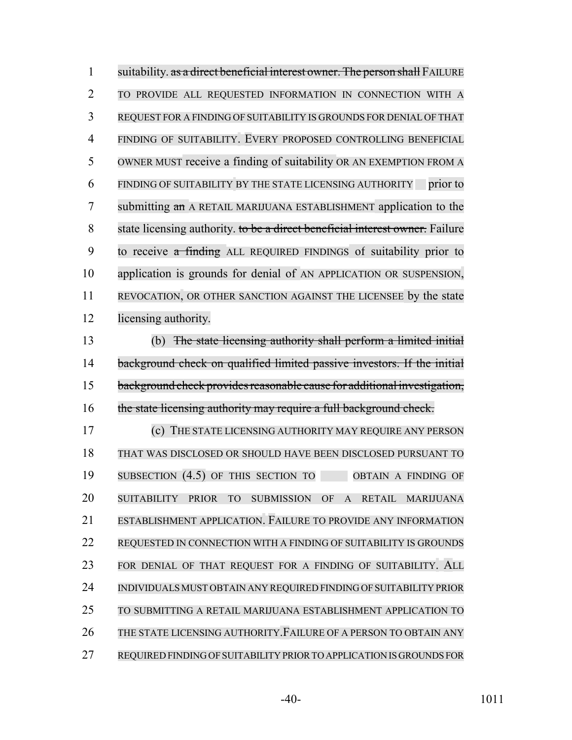suitability. ~~as a direct beneficial interest owner. The person shall~~ FAILURE TO PROVIDE ALL REQUESTED INFORMATION IN CONNECTION WITH A REQUEST FOR A FINDING OF SUITABILITY IS GROUNDS FOR DENIAL OF THAT FINDING OF SUITABILITY. EVERY PROPOSED CONTROLLING BENEFICIAL OWNER MUST receive a finding of suitability OR AN EXEMPTION FROM A FINDING OF SUITABILITY BY THE STATE LICENSING AUTHORITY prior to submitting ~~an~~ A RETAIL MARIJUANA ESTABLISHMENT application to the state licensing authority. ~~to be a direct beneficial interest owner.~~ Failure to receive ~~a finding~~ ALL REQUIRED FINDINGS of suitability prior to application is grounds for denial of AN APPLICATION OR SUSPENSION, REVOCATION, OR OTHER SANCTION AGAINST THE LICENSEE by the state licensing authority.

(b) ~~The state licensing authority shall perform a limited initial background check on qualified limited passive investors. If the initial background check provides reasonable cause for additional investigation, the state licensing authority may require a full background check.~~

(c) THE STATE LICENSING AUTHORITY MAY REQUIRE ANY PERSON THAT WAS DISCLOSED OR SHOULD HAVE BEEN DISCLOSED PURSUANT TO SUBSECTION (4.5) OF THIS SECTION TO OBTAIN A FINDING OF SUITABILITY PRIOR TO SUBMISSION OF A RETAIL MARIJUANA ESTABLISHMENT APPLICATION. FAILURE TO PROVIDE ANY INFORMATION REQUESTED IN CONNECTION WITH A FINDING OF SUITABILITY IS GROUNDS FOR DENIAL OF THAT REQUEST FOR A FINDING OF SUITABILITY. ALL INDIVIDUALS MUST OBTAIN ANY REQUIRED FINDING OF SUITABILITY PRIOR TO SUBMITTING A RETAIL MARIJUANA ESTABLISHMENT APPLICATION TO THE STATE LICENSING AUTHORITY.FAILURE OF A PERSON TO OBTAIN ANY REQUIRED FINDING OF SUITABILITY PRIOR TO APPLICATION IS GROUNDS FOR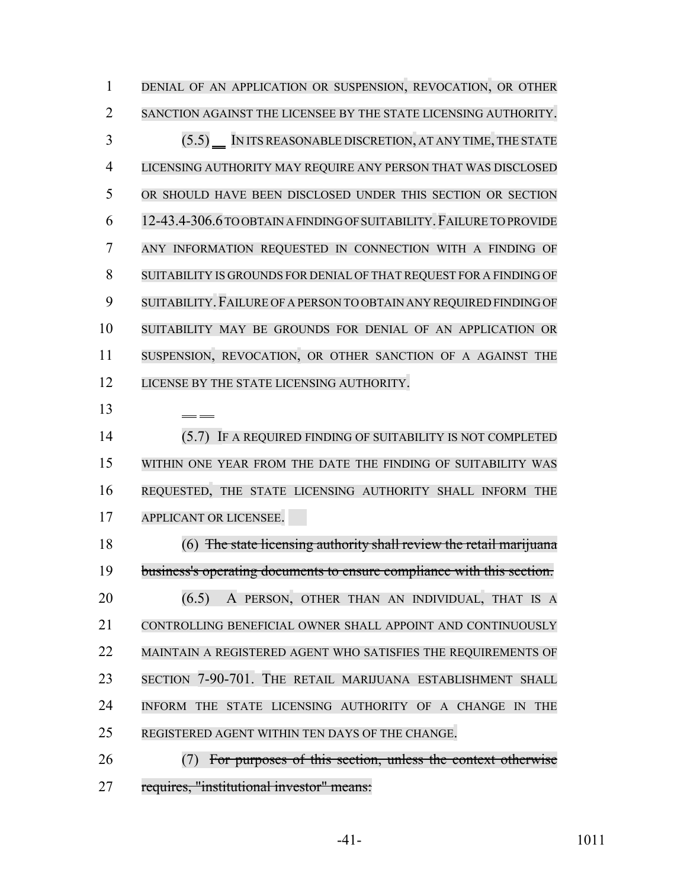DENIAL OF AN APPLICATION OR SUSPENSION, REVOCATION, OR OTHER SANCTION AGAINST THE LICENSEE BY THE STATE LICENSING AUTHORITY.

(5.5) IN ITS REASONABLE DISCRETION, AT ANY TIME, THE STATE LICENSING AUTHORITY MAY REQUIRE ANY PERSON THAT WAS DISCLOSED OR SHOULD HAVE BEEN DISCLOSED UNDER THIS SECTION OR SECTION 12-43.4-306.6 TO OBTAIN A FINDING OF SUITABILITY. FAILURE TO PROVIDE ANY INFORMATION REQUESTED IN CONNECTION WITH A FINDING OF SUITABILITY IS GROUNDS FOR DENIAL OF THAT REQUEST FOR A FINDING OF SUITABILITY. FAILURE OF A PERSON TO OBTAIN ANY REQUIRED FINDING OF SUITABILITY MAY BE GROUNDS FOR DENIAL OF AN APPLICATION OR SUSPENSION, REVOCATION, OR OTHER SANCTION OF A AGAINST THE LICENSE BY THE STATE LICENSING AUTHORITY.

(5.7) IF A REQUIRED FINDING OF SUITABILITY IS NOT COMPLETED WITHIN ONE YEAR FROM THE DATE THE FINDING OF SUITABILITY WAS REQUESTED, THE STATE LICENSING AUTHORITY SHALL INFORM THE APPLICANT OR LICENSEE.

(6) ~~The state licensing authority shall review the retail marijuana business's operating documents to ensure compliance with this section.~~

(6.5) A PERSON, OTHER THAN AN INDIVIDUAL, THAT IS A CONTROLLING BENEFICIAL OWNER SHALL APPOINT AND CONTINUOUSLY MAINTAIN A REGISTERED AGENT WHO SATISFIES THE REQUIREMENTS OF SECTION 7-90-701. THE RETAIL MARIJUANA ESTABLISHMENT SHALL INFORM THE STATE LICENSING AUTHORITY OF A CHANGE IN THE REGISTERED AGENT WITHIN TEN DAYS OF THE CHANGE.

(7) ~~For purposes of this section, unless the context otherwise requires, "institutional investor" means:~~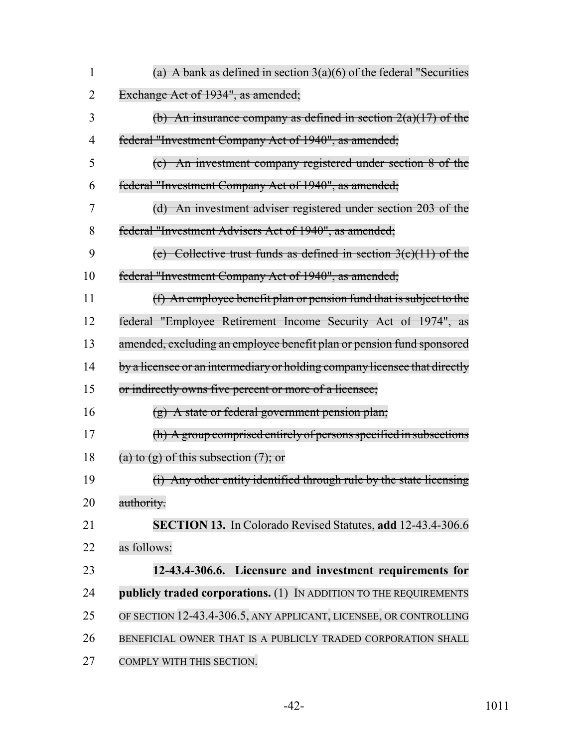~~(a) A bank as defined in section 3(a)(6) of the federal "Securities Exchange Act of 1934", as amended;~~

~~(b) An insurance company as defined in section 2(a)(17) of the federal "Investment Company Act of 1940", as amended;~~

~~(c) An investment company registered under section 8 of the federal "Investment Company Act of 1940", as amended;~~

~~(d) An investment adviser registered under section 203 of the federal "Investment Advisers Act of 1940", as amended;~~

~~(e) Collective trust funds as defined in section 3(c)(11) of the federal "Investment Company Act of 1940", as amended;~~

~~(f) An employee benefit plan or pension fund that is subject to the federal "Employee Retirement Income Security Act of 1974", as amended, excluding an employee benefit plan or pension fund sponsored by a licensee or an intermediary or holding company licensee that directly or indirectly owns five percent or more of a licensee;~~

~~(g) A state or federal government pension plan;~~

~~(h) A group comprised entirely of persons specified in subsections (a) to (g) of this subsection (7); or~~

~~(i) Any other entity identified through rule by the state licensing authority.~~

**SECTION 13.** In Colorado Revised Statutes, **add** 12-43.4-306.6 as follows:

**12-43.4-306.6. Licensure and investment requirements for publicly traded corporations.** (1) IN ADDITION TO THE REQUIREMENTS OF SECTION 12-43.4-306.5, ANY APPLICANT, LICENSEE, OR CONTROLLING BENEFICIAL OWNER THAT IS A PUBLICLY TRADED CORPORATION SHALL COMPLY WITH THIS SECTION.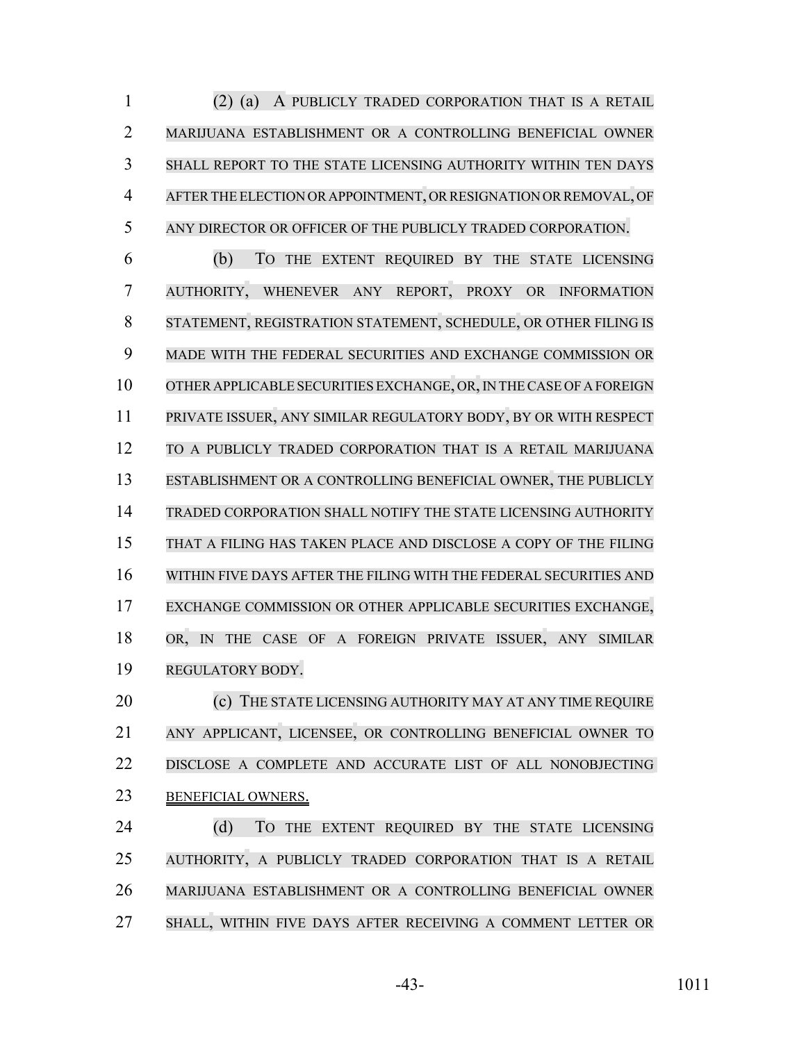(2) (a) A PUBLICLY TRADED CORPORATION THAT IS A RETAIL MARIJUANA ESTABLISHMENT OR A CONTROLLING BENEFICIAL OWNER SHALL REPORT TO THE STATE LICENSING AUTHORITY WITHIN TEN DAYS AFTER THE ELECTION OR APPOINTMENT, OR RESIGNATION OR REMOVAL, OF ANY DIRECTOR OR OFFICER OF THE PUBLICLY TRADED CORPORATION.

(b) TO THE EXTENT REQUIRED BY THE STATE LICENSING AUTHORITY, WHENEVER ANY REPORT, PROXY OR INFORMATION STATEMENT, REGISTRATION STATEMENT, SCHEDULE, OR OTHER FILING IS MADE WITH THE FEDERAL SECURITIES AND EXCHANGE COMMISSION OR OTHER APPLICABLE SECURITIES EXCHANGE, OR, IN THE CASE OF A FOREIGN PRIVATE ISSUER, ANY SIMILAR REGULATORY BODY, BY OR WITH RESPECT TO A PUBLICLY TRADED CORPORATION THAT IS A RETAIL MARIJUANA ESTABLISHMENT OR A CONTROLLING BENEFICIAL OWNER, THE PUBLICLY TRADED CORPORATION SHALL NOTIFY THE STATE LICENSING AUTHORITY THAT A FILING HAS TAKEN PLACE AND DISCLOSE A COPY OF THE FILING WITHIN FIVE DAYS AFTER THE FILING WITH THE FEDERAL SECURITIES AND EXCHANGE COMMISSION OR OTHER APPLICABLE SECURITIES EXCHANGE, OR, IN THE CASE OF A FOREIGN PRIVATE ISSUER, ANY SIMILAR REGULATORY BODY.

(c) THE STATE LICENSING AUTHORITY MAY AT ANY TIME REQUIRE ANY APPLICANT, LICENSEE, OR CONTROLLING BENEFICIAL OWNER TO DISCLOSE A COMPLETE AND ACCURATE LIST OF ALL NONOBJECTING BENEFICIAL OWNERS.

(d) TO THE EXTENT REQUIRED BY THE STATE LICENSING AUTHORITY, A PUBLICLY TRADED CORPORATION THAT IS A RETAIL MARIJUANA ESTABLISHMENT OR A CONTROLLING BENEFICIAL OWNER SHALL, WITHIN FIVE DAYS AFTER RECEIVING A COMMENT LETTER OR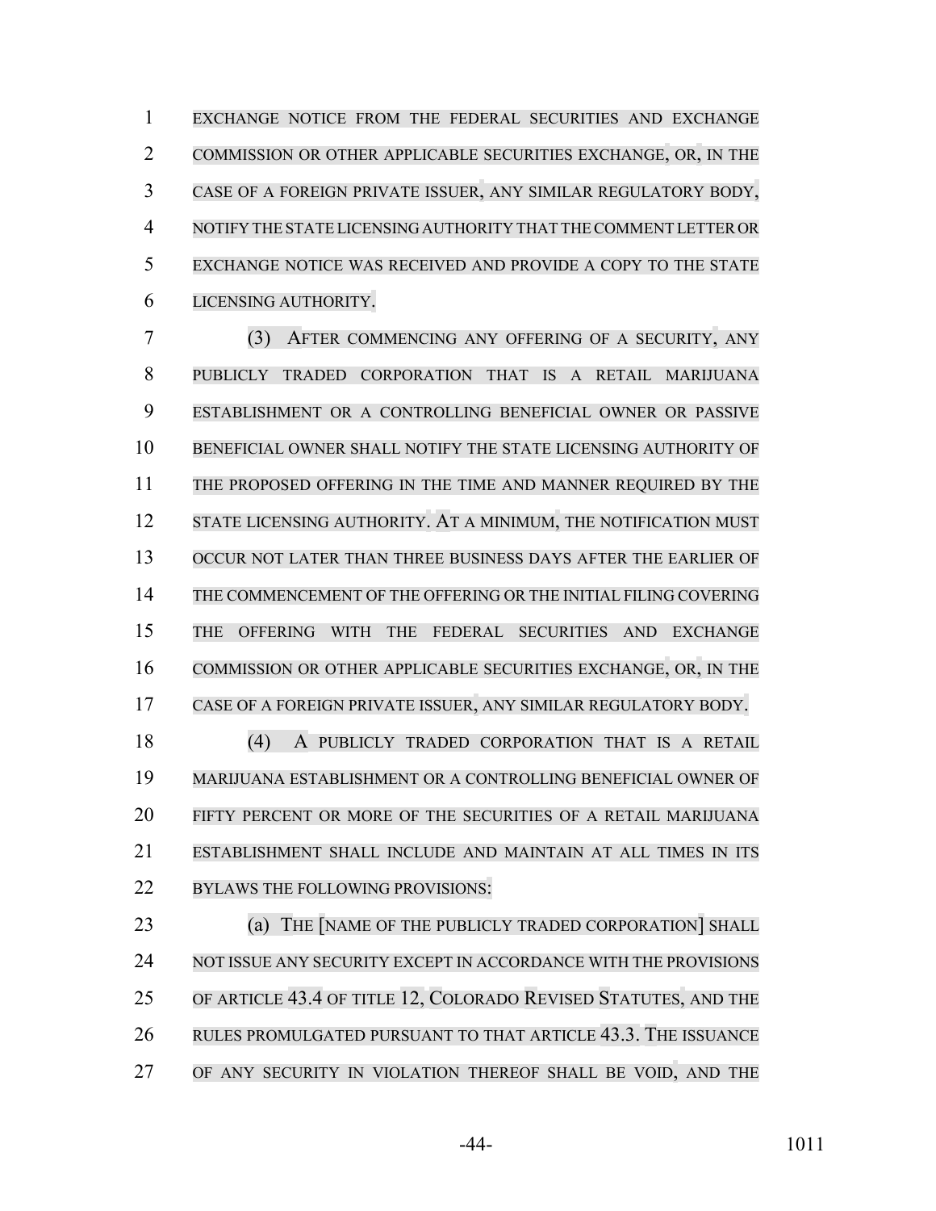EXCHANGE NOTICE FROM THE FEDERAL SECURITIES AND EXCHANGE COMMISSION OR OTHER APPLICABLE SECURITIES EXCHANGE, OR, IN THE CASE OF A FOREIGN PRIVATE ISSUER, ANY SIMILAR REGULATORY BODY, NOTIFY THE STATE LICENSING AUTHORITY THAT THE COMMENT LETTER OR EXCHANGE NOTICE WAS RECEIVED AND PROVIDE A COPY TO THE STATE LICENSING AUTHORITY.

(3) AFTER COMMENCING ANY OFFERING OF A SECURITY, ANY PUBLICLY TRADED CORPORATION THAT IS A RETAIL MARIJUANA ESTABLISHMENT OR A CONTROLLING BENEFICIAL OWNER OR PASSIVE BENEFICIAL OWNER SHALL NOTIFY THE STATE LICENSING AUTHORITY OF THE PROPOSED OFFERING IN THE TIME AND MANNER REQUIRED BY THE STATE LICENSING AUTHORITY. AT A MINIMUM, THE NOTIFICATION MUST OCCUR NOT LATER THAN THREE BUSINESS DAYS AFTER THE EARLIER OF THE COMMENCEMENT OF THE OFFERING OR THE INITIAL FILING COVERING THE OFFERING WITH THE FEDERAL SECURITIES AND EXCHANGE COMMISSION OR OTHER APPLICABLE SECURITIES EXCHANGE, OR, IN THE CASE OF A FOREIGN PRIVATE ISSUER, ANY SIMILAR REGULATORY BODY.

(4) A PUBLICLY TRADED CORPORATION THAT IS A RETAIL MARIJUANA ESTABLISHMENT OR A CONTROLLING BENEFICIAL OWNER OF FIFTY PERCENT OR MORE OF THE SECURITIES OF A RETAIL MARIJUANA ESTABLISHMENT SHALL INCLUDE AND MAINTAIN AT ALL TIMES IN ITS BYLAWS THE FOLLOWING PROVISIONS:

(a) THE [NAME OF THE PUBLICLY TRADED CORPORATION] SHALL NOT ISSUE ANY SECURITY EXCEPT IN ACCORDANCE WITH THE PROVISIONS OF ARTICLE 43.4 OF TITLE 12, COLORADO REVISED STATUTES, AND THE RULES PROMULGATED PURSUANT TO THAT ARTICLE 43.3. THE ISSUANCE OF ANY SECURITY IN VIOLATION THEREOF SHALL BE VOID, AND THE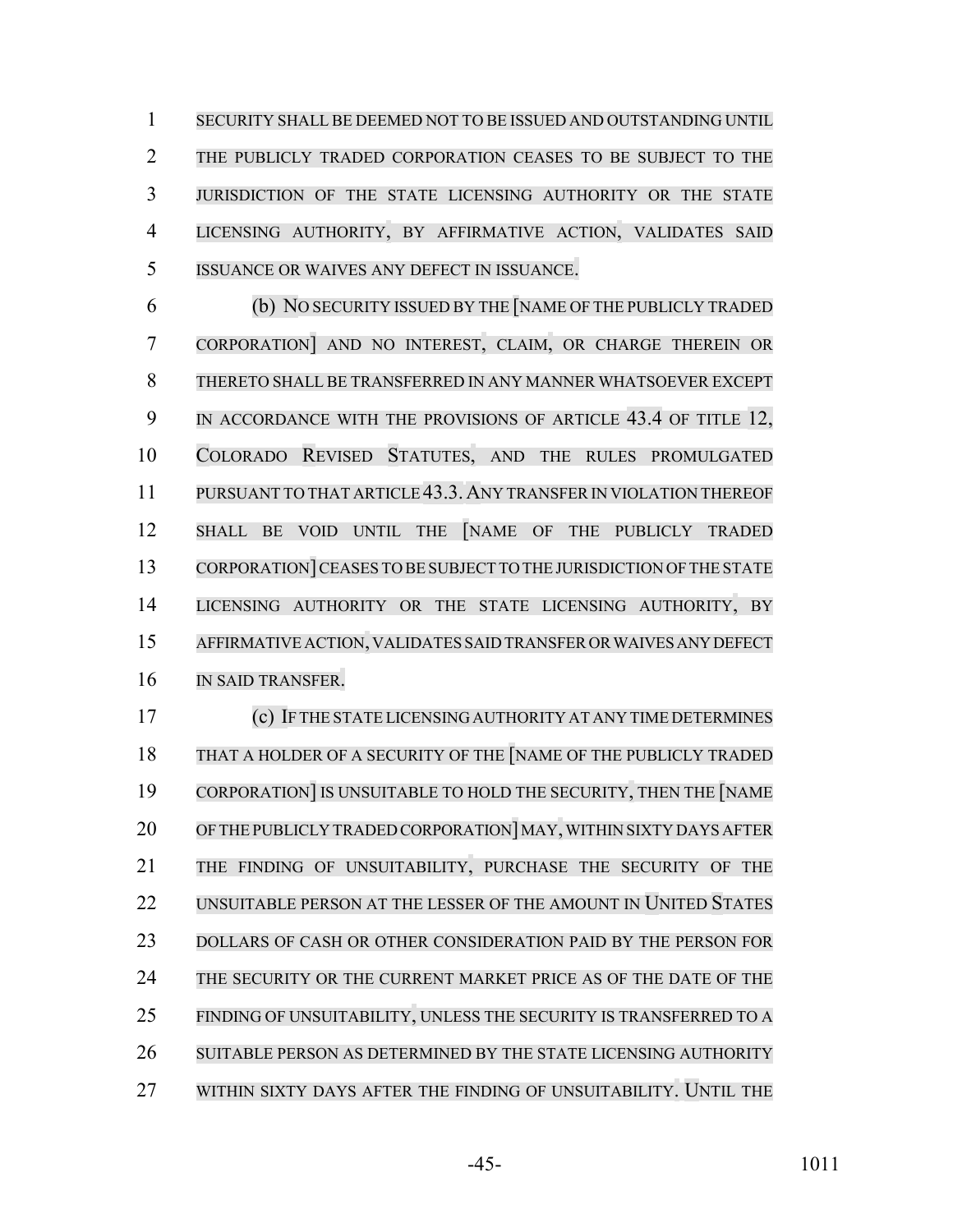SECURITY SHALL BE DEEMED NOT TO BE ISSUED AND OUTSTANDING UNTIL THE PUBLICLY TRADED CORPORATION CEASES TO BE SUBJECT TO THE JURISDICTION OF THE STATE LICENSING AUTHORITY OR THE STATE LICENSING AUTHORITY, BY AFFIRMATIVE ACTION, VALIDATES SAID ISSUANCE OR WAIVES ANY DEFECT IN ISSUANCE.

(b) NO SECURITY ISSUED BY THE [NAME OF THE PUBLICLY TRADED CORPORATION] AND NO INTEREST, CLAIM, OR CHARGE THEREIN OR THERETO SHALL BE TRANSFERRED IN ANY MANNER WHATSOEVER EXCEPT IN ACCORDANCE WITH THE PROVISIONS OF ARTICLE 43.4 OF TITLE 12, COLORADO REVISED STATUTES, AND THE RULES PROMULGATED PURSUANT TO THAT ARTICLE 43.3. ANY TRANSFER IN VIOLATION THEREOF SHALL BE VOID UNTIL THE [NAME OF THE PUBLICLY TRADED CORPORATION] CEASES TO BE SUBJECT TO THE JURISDICTION OF THE STATE LICENSING AUTHORITY OR THE STATE LICENSING AUTHORITY, BY AFFIRMATIVE ACTION, VALIDATES SAID TRANSFER OR WAIVES ANY DEFECT IN SAID TRANSFER.

(c) IF THE STATE LICENSING AUTHORITY AT ANY TIME DETERMINES THAT A HOLDER OF A SECURITY OF THE [NAME OF THE PUBLICLY TRADED CORPORATION] IS UNSUITABLE TO HOLD THE SECURITY, THEN THE [NAME OF THE PUBLICLY TRADED CORPORATION] MAY, WITHIN SIXTY DAYS AFTER THE FINDING OF UNSUITABILITY, PURCHASE THE SECURITY OF THE UNSUITABLE PERSON AT THE LESSER OF THE AMOUNT IN UNITED STATES DOLLARS OF CASH OR OTHER CONSIDERATION PAID BY THE PERSON FOR THE SECURITY OR THE CURRENT MARKET PRICE AS OF THE DATE OF THE FINDING OF UNSUITABILITY, UNLESS THE SECURITY IS TRANSFERRED TO A SUITABLE PERSON AS DETERMINED BY THE STATE LICENSING AUTHORITY WITHIN SIXTY DAYS AFTER THE FINDING OF UNSUITABILITY. UNTIL THE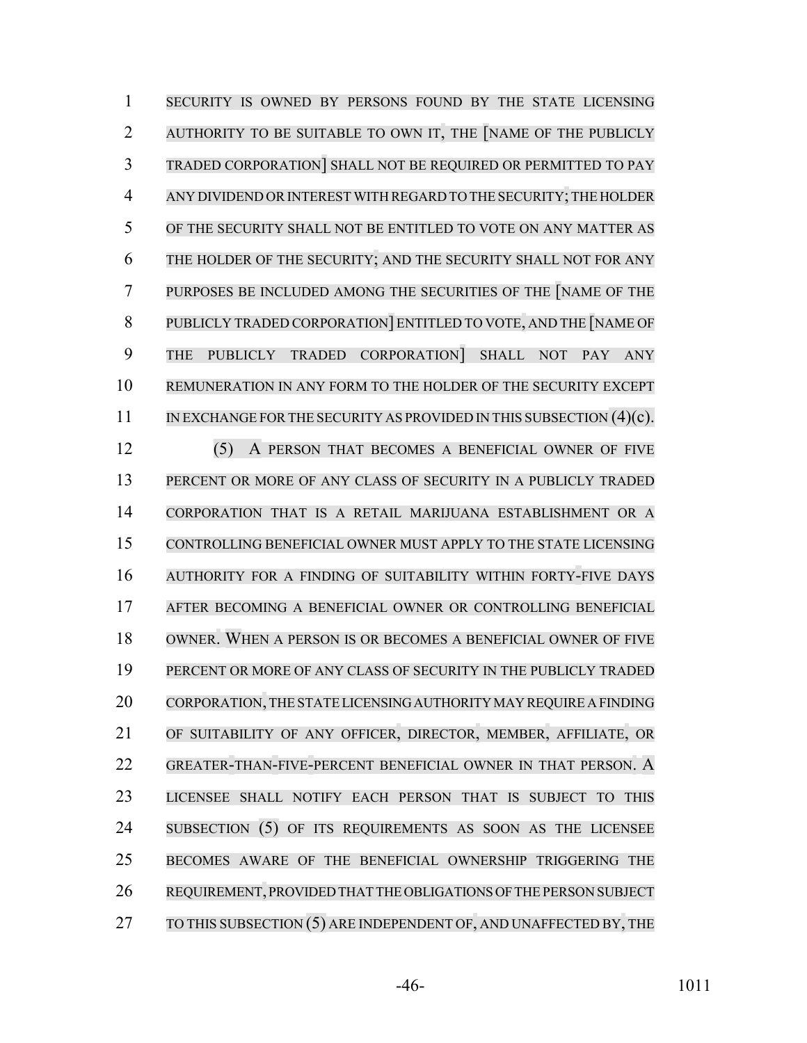SECURITY IS OWNED BY PERSONS FOUND BY THE STATE LICENSING AUTHORITY TO BE SUITABLE TO OWN IT, THE [NAME OF THE PUBLICLY TRADED CORPORATION] SHALL NOT BE REQUIRED OR PERMITTED TO PAY ANY DIVIDEND OR INTEREST WITH REGARD TO THE SECURITY; THE HOLDER OF THE SECURITY SHALL NOT BE ENTITLED TO VOTE ON ANY MATTER AS THE HOLDER OF THE SECURITY; AND THE SECURITY SHALL NOT FOR ANY PURPOSES BE INCLUDED AMONG THE SECURITIES OF THE [NAME OF THE PUBLICLY TRADED CORPORATION] ENTITLED TO VOTE, AND THE [NAME OF THE PUBLICLY TRADED CORPORATION] SHALL NOT PAY ANY REMUNERATION IN ANY FORM TO THE HOLDER OF THE SECURITY EXCEPT IN EXCHANGE FOR THE SECURITY AS PROVIDED IN THIS SUBSECTION (4)(c).

(5) A PERSON THAT BECOMES A BENEFICIAL OWNER OF FIVE PERCENT OR MORE OF ANY CLASS OF SECURITY IN A PUBLICLY TRADED CORPORATION THAT IS A RETAIL MARIJUANA ESTABLISHMENT OR A CONTROLLING BENEFICIAL OWNER MUST APPLY TO THE STATE LICENSING AUTHORITY FOR A FINDING OF SUITABILITY WITHIN FORTY-FIVE DAYS AFTER BECOMING A BENEFICIAL OWNER OR CONTROLLING BENEFICIAL OWNER. WHEN A PERSON IS OR BECOMES A BENEFICIAL OWNER OF FIVE PERCENT OR MORE OF ANY CLASS OF SECURITY IN THE PUBLICLY TRADED CORPORATION, THE STATE LICENSING AUTHORITY MAY REQUIRE A FINDING OF SUITABILITY OF ANY OFFICER, DIRECTOR, MEMBER, AFFILIATE, OR GREATER-THAN-FIVE-PERCENT BENEFICIAL OWNER IN THAT PERSON. A LICENSEE SHALL NOTIFY EACH PERSON THAT IS SUBJECT TO THIS SUBSECTION (5) OF ITS REQUIREMENTS AS SOON AS THE LICENSEE BECOMES AWARE OF THE BENEFICIAL OWNERSHIP TRIGGERING THE REQUIREMENT, PROVIDED THAT THE OBLIGATIONS OF THE PERSON SUBJECT TO THIS SUBSECTION (5) ARE INDEPENDENT OF, AND UNAFFECTED BY, THE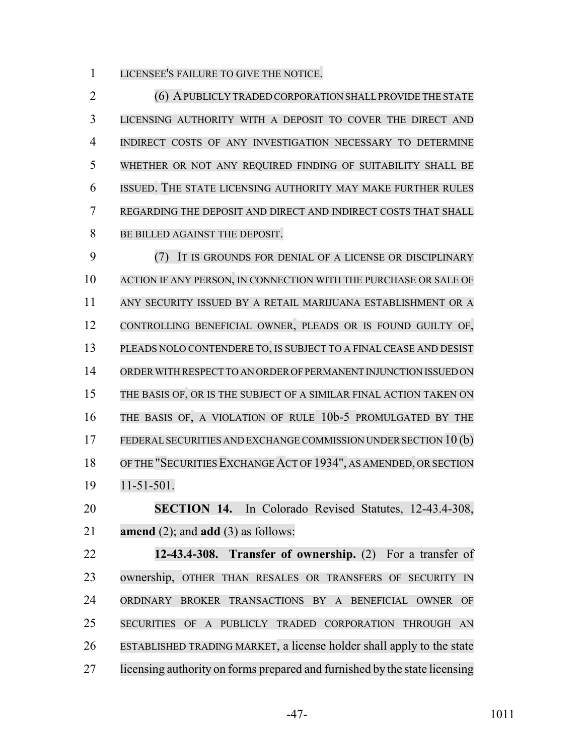LICENSEE'S FAILURE TO GIVE THE NOTICE.

(6) A PUBLICLY TRADED CORPORATION SHALL PROVIDE THE STATE LICENSING AUTHORITY WITH A DEPOSIT TO COVER THE DIRECT AND INDIRECT COSTS OF ANY INVESTIGATION NECESSARY TO DETERMINE WHETHER OR NOT ANY REQUIRED FINDING OF SUITABILITY SHALL BE ISSUED. THE STATE LICENSING AUTHORITY MAY MAKE FURTHER RULES REGARDING THE DEPOSIT AND DIRECT AND INDIRECT COSTS THAT SHALL BE BILLED AGAINST THE DEPOSIT.

(7) IT IS GROUNDS FOR DENIAL OF A LICENSE OR DISCIPLINARY ACTION IF ANY PERSON, IN CONNECTION WITH THE PURCHASE OR SALE OF ANY SECURITY ISSUED BY A RETAIL MARIJUANA ESTABLISHMENT OR A CONTROLLING BENEFICIAL OWNER, PLEADS OR IS FOUND GUILTY OF, PLEADS NOLO CONTENDERE TO, IS SUBJECT TO A FINAL CEASE AND DESIST ORDER WITH RESPECT TO AN ORDER OF PERMANENT INJUNCTION ISSUED ON THE BASIS OF, OR IS THE SUBJECT OF A SIMILAR FINAL ACTION TAKEN ON THE BASIS OF, A VIOLATION OF RULE 10b-5 PROMULGATED BY THE FEDERAL SECURITIES AND EXCHANGE COMMISSION UNDER SECTION 10 (b) OF THE "SECURITIES EXCHANGE ACT OF 1934", AS AMENDED, OR SECTION 11-51-501.

**SECTION 14.** In Colorado Revised Statutes, 12-43.4-308, **amend** (2); and **add** (3) as follows:

**12-43.4-308. Transfer of ownership.** (2) For a transfer of ownership, OTHER THAN RESALES OR TRANSFERS OF SECURITY IN ORDINARY BROKER TRANSACTIONS BY A BENEFICIAL OWNER OF SECURITIES OF A PUBLICLY TRADED CORPORATION THROUGH AN ESTABLISHED TRADING MARKET, a license holder shall apply to the state licensing authority on forms prepared and furnished by the state licensing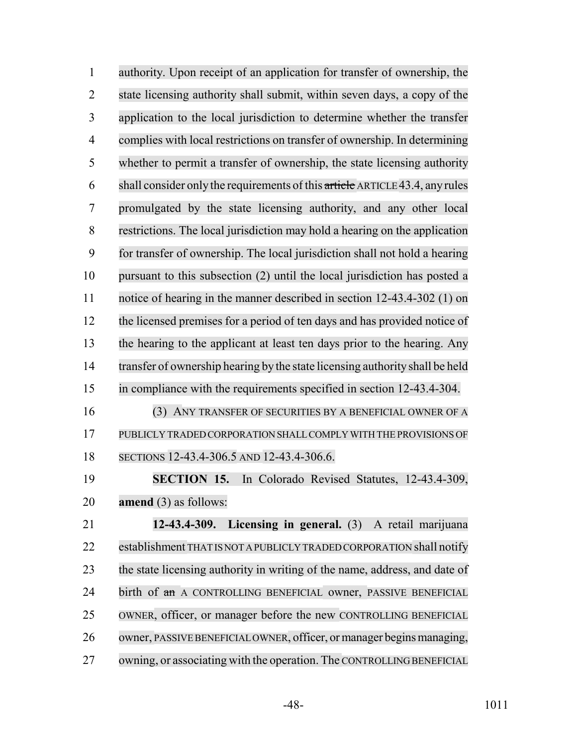authority. Upon receipt of an application for transfer of ownership, the state licensing authority shall submit, within seven days, a copy of the application to the local jurisdiction to determine whether the transfer complies with local restrictions on transfer of ownership. In determining whether to permit a transfer of ownership, the state licensing authority shall consider only the requirements of this ~~article~~ ARTICLE 43.4, any rules promulgated by the state licensing authority, and any other local restrictions. The local jurisdiction may hold a hearing on the application for transfer of ownership. The local jurisdiction shall not hold a hearing pursuant to this subsection (2) until the local jurisdiction has posted a notice of hearing in the manner described in section 12-43.4-302 (1) on the licensed premises for a period of ten days and has provided notice of the hearing to the applicant at least ten days prior to the hearing. Any transfer of ownership hearing by the state licensing authority shall be held in compliance with the requirements specified in section 12-43.4-304.

(3) ANY TRANSFER OF SECURITIES BY A BENEFICIAL OWNER OF A PUBLICLY TRADED CORPORATION SHALL COMPLY WITH THE PROVISIONS OF SECTIONS 12-43.4-306.5 AND 12-43.4-306.6.

**SECTION 15.** In Colorado Revised Statutes, 12-43.4-309, **amend** (3) as follows:

**12-43.4-309. Licensing in general.** (3) A retail marijuana establishment THAT IS NOT A PUBLICLY TRADED CORPORATION shall notify the state licensing authority in writing of the name, address, and date of birth of ~~an~~ A CONTROLLING BENEFICIAL owner, PASSIVE BENEFICIAL OWNER, officer, or manager before the new CONTROLLING BENEFICIAL owner, PASSIVE BENEFICIAL OWNER, officer, or manager begins managing, owning, or associating with the operation. The CONTROLLING BENEFICIAL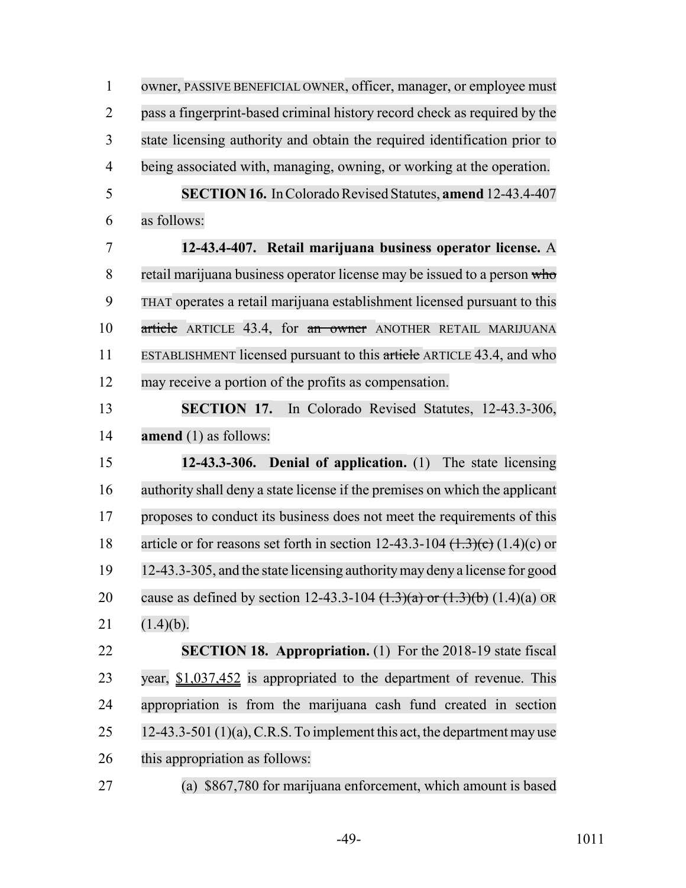owner, PASSIVE BENEFICIAL OWNER, officer, manager, or employee must pass a fingerprint-based criminal history record check as required by the state licensing authority and obtain the required identification prior to being associated with, managing, owning, or working at the operation.

**SECTION 16.** In Colorado Revised Statutes, **amend** 12-43.4-407 as follows:

**12-43.4-407. Retail marijuana business operator license.** A retail marijuana business operator license may be issued to a person ~~who~~ THAT operates a retail marijuana establishment licensed pursuant to this ~~article~~ ARTICLE 43.4, for ~~an owner~~ ANOTHER RETAIL MARIJUANA ESTABLISHMENT licensed pursuant to this ~~article~~ ARTICLE 43.4, and who may receive a portion of the profits as compensation.

**SECTION 17.** In Colorado Revised Statutes, 12-43.3-306, **amend** (1) as follows:

**12-43.3-306. Denial of application.** (1) The state licensing authority shall deny a state license if the premises on which the applicant proposes to conduct its business does not meet the requirements of this article or for reasons set forth in section 12-43.3-104 ~~(1.3)(c)~~ (1.4)(c) or 12-43.3-305, and the state licensing authority may deny a license for good cause as defined by section 12-43.3-104 ~~(1.3)(a) or (1.3)(b)~~ (1.4)(a) OR (1.4)(b).

**SECTION 18. Appropriation.** (1) For the 2018-19 state fiscal year, $1,037,452 is appropriated to the department of revenue. This appropriation is from the marijuana cash fund created in section 12-43.3-501 (1)(a), C.R.S. To implement this act, the department may use this appropriation as follows:

(a) $867,780 for marijuana enforcement, which amount is based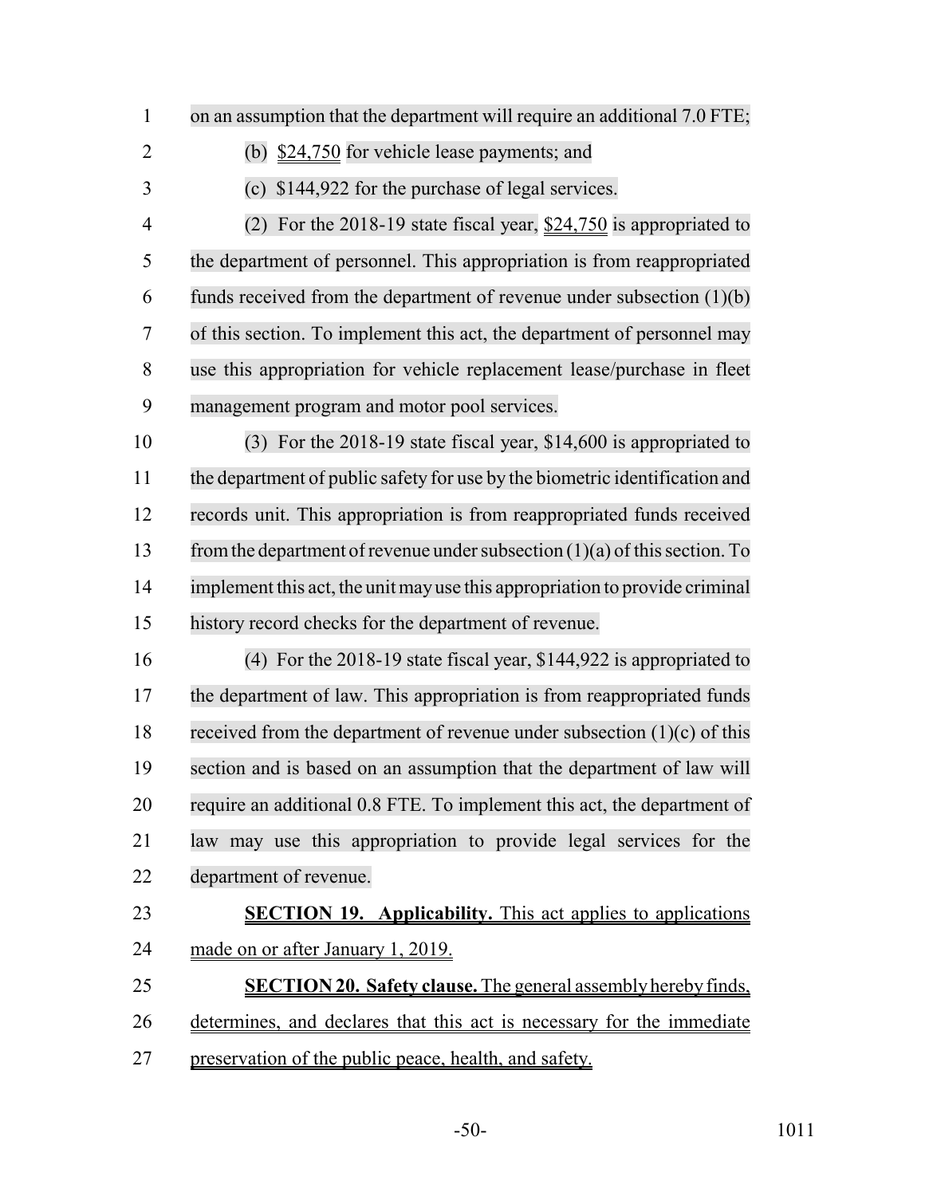on an assumption that the department will require an additional 7.0 FTE;

(b) $24,750 for vehicle lease payments; and

(c) $144,922 for the purchase of legal services.

(2) For the 2018-19 state fiscal year, $24,750 is appropriated to the department of personnel. This appropriation is from reappropriated funds received from the department of revenue under subsection (1)(b) of this section. To implement this act, the department of personnel may use this appropriation for vehicle replacement lease/purchase in fleet management program and motor pool services.

(3) For the 2018-19 state fiscal year, $14,600 is appropriated to the department of public safety for use by the biometric identification and records unit. This appropriation is from reappropriated funds received from the department of revenue under subsection (1)(a) of this section. To implement this act, the unit may use this appropriation to provide criminal history record checks for the department of revenue.

(4) For the 2018-19 state fiscal year, $144,922 is appropriated to the department of law. This appropriation is from reappropriated funds received from the department of revenue under subsection (1)(c) of this section and is based on an assumption that the department of law will require an additional 0.8 FTE. To implement this act, the department of law may use this appropriation to provide legal services for the department of revenue.

**SECTION 19. Applicability.** This act applies to applications made on or after January 1, 2019.

**SECTION 20. Safety clause.** The general assembly hereby finds, determines, and declares that this act is necessary for the immediate preservation of the public peace, health, and safety.